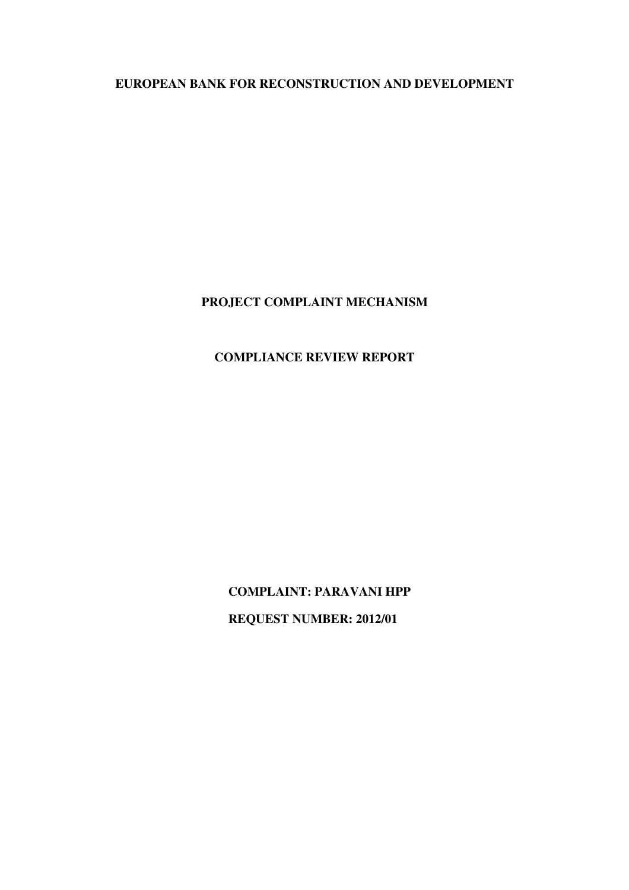# EUROPEAN BANK FOR RECONSTRUCTION AND DEVELOPMENT

## PROJECT COMPLAINT MECHANISM

## COMPLIANCE REVIEW REPORT

**COMPLAINT: PARAVANI HPP**

**REQUEST NUMBER: 2012/01**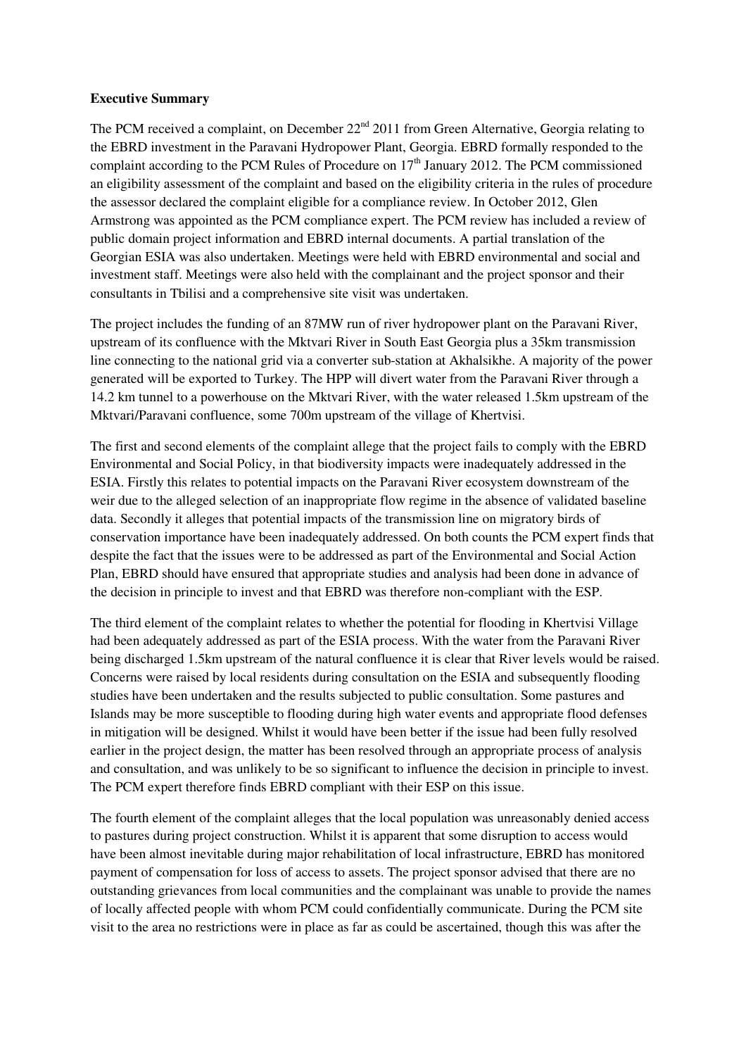**Executive Summary**

The PCM received a complaint, on December 22nd 2011 from Green Alternative, Georgia relating to the EBRD investment in the Paravani Hydropower Plant, Georgia. EBRD formally responded to the complaint according to the PCM Rules of Procedure on 17th January 2012. The PCM commissioned an eligibility assessment of the complaint and based on the eligibility criteria in the rules of procedure the assessor declared the complaint eligible for a compliance review. In October 2012, Glen Armstrong was appointed as the PCM compliance expert. The PCM review has included a review of public domain project information and EBRD internal documents. A partial translation of the Georgian ESIA was also undertaken. Meetings were held with EBRD environmental and social and investment staff. Meetings were also held with the complainant and the project sponsor and their consultants in Tbilisi and a comprehensive site visit was undertaken.

The project includes the funding of an 87MW run of river hydropower plant on the Paravani River, upstream of its confluence with the Mktvari River in South East Georgia plus a 35km transmission line connecting to the national grid via a converter sub-station at Akhalsikhe. A majority of the power generated will be exported to Turkey. The HPP will divert water from the Paravani River through a 14.2 km tunnel to a powerhouse on the Mktvari River, with the water released 1.5km upstream of the Mktvari/Paravani confluence, some 700m upstream of the village of Khertvisi.

The first and second elements of the complaint allege that the project fails to comply with the EBRD Environmental and Social Policy, in that biodiversity impacts were inadequately addressed in the ESIA. Firstly this relates to potential impacts on the Paravani River ecosystem downstream of the weir due to the alleged selection of an inappropriate flow regime in the absence of validated baseline data. Secondly it alleges that potential impacts of the transmission line on migratory birds of conservation importance have been inadequately addressed. On both counts the PCM expert finds that despite the fact that the issues were to be addressed as part of the Environmental and Social Action Plan, EBRD should have ensured that appropriate studies and analysis had been done in advance of the decision in principle to invest and that EBRD was therefore non-compliant with the ESP.

The third element of the complaint relates to whether the potential for flooding in Khertvisi Village had been adequately addressed as part of the ESIA process. With the water from the Paravani River being discharged 1.5km upstream of the natural confluence it is clear that River levels would be raised. Concerns were raised by local residents during consultation on the ESIA and subsequently flooding studies have been undertaken and the results subjected to public consultation. Some pastures and Islands may be more susceptible to flooding during high water events and appropriate flood defenses in mitigation will be designed. Whilst it would have been better if the issue had been fully resolved earlier in the project design, the matter has been resolved through an appropriate process of analysis and consultation, and was unlikely to be so significant to influence the decision in principle to invest. The PCM expert therefore finds EBRD compliant with their ESP on this issue.

The fourth element of the complaint alleges that the local population was unreasonably denied access to pastures during project construction. Whilst it is apparent that some disruption to access would have been almost inevitable during major rehabilitation of local infrastructure, EBRD has monitored payment of compensation for loss of access to assets. The project sponsor advised that there are no outstanding grievances from local communities and the complainant was unable to provide the names of locally affected people with whom PCM could confidentially communicate. During the PCM site visit to the area no restrictions were in place as far as could be ascertained, though this was after the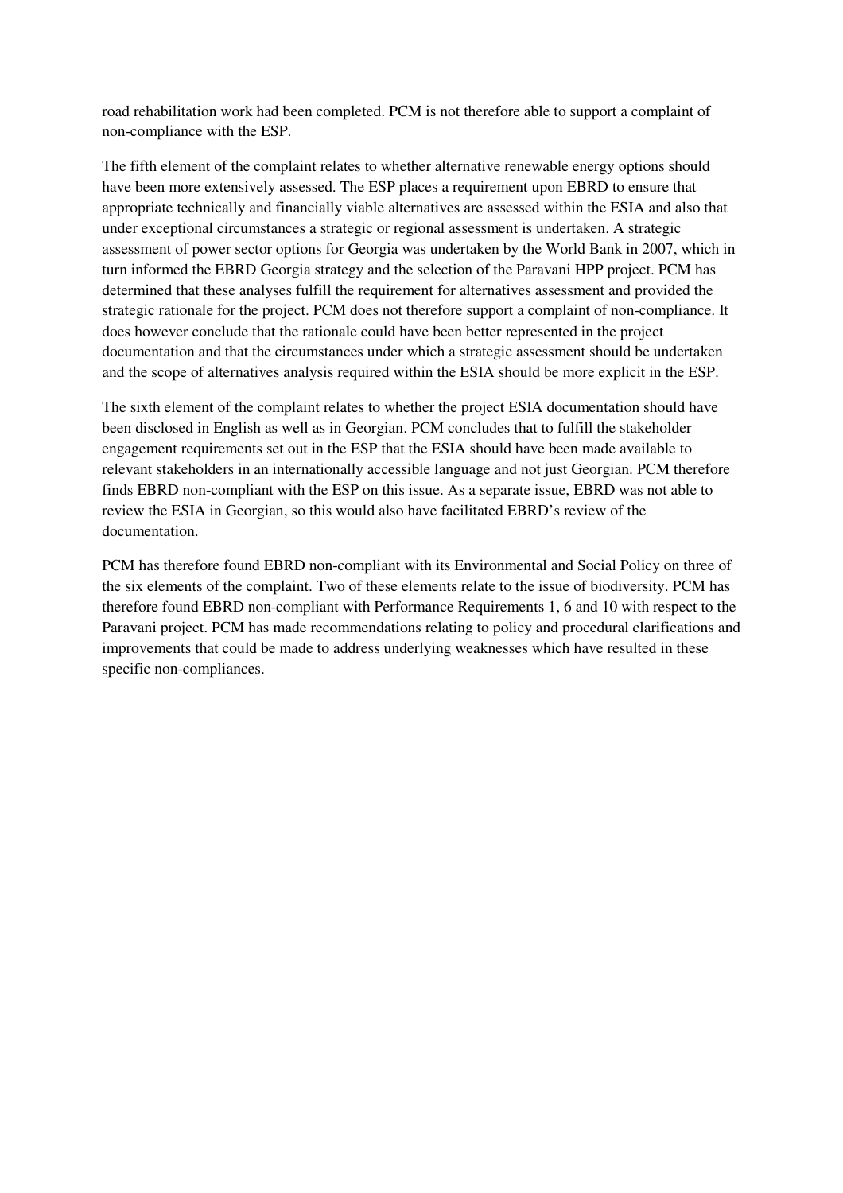road rehabilitation work had been completed. PCM is not therefore able to support a complaint of non-compliance with the ESP.

The fifth element of the complaint relates to whether alternative renewable energy options should have been more extensively assessed. The ESP places a requirement upon EBRD to ensure that appropriate technically and financially viable alternatives are assessed within the ESIA and also that under exceptional circumstances a strategic or regional assessment is undertaken. A strategic assessment of power sector options for Georgia was undertaken by the World Bank in 2007, which in turn informed the EBRD Georgia strategy and the selection of the Paravani HPP project. PCM has determined that these analyses fulfill the requirement for alternatives assessment and provided the strategic rationale for the project. PCM does not therefore support a complaint of non-compliance. It does however conclude that the rationale could have been better represented in the project documentation and that the circumstances under which a strategic assessment should be undertaken and the scope of alternatives analysis required within the ESIA should be more explicit in the ESP.

The sixth element of the complaint relates to whether the project ESIA documentation should have been disclosed in English as well as in Georgian. PCM concludes that to fulfill the stakeholder engagement requirements set out in the ESP that the ESIA should have been made available to relevant stakeholders in an internationally accessible language and not just Georgian. PCM therefore finds EBRD non-compliant with the ESP on this issue. As a separate issue, EBRD was not able to review the ESIA in Georgian, so this would also have facilitated EBRD's review of the documentation.

PCM has therefore found EBRD non-compliant with its Environmental and Social Policy on three of the six elements of the complaint. Two of these elements relate to the issue of biodiversity. PCM has therefore found EBRD non-compliant with Performance Requirements 1, 6 and 10 with respect to the Paravani project. PCM has made recommendations relating to policy and procedural clarifications and improvements that could be made to address underlying weaknesses which have resulted in these specific non-compliances.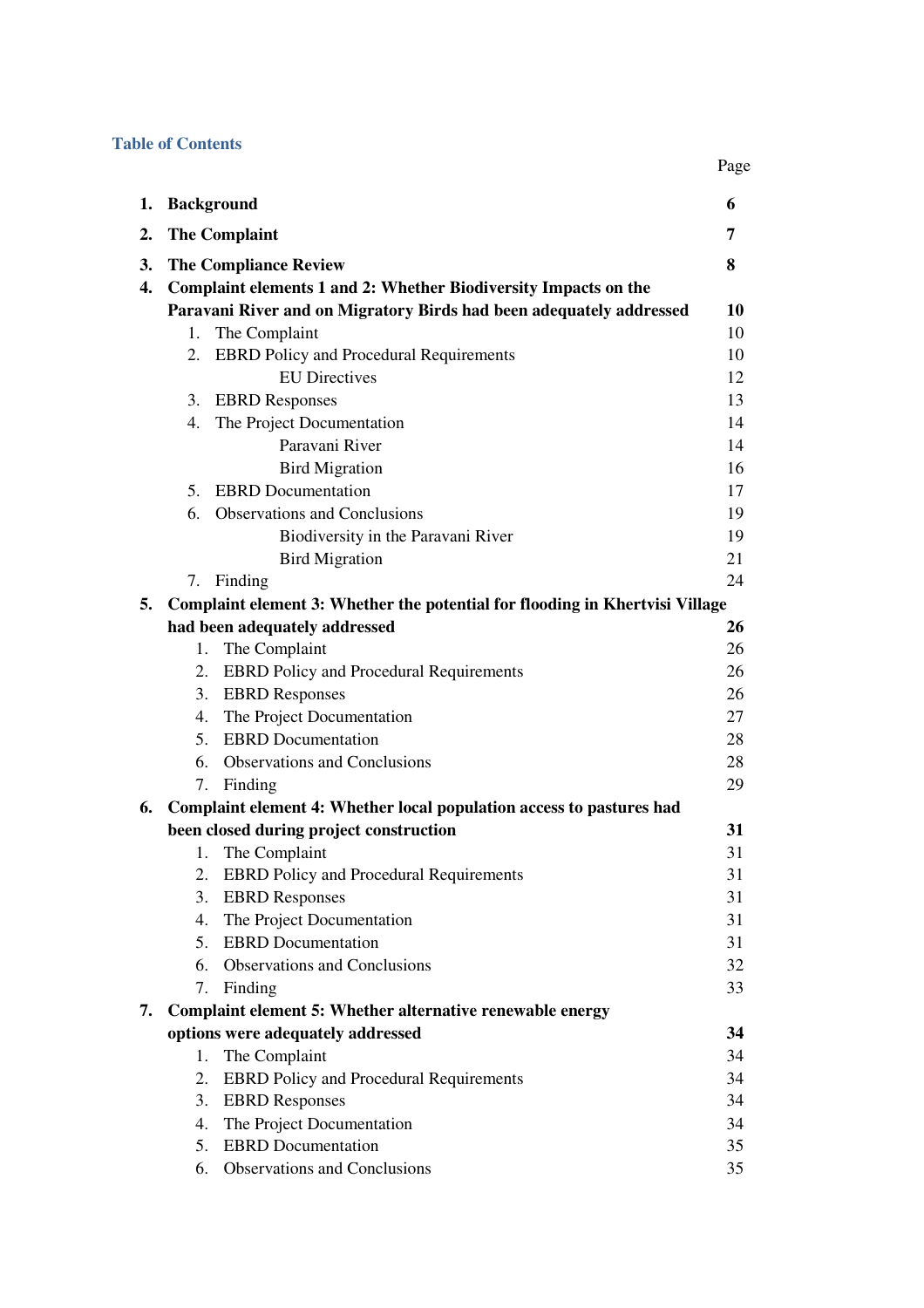## Table of Contents

| | | Page |
|---|---|---|
| **1.** | **Background** | **6** |
| **2.** | **The Complaint** | **7** |
| **3.** | **The Compliance Review** | **8** |
| **4.** | **Complaint elements 1 and 2: Whether Biodiversity Impacts on the Paravani River and on Migratory Birds had been adequately addressed** | **10** |
| | 1. The Complaint | 10 |
| | 2. EBRD Policy and Procedural Requirements | 10 |
| | EU Directives | 12 |
| | 3. EBRD Responses | 13 |
| | 4. The Project Documentation | 14 |
| | Paravani River | 14 |
| | Bird Migration | 16 |
| | 5. EBRD Documentation | 17 |
| | 6. Observations and Conclusions | 19 |
| | Biodiversity in the Paravani River | 19 |
| | Bird Migration | 21 |
| | 7. Finding | 24 |
| **5.** | **Complaint element 3: Whether the potential for flooding in Khertvisi Village had been adequately addressed** | **26** |
| | 1. The Complaint | 26 |
| | 2. EBRD Policy and Procedural Requirements | 26 |
| | 3. EBRD Responses | 26 |
| | 4. The Project Documentation | 27 |
| | 5. EBRD Documentation | 28 |
| | 6. Observations and Conclusions | 28 |
| | 7. Finding | 29 |
| **6.** | **Complaint element 4: Whether local population access to pastures had been closed during project construction** | **31** |
| | 1. The Complaint | 31 |
| | 2. EBRD Policy and Procedural Requirements | 31 |
| | 3. EBRD Responses | 31 |
| | 4. The Project Documentation | 31 |
| | 5. EBRD Documentation | 31 |
| | 6. Observations and Conclusions | 32 |
| | 7. Finding | 33 |
| **7.** | **Complaint element 5: Whether alternative renewable energy options were adequately addressed** | **34** |
| | 1. The Complaint | 34 |
| | 2. EBRD Policy and Procedural Requirements | 34 |
| | 3. EBRD Responses | 34 |
| | 4. The Project Documentation | 34 |
| | 5. EBRD Documentation | 35 |
| | 6. Observations and Conclusions | 35 |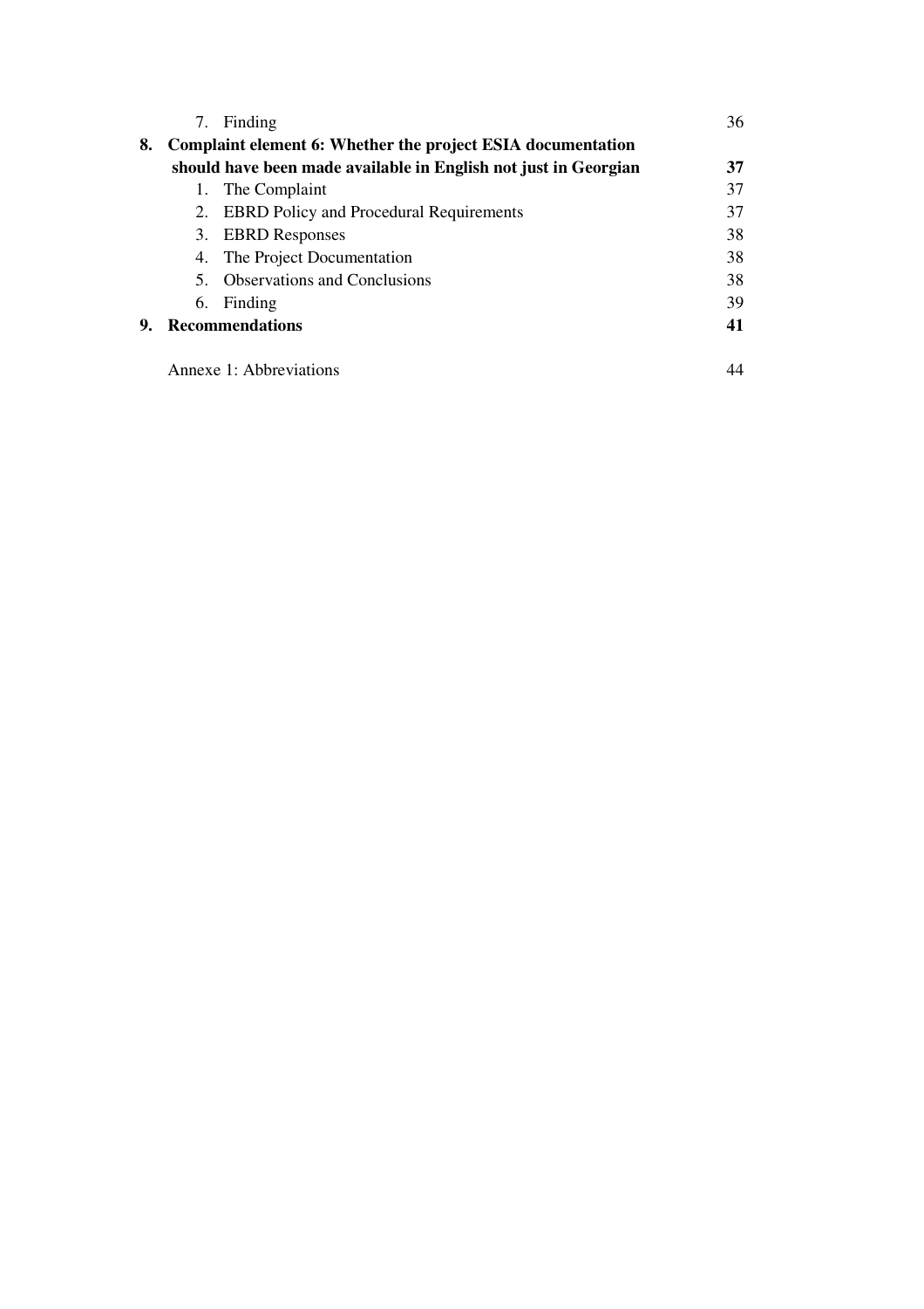7. Finding 36

**8. Complaint element 6: Whether the project ESIA documentation should have been made available in English not just in Georgian 37**

1. The Complaint 37
2. EBRD Policy and Procedural Requirements 37
3. EBRD Responses 38
4. The Project Documentation 38
5. Observations and Conclusions 38
6. Finding 39

**9. Recommendations 41**

Annexe 1: Abbreviations 44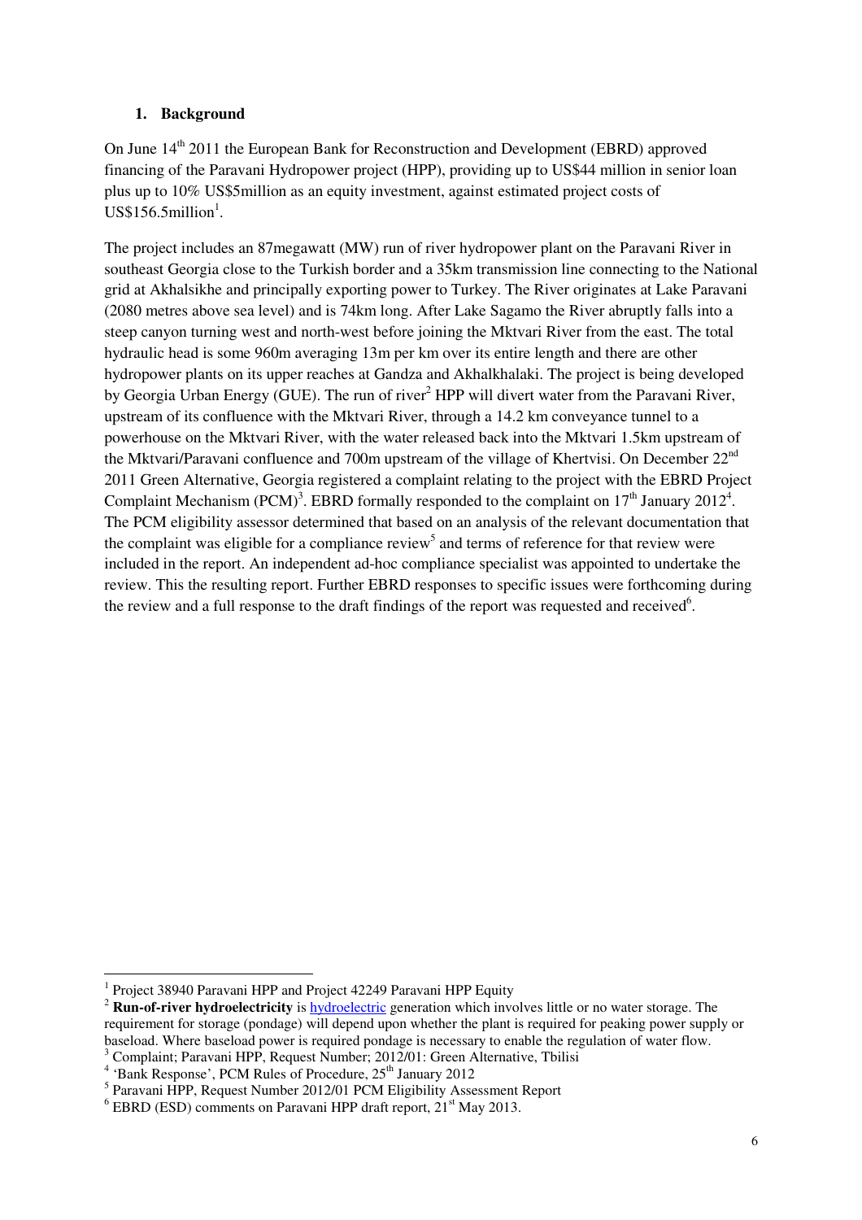## 1. Background

On June 14th 2011 the European Bank for Reconstruction and Development (EBRD) approved financing of the Paravani Hydropower project (HPP), providing up to US$44 million in senior loan plus up to 10% US$5million as an equity investment, against estimated project costs of US$156.5million[1].

The project includes an 87megawatt (MW) run of river hydropower plant on the Paravani River in southeast Georgia close to the Turkish border and a 35km transmission line connecting to the National grid at Akhalsikhe and principally exporting power to Turkey. The River originates at Lake Paravani (2080 metres above sea level) and is 74km long. After Lake Sagamo the River abruptly falls into a steep canyon turning west and north-west before joining the Mktvari River from the east. The total hydraulic head is some 960m averaging 13m per km over its entire length and there are other hydropower plants on its upper reaches at Gandza and Akhalkhalaki. The project is being developed by Georgia Urban Energy (GUE). The run of river[2] HPP will divert water from the Paravani River, upstream of its confluence with the Mktvari River, through a 14.2 km conveyance tunnel to a powerhouse on the Mktvari River, with the water released back into the Mktvari 1.5km upstream of the Mktvari/Paravani confluence and 700m upstream of the village of Khertvisi. On December 22nd 2011 Green Alternative, Georgia registered a complaint relating to the project with the EBRD Project Complaint Mechanism (PCM)[3]. EBRD formally responded to the complaint on 17th January 2012[4]. The PCM eligibility assessor determined that based on an analysis of the relevant documentation that the complaint was eligible for a compliance review[5] and terms of reference for that review were included in the report. An independent ad-hoc compliance specialist was appointed to undertake the review. This the resulting report. Further EBRD responses to specific issues were forthcoming during the review and a full response to the draft findings of the report was requested and received[6].

---

[1] Project 38940 Paravani HPP and Project 42249 Paravani HPP Equity

[2] **Run-of-river hydroelectricity** is hydroelectric generation which involves little or no water storage. The requirement for storage (pondage) will depend upon whether the plant is required for peaking power supply or baseload. Where baseload power is required pondage is necessary to enable the regulation of water flow.

[3] Complaint; Paravani HPP, Request Number; 2012/01: Green Alternative, Tbilisi

[4] 'Bank Response', PCM Rules of Procedure, 25th January 2012

[5] Paravani HPP, Request Number 2012/01 PCM Eligibility Assessment Report

[6] EBRD (ESD) comments on Paravani HPP draft report, 21st May 2013.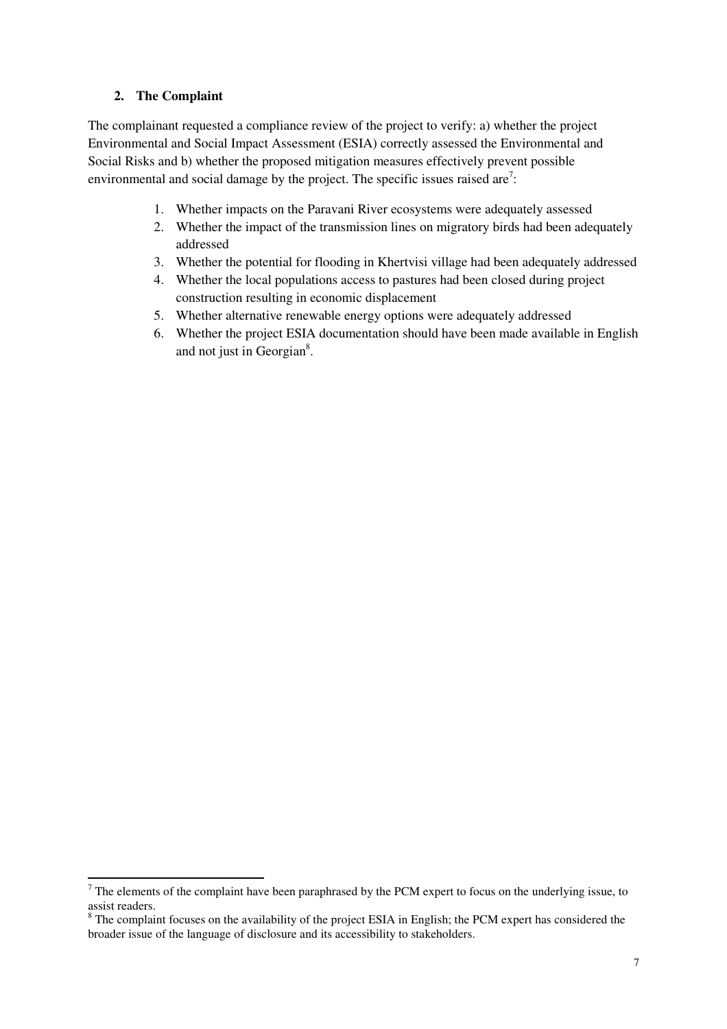## 2. The Complaint

The complainant requested a compliance review of the project to verify: a) whether the project Environmental and Social Impact Assessment (ESIA) correctly assessed the Environmental and Social Risks and b) whether the proposed mitigation measures effectively prevent possible environmental and social damage by the project. The specific issues raised are[7]:

1. Whether impacts on the Paravani River ecosystems were adequately assessed
2. Whether the impact of the transmission lines on migratory birds had been adequately addressed
3. Whether the potential for flooding in Khertvisi village had been adequately addressed
4. Whether the local populations access to pastures had been closed during project construction resulting in economic displacement
5. Whether alternative renewable energy options were adequately addressed
6. Whether the project ESIA documentation should have been made available in English and not just in Georgian[8].

---

[7] The elements of the complaint have been paraphrased by the PCM expert to focus on the underlying issue, to assist readers.

[8] The complaint focuses on the availability of the project ESIA in English; the PCM expert has considered the broader issue of the language of disclosure and its accessibility to stakeholders.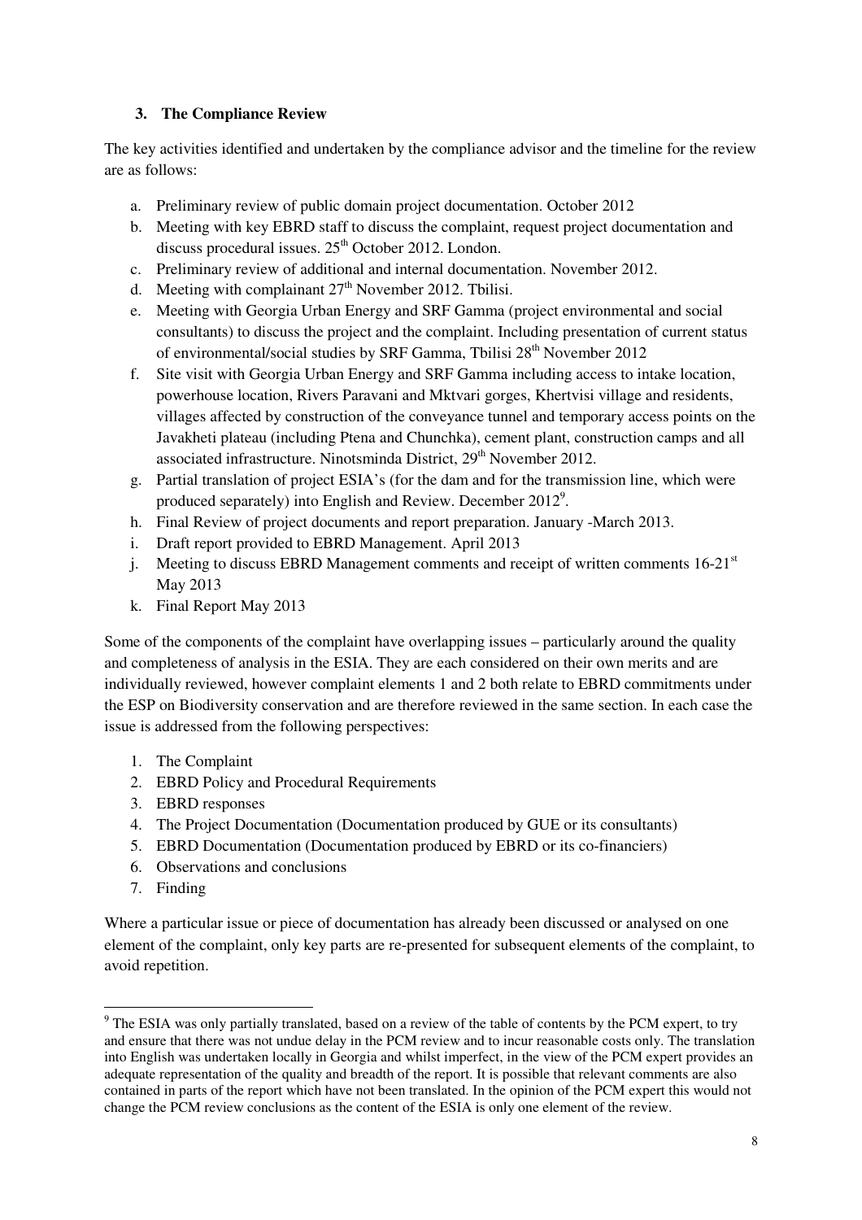### 3. The Compliance Review

The key activities identified and undertaken by the compliance advisor and the timeline for the review are as follows:

a. Preliminary review of public domain project documentation. October 2012
b. Meeting with key EBRD staff to discuss the complaint, request project documentation and discuss procedural issues. 25th October 2012. London.
c. Preliminary review of additional and internal documentation. November 2012.
d. Meeting with complainant 27th November 2012. Tbilisi.
e. Meeting with Georgia Urban Energy and SRF Gamma (project environmental and social consultants) to discuss the project and the complaint. Including presentation of current status of environmental/social studies by SRF Gamma, Tbilisi 28th November 2012
f. Site visit with Georgia Urban Energy and SRF Gamma including access to intake location, powerhouse location, Rivers Paravani and Mktvari gorges, Khertvisi village and residents, villages affected by construction of the conveyance tunnel and temporary access points on the Javakheti plateau (including Ptena and Chunchka), cement plant, construction camps and all associated infrastructure. Ninotsminda District, 29th November 2012.
g. Partial translation of project ESIA's (for the dam and for the transmission line, which were produced separately) into English and Review. December 2012[9].
h. Final Review of project documents and report preparation. January -March 2013.
i. Draft report provided to EBRD Management. April 2013
j. Meeting to discuss EBRD Management comments and receipt of written comments 16-21st May 2013
k. Final Report May 2013

Some of the components of the complaint have overlapping issues – particularly around the quality and completeness of analysis in the ESIA. They are each considered on their own merits and are individually reviewed, however complaint elements 1 and 2 both relate to EBRD commitments under the ESP on Biodiversity conservation and are therefore reviewed in the same section. In each case the issue is addressed from the following perspectives:

1. The Complaint
2. EBRD Policy and Procedural Requirements
3. EBRD responses
4. The Project Documentation (Documentation produced by GUE or its consultants)
5. EBRD Documentation (Documentation produced by EBRD or its co-financiers)
6. Observations and conclusions
7. Finding

Where a particular issue or piece of documentation has already been discussed or analysed on one element of the complaint, only key parts are re-presented for subsequent elements of the complaint, to avoid repetition.

---

[9] The ESIA was only partially translated, based on a review of the table of contents by the PCM expert, to try and ensure that there was not undue delay in the PCM review and to incur reasonable costs only. The translation into English was undertaken locally in Georgia and whilst imperfect, in the view of the PCM expert provides an adequate representation of the quality and breadth of the report. It is possible that relevant comments are also contained in parts of the report which have not been translated. In the opinion of the PCM expert this would not change the PCM review conclusions as the content of the ESIA is only one element of the review.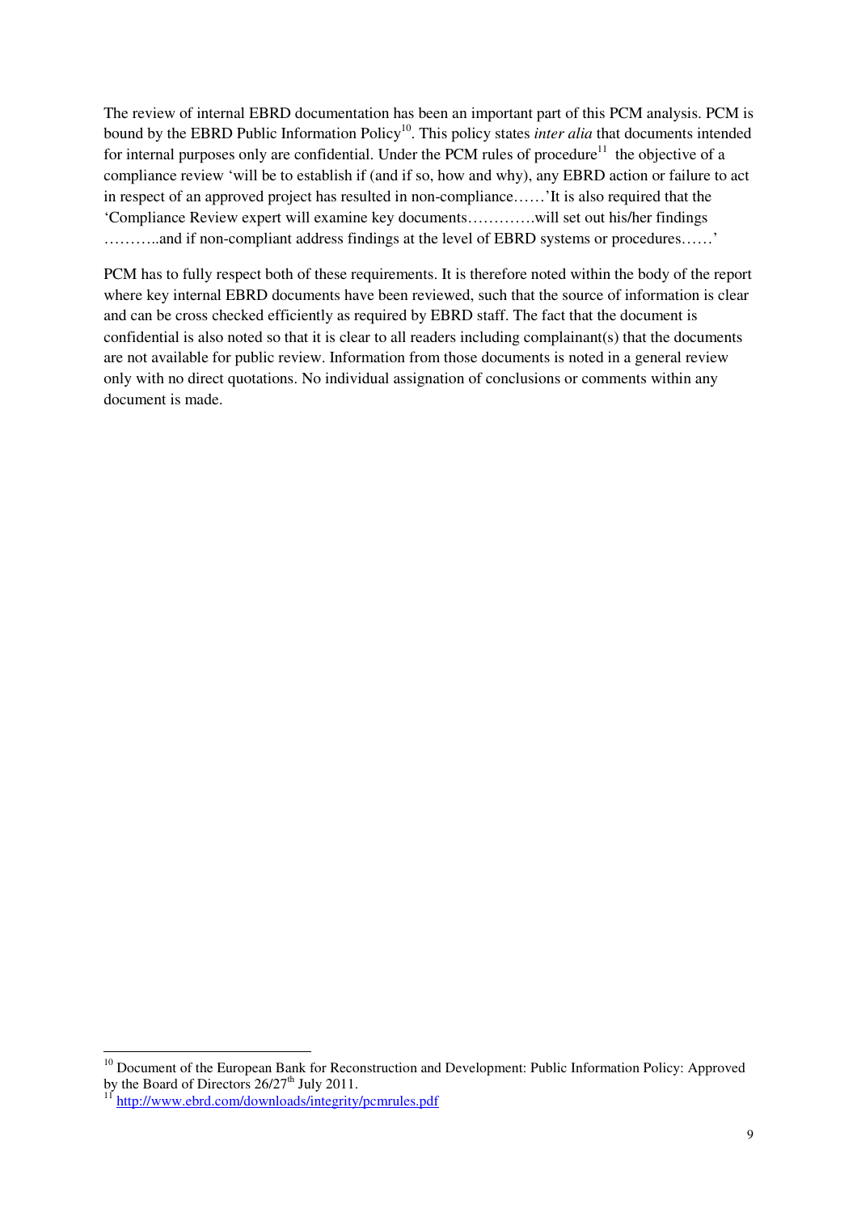The review of internal EBRD documentation has been an important part of this PCM analysis. PCM is bound by the EBRD Public Information Policy[10]. This policy states *inter alia* that documents intended for internal purposes only are confidential. Under the PCM rules of procedure[11] the objective of a compliance review 'will be to establish if (and if so, how and why), any EBRD action or failure to act in respect of an approved project has resulted in non-compliance……'It is also required that the 'Compliance Review expert will examine key documents………….will set out his/her findings ………..and if non-compliant address findings at the level of EBRD systems or procedures……'

PCM has to fully respect both of these requirements. It is therefore noted within the body of the report where key internal EBRD documents have been reviewed, such that the source of information is clear and can be cross checked efficiently as required by EBRD staff. The fact that the document is confidential is also noted so that it is clear to all readers including complainant(s) that the documents are not available for public review. Information from those documents is noted in a general review only with no direct quotations. No individual assignation of conclusions or comments within any document is made.

---

[10] Document of the European Bank for Reconstruction and Development: Public Information Policy: Approved by the Board of Directors 26/27th July 2011.

[11] http://www.ebrd.com/downloads/integrity/pcmrules.pdf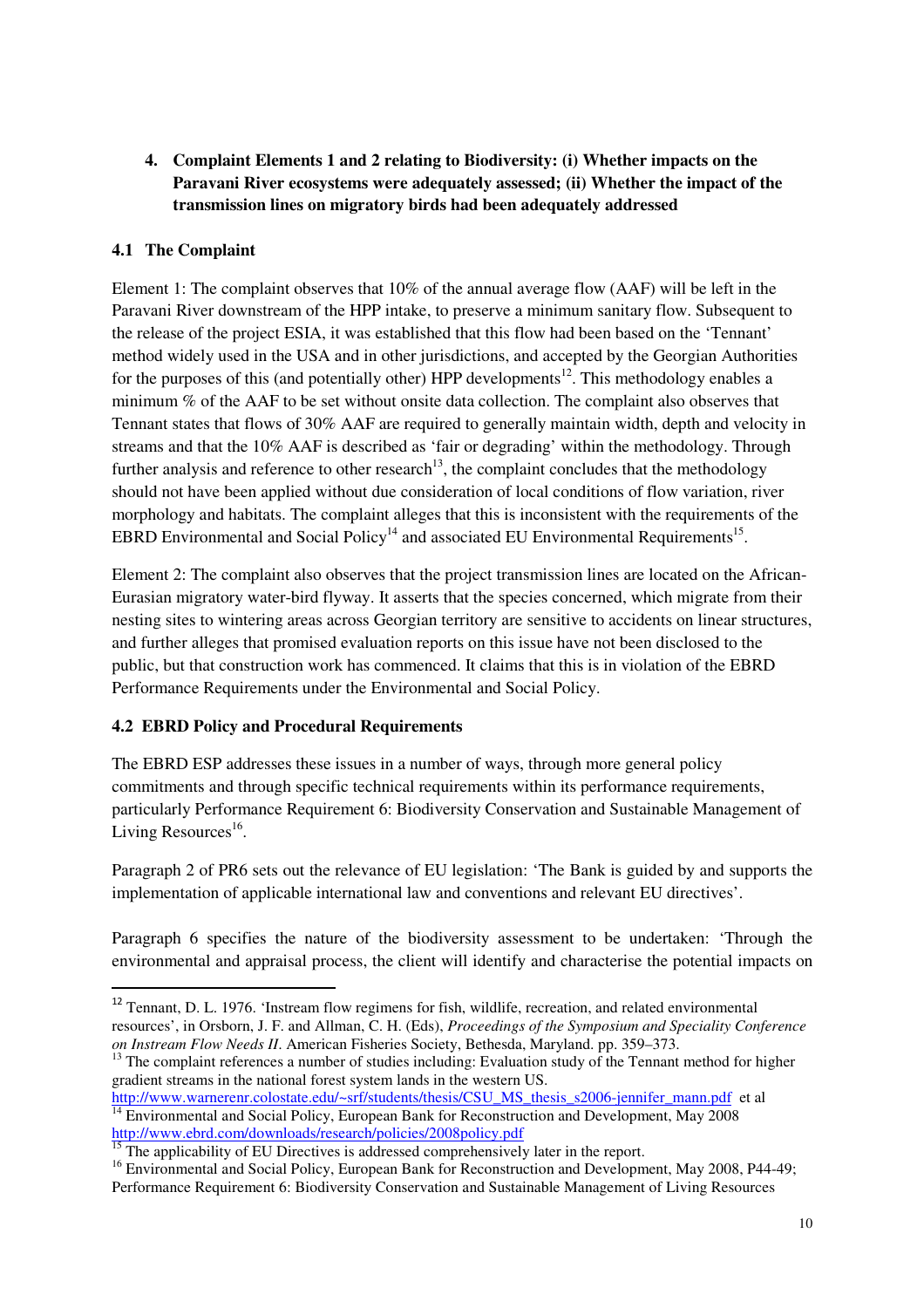## 4. Complaint Elements 1 and 2 relating to Biodiversity: (i) Whether impacts on the Paravani River ecosystems were adequately assessed; (ii) Whether the impact of the transmission lines on migratory birds had been adequately addressed

### 4.1 The Complaint

Element 1: The complaint observes that 10% of the annual average flow (AAF) will be left in the Paravani River downstream of the HPP intake, to preserve a minimum sanitary flow. Subsequent to the release of the project ESIA, it was established that this flow had been based on the 'Tennant' method widely used in the USA and in other jurisdictions, and accepted by the Georgian Authorities for the purposes of this (and potentially other) HPP developments[12]. This methodology enables a minimum % of the AAF to be set without onsite data collection. The complaint also observes that Tennant states that flows of 30% AAF are required to generally maintain width, depth and velocity in streams and that the 10% AAF is described as 'fair or degrading' within the methodology. Through further analysis and reference to other research[13], the complaint concludes that the methodology should not have been applied without due consideration of local conditions of flow variation, river morphology and habitats. The complaint alleges that this is inconsistent with the requirements of the EBRD Environmental and Social Policy[14] and associated EU Environmental Requirements[15].

Element 2: The complaint also observes that the project transmission lines are located on the African-Eurasian migratory water-bird flyway. It asserts that the species concerned, which migrate from their nesting sites to wintering areas across Georgian territory are sensitive to accidents on linear structures, and further alleges that promised evaluation reports on this issue have not been disclosed to the public, but that construction work has commenced. It claims that this is in violation of the EBRD Performance Requirements under the Environmental and Social Policy.

### 4.2 EBRD Policy and Procedural Requirements

The EBRD ESP addresses these issues in a number of ways, through more general policy commitments and through specific technical requirements within its performance requirements, particularly Performance Requirement 6: Biodiversity Conservation and Sustainable Management of Living Resources[16].

Paragraph 2 of PR6 sets out the relevance of EU legislation: 'The Bank is guided by and supports the implementation of applicable international law and conventions and relevant EU directives'.

Paragraph 6 specifies the nature of the biodiversity assessment to be undertaken: 'Through the environmental and appraisal process, the client will identify and characterise the potential impacts on

---

[12] Tennant, D. L. 1976. 'Instream flow regimens for fish, wildlife, recreation, and related environmental resources', in Orsborn, J. F. and Allman, C. H. (Eds), *Proceedings of the Symposium and Speciality Conference on Instream Flow Needs II*. American Fisheries Society, Bethesda, Maryland. pp. 359–373.

[13] The complaint references a number of studies including: Evaluation study of the Tennant method for higher gradient streams in the national forest system lands in the western US. http://www.warnerenr.colostate.edu/~srf/students/thesis/CSU_MS_thesis_s2006-jennifer_mann.pdf et al

[14] Environmental and Social Policy, European Bank for Reconstruction and Development, May 2008 http://www.ebrd.com/downloads/research/policies/2008policy.pdf

[15] The applicability of EU Directives is addressed comprehensively later in the report.

[16] Environmental and Social Policy, European Bank for Reconstruction and Development, May 2008, P44-49; Performance Requirement 6: Biodiversity Conservation and Sustainable Management of Living Resources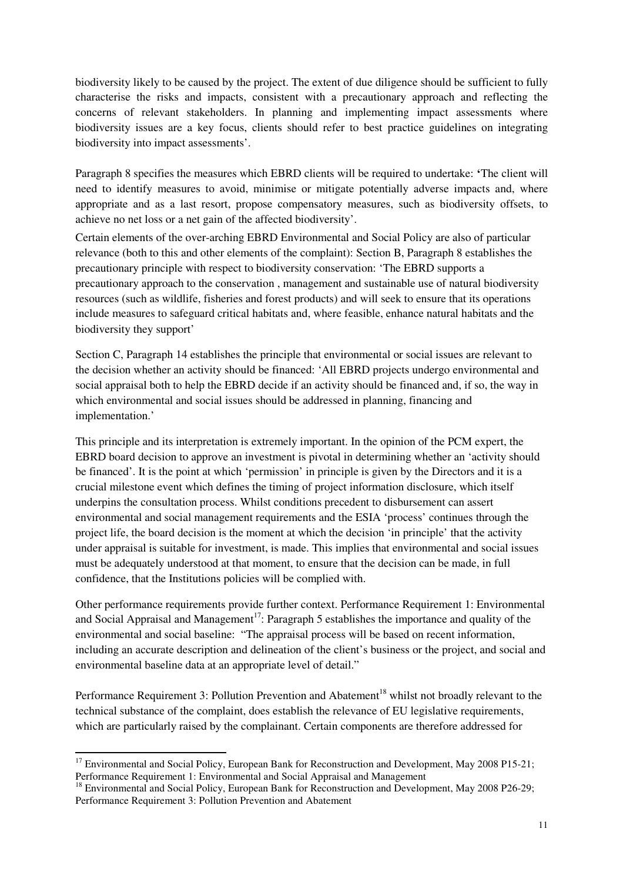biodiversity likely to be caused by the project. The extent of due diligence should be sufficient to fully characterise the risks and impacts, consistent with a precautionary approach and reflecting the concerns of relevant stakeholders. In planning and implementing impact assessments where biodiversity issues are a key focus, clients should refer to best practice guidelines on integrating biodiversity into impact assessments'.

Paragraph 8 specifies the measures which EBRD clients will be required to undertake: **'**The client will need to identify measures to avoid, minimise or mitigate potentially adverse impacts and, where appropriate and as a last resort, propose compensatory measures, such as biodiversity offsets, to achieve no net loss or a net gain of the affected biodiversity'.

Certain elements of the over-arching EBRD Environmental and Social Policy are also of particular relevance (both to this and other elements of the complaint): Section B, Paragraph 8 establishes the precautionary principle with respect to biodiversity conservation: 'The EBRD supports a precautionary approach to the conservation , management and sustainable use of natural biodiversity resources (such as wildlife, fisheries and forest products) and will seek to ensure that its operations include measures to safeguard critical habitats and, where feasible, enhance natural habitats and the biodiversity they support'

Section C, Paragraph 14 establishes the principle that environmental or social issues are relevant to the decision whether an activity should be financed: 'All EBRD projects undergo environmental and social appraisal both to help the EBRD decide if an activity should be financed and, if so, the way in which environmental and social issues should be addressed in planning, financing and implementation.'

This principle and its interpretation is extremely important. In the opinion of the PCM expert, the EBRD board decision to approve an investment is pivotal in determining whether an 'activity should be financed'. It is the point at which 'permission' in principle is given by the Directors and it is a crucial milestone event which defines the timing of project information disclosure, which itself underpins the consultation process. Whilst conditions precedent to disbursement can assert environmental and social management requirements and the ESIA 'process' continues through the project life, the board decision is the moment at which the decision 'in principle' that the activity under appraisal is suitable for investment, is made. This implies that environmental and social issues must be adequately understood at that moment, to ensure that the decision can be made, in full confidence, that the Institutions policies will be complied with.

Other performance requirements provide further context. Performance Requirement 1: Environmental and Social Appraisal and Management[17]: Paragraph 5 establishes the importance and quality of the environmental and social baseline: "The appraisal process will be based on recent information, including an accurate description and delineation of the client's business or the project, and social and environmental baseline data at an appropriate level of detail."

Performance Requirement 3: Pollution Prevention and Abatement[18] whilst not broadly relevant to the technical substance of the complaint, does establish the relevance of EU legislative requirements, which are particularly raised by the complainant. Certain components are therefore addressed for

---

[17] Environmental and Social Policy, European Bank for Reconstruction and Development, May 2008 P15-21; Performance Requirement 1: Environmental and Social Appraisal and Management

[18] Environmental and Social Policy, European Bank for Reconstruction and Development, May 2008 P26-29; Performance Requirement 3: Pollution Prevention and Abatement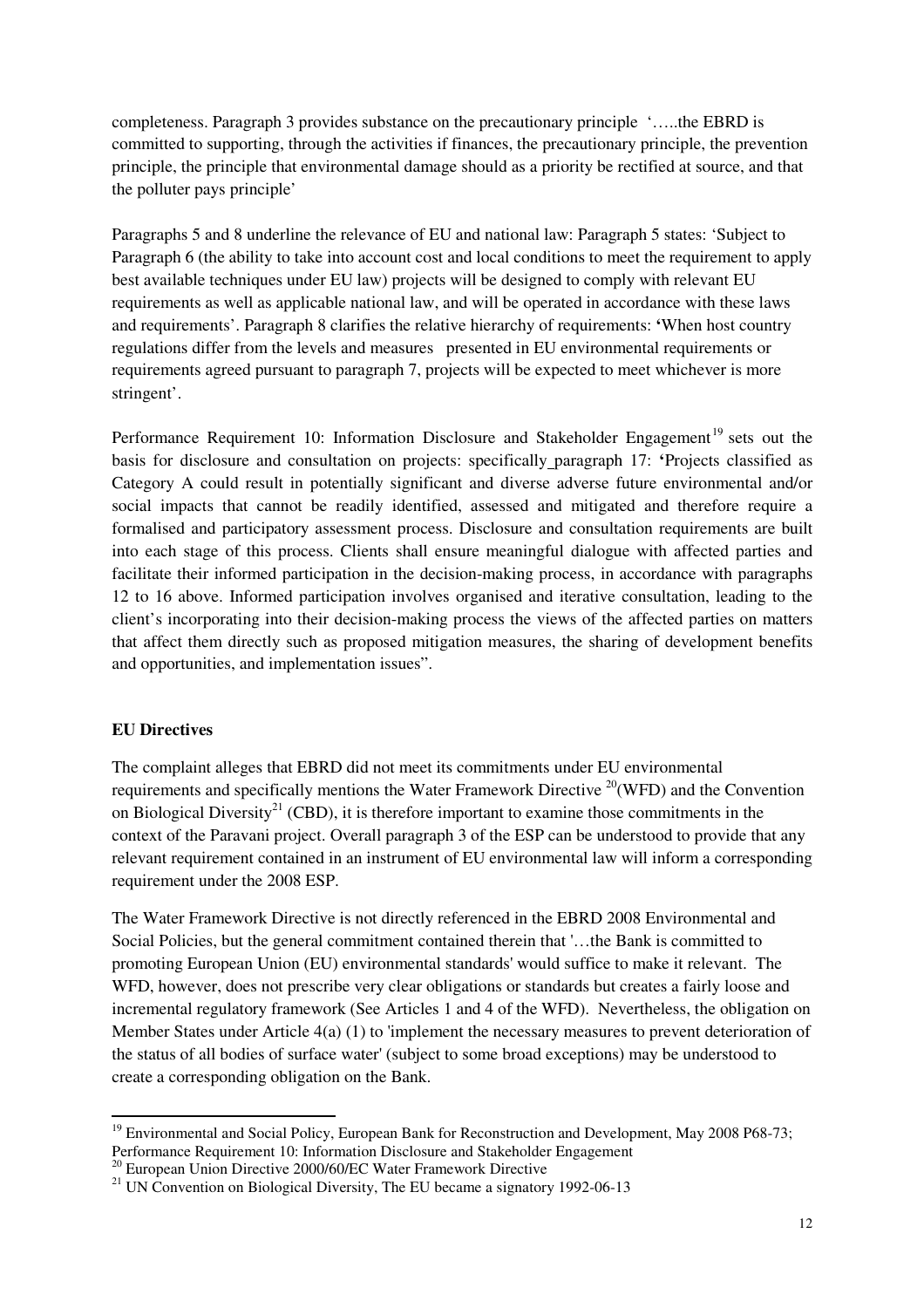completeness. Paragraph 3 provides substance on the precautionary principle '…..the EBRD is committed to supporting, through the activities if finances, the precautionary principle, the prevention principle, the principle that environmental damage should as a priority be rectified at source, and that the polluter pays principle'

Paragraphs 5 and 8 underline the relevance of EU and national law: Paragraph 5 states: 'Subject to Paragraph 6 (the ability to take into account cost and local conditions to meet the requirement to apply best available techniques under EU law) projects will be designed to comply with relevant EU requirements as well as applicable national law, and will be operated in accordance with these laws and requirements'. Paragraph 8 clarifies the relative hierarchy of requirements: **'**When host country regulations differ from the levels and measures presented in EU environmental requirements or requirements agreed pursuant to paragraph 7, projects will be expected to meet whichever is more stringent'.

Performance Requirement 10: Information Disclosure and Stakeholder Engagement[19] sets out the basis for disclosure and consultation on projects: specifically paragraph 17: **'**Projects classified as Category A could result in potentially significant and diverse adverse future environmental and/or social impacts that cannot be readily identified, assessed and mitigated and therefore require a formalised and participatory assessment process. Disclosure and consultation requirements are built into each stage of this process. Clients shall ensure meaningful dialogue with affected parties and facilitate their informed participation in the decision-making process, in accordance with paragraphs 12 to 16 above. Informed participation involves organised and iterative consultation, leading to the client's incorporating into their decision-making process the views of the affected parties on matters that affect them directly such as proposed mitigation measures, the sharing of development benefits and opportunities, and implementation issues".

**EU Directives**

The complaint alleges that EBRD did not meet its commitments under EU environmental requirements and specifically mentions the Water Framework Directive [20](WFD) and the Convention on Biological Diversity[21] (CBD), it is therefore important to examine those commitments in the context of the Paravani project. Overall paragraph 3 of the ESP can be understood to provide that any relevant requirement contained in an instrument of EU environmental law will inform a corresponding requirement under the 2008 ESP.

The Water Framework Directive is not directly referenced in the EBRD 2008 Environmental and Social Policies, but the general commitment contained therein that '…the Bank is committed to promoting European Union (EU) environmental standards' would suffice to make it relevant. The WFD, however, does not prescribe very clear obligations or standards but creates a fairly loose and incremental regulatory framework (See Articles 1 and 4 of the WFD). Nevertheless, the obligation on Member States under Article 4(a) (1) to 'implement the necessary measures to prevent deterioration of the status of all bodies of surface water' (subject to some broad exceptions) may be understood to create a corresponding obligation on the Bank.

---

[19] Environmental and Social Policy, European Bank for Reconstruction and Development, May 2008 P68-73; Performance Requirement 10: Information Disclosure and Stakeholder Engagement

[20] European Union Directive 2000/60/EC Water Framework Directive

[21] UN Convention on Biological Diversity, The EU became a signatory 1992-06-13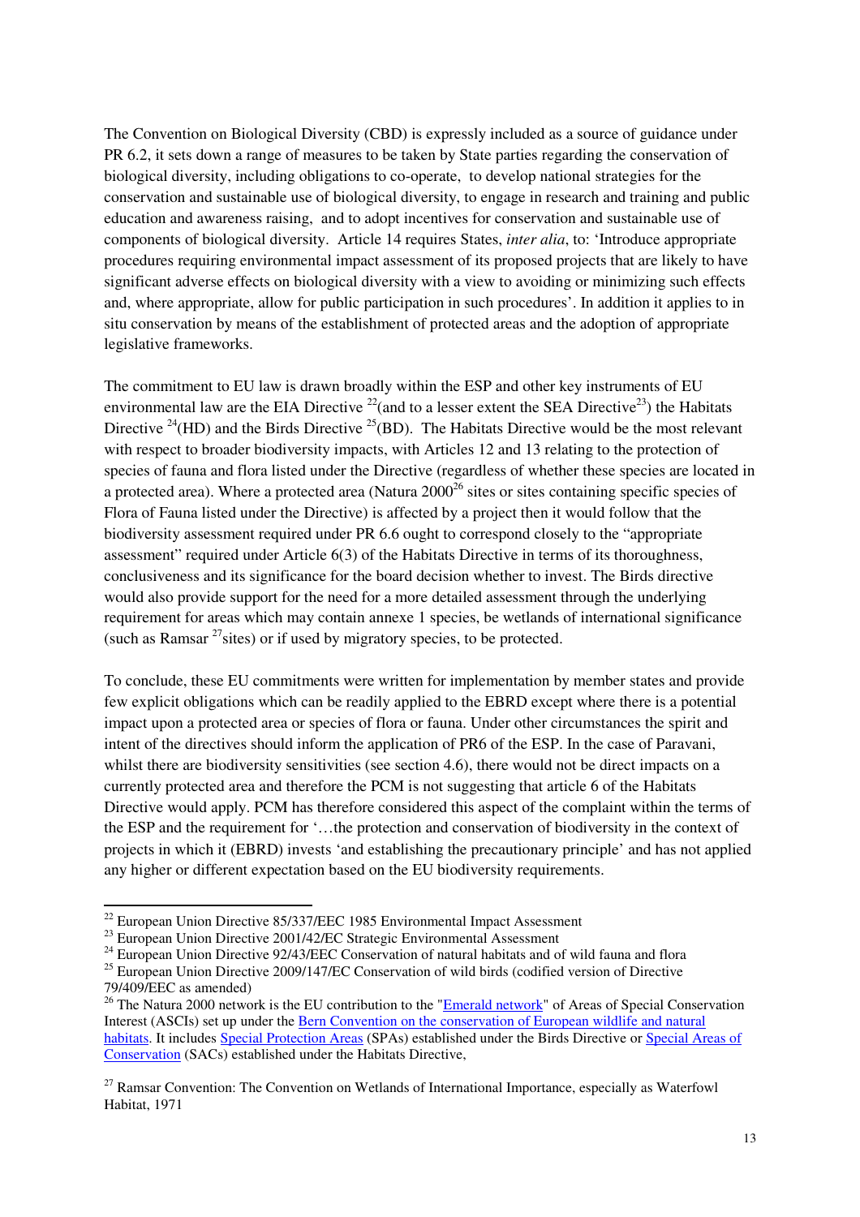The Convention on Biological Diversity (CBD) is expressly included as a source of guidance under PR 6.2, it sets down a range of measures to be taken by State parties regarding the conservation of biological diversity, including obligations to co-operate, to develop national strategies for the conservation and sustainable use of biological diversity, to engage in research and training and public education and awareness raising, and to adopt incentives for conservation and sustainable use of components of biological diversity. Article 14 requires States, *inter alia*, to: 'Introduce appropriate procedures requiring environmental impact assessment of its proposed projects that are likely to have significant adverse effects on biological diversity with a view to avoiding or minimizing such effects and, where appropriate, allow for public participation in such procedures'. In addition it applies to in situ conservation by means of the establishment of protected areas and the adoption of appropriate legislative frameworks.

The commitment to EU law is drawn broadly within the ESP and other key instruments of EU environmental law are the EIA Directive [22](and to a lesser extent the SEA Directive[23]) the Habitats Directive [24](HD) and the Birds Directive [25](BD). The Habitats Directive would be the most relevant with respect to broader biodiversity impacts, with Articles 12 and 13 relating to the protection of species of fauna and flora listed under the Directive (regardless of whether these species are located in a protected area). Where a protected area (Natura 2000[26] sites or sites containing specific species of Flora of Fauna listed under the Directive) is affected by a project then it would follow that the biodiversity assessment required under PR 6.6 ought to correspond closely to the "appropriate assessment" required under Article 6(3) of the Habitats Directive in terms of its thoroughness, conclusiveness and its significance for the board decision whether to invest. The Birds directive would also provide support for the need for a more detailed assessment through the underlying requirement for areas which may contain annexe 1 species, be wetlands of international significance (such as Ramsar [27]sites) or if used by migratory species, to be protected.

To conclude, these EU commitments were written for implementation by member states and provide few explicit obligations which can be readily applied to the EBRD except where there is a potential impact upon a protected area or species of flora or fauna. Under other circumstances the spirit and intent of the directives should inform the application of PR6 of the ESP. In the case of Paravani, whilst there are biodiversity sensitivities (see section 4.6), there would not be direct impacts on a currently protected area and therefore the PCM is not suggesting that article 6 of the Habitats Directive would apply. PCM has therefore considered this aspect of the complaint within the terms of the ESP and the requirement for '…the protection and conservation of biodiversity in the context of projects in which it (EBRD) invests 'and establishing the precautionary principle' and has not applied any higher or different expectation based on the EU biodiversity requirements.

---

[22] European Union Directive 85/337/EEC 1985 Environmental Impact Assessment

[23] European Union Directive 2001/42/EC Strategic Environmental Assessment

[24] European Union Directive 92/43/EEC Conservation of natural habitats and of wild fauna and flora

[25] European Union Directive 2009/147/EC Conservation of wild birds (codified version of Directive 79/409/EEC as amended)

[26] The Natura 2000 network is the EU contribution to the "Emerald network" of Areas of Special Conservation Interest (ASCIs) set up under the Bern Convention on the conservation of European wildlife and natural habitats. It includes Special Protection Areas (SPAs) established under the Birds Directive or Special Areas of Conservation (SACs) established under the Habitats Directive,

[27] Ramsar Convention: The Convention on Wetlands of International Importance, especially as Waterfowl Habitat, 1971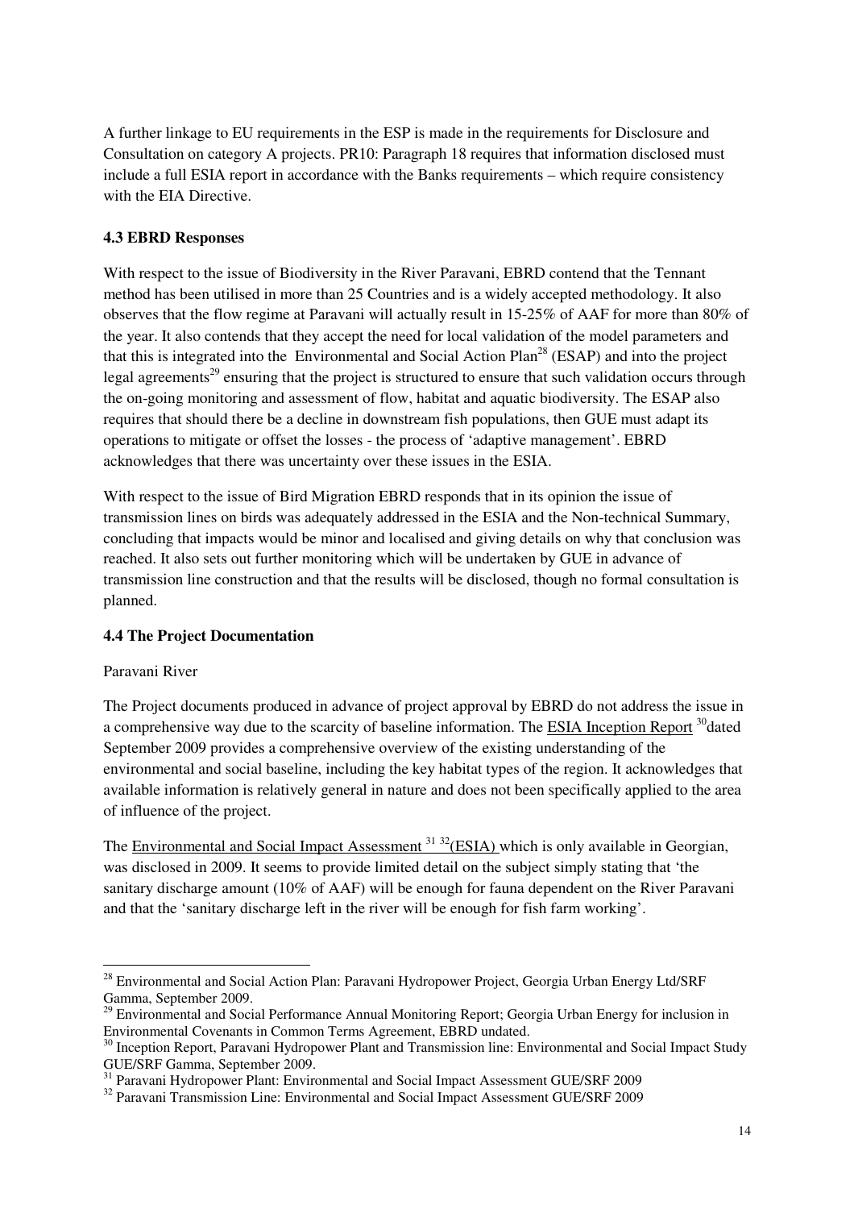A further linkage to EU requirements in the ESP is made in the requirements for Disclosure and Consultation on category A projects. PR10: Paragraph 18 requires that information disclosed must include a full ESIA report in accordance with the Banks requirements – which require consistency with the EIA Directive.

### 4.3 EBRD Responses

With respect to the issue of Biodiversity in the River Paravani, EBRD contend that the Tennant method has been utilised in more than 25 Countries and is a widely accepted methodology. It also observes that the flow regime at Paravani will actually result in 15-25% of AAF for more than 80% of the year. It also contends that they accept the need for local validation of the model parameters and that this is integrated into the Environmental and Social Action Plan[28] (ESAP) and into the project legal agreements[29] ensuring that the project is structured to ensure that such validation occurs through the on-going monitoring and assessment of flow, habitat and aquatic biodiversity. The ESAP also requires that should there be a decline in downstream fish populations, then GUE must adapt its operations to mitigate or offset the losses - the process of 'adaptive management'. EBRD acknowledges that there was uncertainty over these issues in the ESIA.

With respect to the issue of Bird Migration EBRD responds that in its opinion the issue of transmission lines on birds was adequately addressed in the ESIA and the Non-technical Summary, concluding that impacts would be minor and localised and giving details on why that conclusion was reached. It also sets out further monitoring which will be undertaken by GUE in advance of transmission line construction and that the results will be disclosed, though no formal consultation is planned.

### 4.4 The Project Documentation

Paravani River

The Project documents produced in advance of project approval by EBRD do not address the issue in a comprehensive way due to the scarcity of baseline information. The ESIA Inception Report [30]dated September 2009 provides a comprehensive overview of the existing understanding of the environmental and social baseline, including the key habitat types of the region. It acknowledges that available information is relatively general in nature and does not been specifically applied to the area of influence of the project.

The Environmental and Social Impact Assessment [31] [32](ESIA) which is only available in Georgian, was disclosed in 2009. It seems to provide limited detail on the subject simply stating that 'the sanitary discharge amount (10% of AAF) will be enough for fauna dependent on the River Paravani and that the 'sanitary discharge left in the river will be enough for fish farm working'.

---

[28] Environmental and Social Action Plan: Paravani Hydropower Project, Georgia Urban Energy Ltd/SRF Gamma, September 2009.

[29] Environmental and Social Performance Annual Monitoring Report; Georgia Urban Energy for inclusion in Environmental Covenants in Common Terms Agreement, EBRD undated.

[30] Inception Report, Paravani Hydropower Plant and Transmission line: Environmental and Social Impact Study GUE/SRF Gamma, September 2009.

[31] Paravani Hydropower Plant: Environmental and Social Impact Assessment GUE/SRF 2009

[32] Paravani Transmission Line: Environmental and Social Impact Assessment GUE/SRF 2009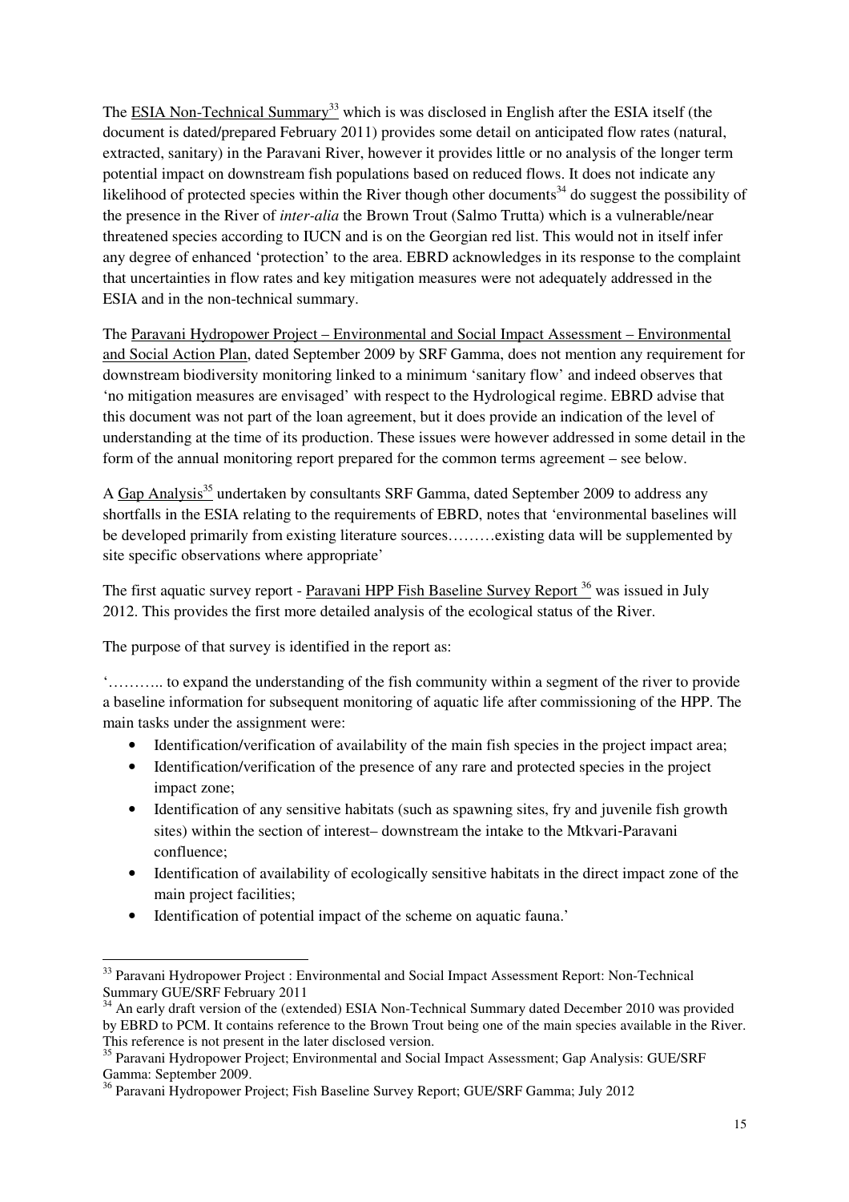The ESIA Non-Technical Summary[33] which is was disclosed in English after the ESIA itself (the document is dated/prepared February 2011) provides some detail on anticipated flow rates (natural, extracted, sanitary) in the Paravani River, however it provides little or no analysis of the longer term potential impact on downstream fish populations based on reduced flows. It does not indicate any likelihood of protected species within the River though other documents[34] do suggest the possibility of the presence in the River of *inter-alia* the Brown Trout (Salmo Trutta) which is a vulnerable/near threatened species according to IUCN and is on the Georgian red list. This would not in itself infer any degree of enhanced 'protection' to the area. EBRD acknowledges in its response to the complaint that uncertainties in flow rates and key mitigation measures were not adequately addressed in the ESIA and in the non-technical summary.

The Paravani Hydropower Project – Environmental and Social Impact Assessment – Environmental and Social Action Plan, dated September 2009 by SRF Gamma, does not mention any requirement for downstream biodiversity monitoring linked to a minimum 'sanitary flow' and indeed observes that 'no mitigation measures are envisaged' with respect to the Hydrological regime. EBRD advise that this document was not part of the loan agreement, but it does provide an indication of the level of understanding at the time of its production. These issues were however addressed in some detail in the form of the annual monitoring report prepared for the common terms agreement – see below.

A Gap Analysis[35] undertaken by consultants SRF Gamma, dated September 2009 to address any shortfalls in the ESIA relating to the requirements of EBRD, notes that 'environmental baselines will be developed primarily from existing literature sources………existing data will be supplemented by site specific observations where appropriate'

The first aquatic survey report - Paravani HPP Fish Baseline Survey Report [36] was issued in July 2012. This provides the first more detailed analysis of the ecological status of the River.

The purpose of that survey is identified in the report as:

'……….. to expand the understanding of the fish community within a segment of the river to provide a baseline information for subsequent monitoring of aquatic life after commissioning of the HPP. The main tasks under the assignment were:

- Identification/verification of availability of the main fish species in the project impact area;
- Identification/verification of the presence of any rare and protected species in the project impact zone;
- Identification of any sensitive habitats (such as spawning sites, fry and juvenile fish growth sites) within the section of interest– downstream the intake to the Mtkvari-Paravani confluence;
- Identification of availability of ecologically sensitive habitats in the direct impact zone of the main project facilities;
- Identification of potential impact of the scheme on aquatic fauna.'

---

[33] Paravani Hydropower Project : Environmental and Social Impact Assessment Report: Non-Technical Summary GUE/SRF February 2011

[34] An early draft version of the (extended) ESIA Non-Technical Summary dated December 2010 was provided by EBRD to PCM. It contains reference to the Brown Trout being one of the main species available in the River. This reference is not present in the later disclosed version.

[35] Paravani Hydropower Project; Environmental and Social Impact Assessment; Gap Analysis: GUE/SRF Gamma: September 2009.

[36] Paravani Hydropower Project; Fish Baseline Survey Report; GUE/SRF Gamma; July 2012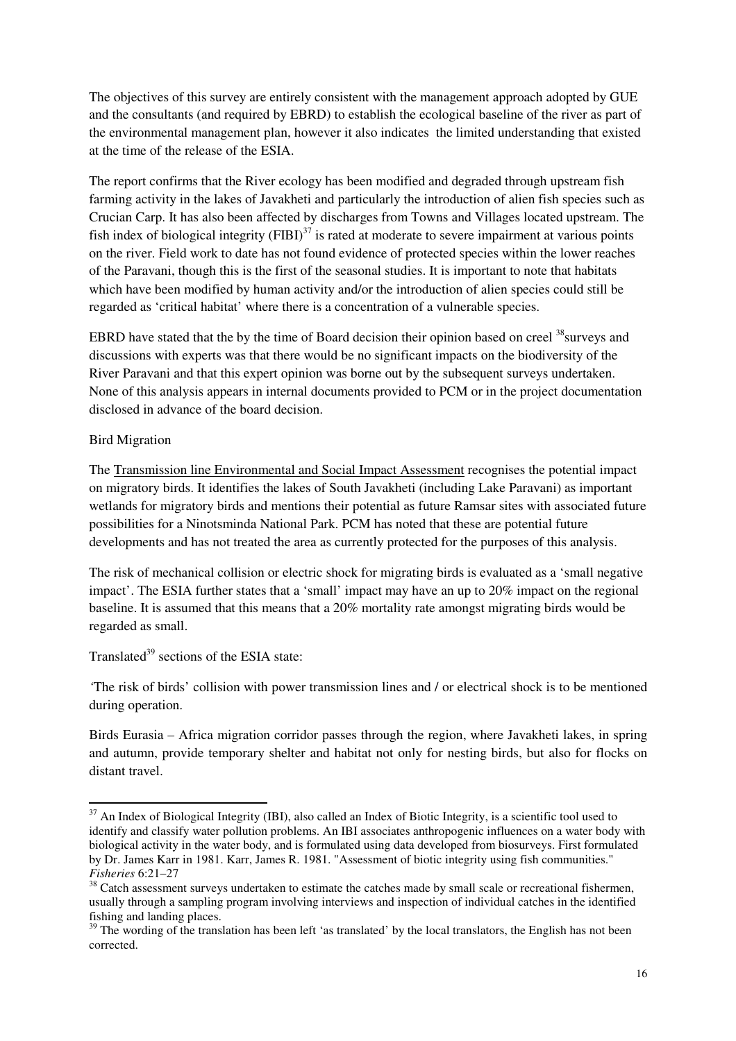The objectives of this survey are entirely consistent with the management approach adopted by GUE and the consultants (and required by EBRD) to establish the ecological baseline of the river as part of the environmental management plan, however it also indicates the limited understanding that existed at the time of the release of the ESIA.

The report confirms that the River ecology has been modified and degraded through upstream fish farming activity in the lakes of Javakheti and particularly the introduction of alien fish species such as Crucian Carp. It has also been affected by discharges from Towns and Villages located upstream. The fish index of biological integrity (FIBI)[37] is rated at moderate to severe impairment at various points on the river. Field work to date has not found evidence of protected species within the lower reaches of the Paravani, though this is the first of the seasonal studies. It is important to note that habitats which have been modified by human activity and/or the introduction of alien species could still be regarded as 'critical habitat' where there is a concentration of a vulnerable species.

EBRD have stated that the by the time of Board decision their opinion based on creel [38]surveys and discussions with experts was that there would be no significant impacts on the biodiversity of the River Paravani and that this expert opinion was borne out by the subsequent surveys undertaken. None of this analysis appears in internal documents provided to PCM or in the project documentation disclosed in advance of the board decision.

Bird Migration

The Transmission line Environmental and Social Impact Assessment recognises the potential impact on migratory birds. It identifies the lakes of South Javakheti (including Lake Paravani) as important wetlands for migratory birds and mentions their potential as future Ramsar sites with associated future possibilities for a Ninotsminda National Park. PCM has noted that these are potential future developments and has not treated the area as currently protected for the purposes of this analysis.

The risk of mechanical collision or electric shock for migrating birds is evaluated as a 'small negative impact'. The ESIA further states that a 'small' impact may have an up to 20% impact on the regional baseline. It is assumed that this means that a 20% mortality rate amongst migrating birds would be regarded as small.

Translated[39] sections of the ESIA state:

*'*The risk of birds' collision with power transmission lines and / or electrical shock is to be mentioned during operation.

Birds Eurasia – Africa migration corridor passes through the region, where Javakheti lakes, in spring and autumn, provide temporary shelter and habitat not only for nesting birds, but also for flocks on distant travel.

---

[37] An Index of Biological Integrity (IBI), also called an Index of Biotic Integrity, is a scientific tool used to identify and classify water pollution problems. An IBI associates anthropogenic influences on a water body with biological activity in the water body, and is formulated using data developed from biosurveys. First formulated by Dr. James Karr in 1981. Karr, James R. 1981. "Assessment of biotic integrity using fish communities." *Fisheries* 6:21–27

[38] Catch assessment surveys undertaken to estimate the catches made by small scale or recreational fishermen, usually through a sampling program involving interviews and inspection of individual catches in the identified fishing and landing places.

[39] The wording of the translation has been left 'as translated' by the local translators, the English has not been corrected.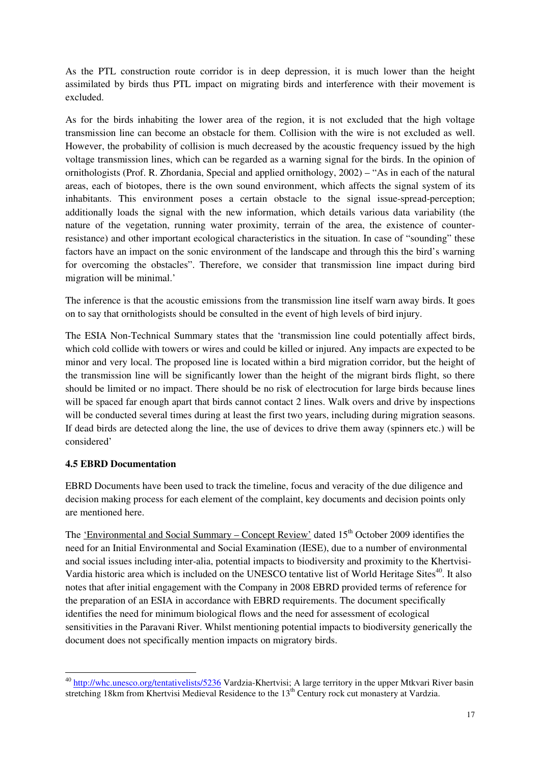As the PTL construction route corridor is in deep depression, it is much lower than the height assimilated by birds thus PTL impact on migrating birds and interference with their movement is excluded.

As for the birds inhabiting the lower area of the region, it is not excluded that the high voltage transmission line can become an obstacle for them. Collision with the wire is not excluded as well. However, the probability of collision is much decreased by the acoustic frequency issued by the high voltage transmission lines, which can be regarded as a warning signal for the birds. In the opinion of ornithologists (Prof. R. Zhordania, Special and applied ornithology, 2002) – "As in each of the natural areas, each of biotopes, there is the own sound environment, which affects the signal system of its inhabitants. This environment poses a certain obstacle to the signal issue-spread-perception; additionally loads the signal with the new information, which details various data variability (the nature of the vegetation, running water proximity, terrain of the area, the existence of counter-resistance) and other important ecological characteristics in the situation. In case of "sounding" these factors have an impact on the sonic environment of the landscape and through this the bird's warning for overcoming the obstacles". Therefore, we consider that transmission line impact during bird migration will be minimal.'

The inference is that the acoustic emissions from the transmission line itself warn away birds. It goes on to say that ornithologists should be consulted in the event of high levels of bird injury.

The ESIA Non-Technical Summary states that the 'transmission line could potentially affect birds, which cold collide with towers or wires and could be killed or injured. Any impacts are expected to be minor and very local. The proposed line is located within a bird migration corridor, but the height of the transmission line will be significantly lower than the height of the migrant birds flight, so there should be limited or no impact. There should be no risk of electrocution for large birds because lines will be spaced far enough apart that birds cannot contact 2 lines. Walk overs and drive by inspections will be conducted several times during at least the first two years, including during migration seasons. If dead birds are detected along the line, the use of devices to drive them away (spinners etc.) will be considered'

### 4.5 EBRD Documentation

EBRD Documents have been used to track the timeline, focus and veracity of the due diligence and decision making process for each element of the complaint, key documents and decision points only are mentioned here.

The 'Environmental and Social Summary – Concept Review' dated 15th October 2009 identifies the need for an Initial Environmental and Social Examination (IESE), due to a number of environmental and social issues including inter-alia, potential impacts to biodiversity and proximity to the Khertvisi-Vardia historic area which is included on the UNESCO tentative list of World Heritage Sites[40]. It also notes that after initial engagement with the Company in 2008 EBRD provided terms of reference for the preparation of an ESIA in accordance with EBRD requirements. The document specifically identifies the need for minimum biological flows and the need for assessment of ecological sensitivities in the Paravani River. Whilst mentioning potential impacts to biodiversity generically the document does not specifically mention impacts on migratory birds.

---

[40] http://whc.unesco.org/tentativelists/5236 Vardzia-Khertvisi; A large territory in the upper Mtkvari River basin stretching 18km from Khertvisi Medieval Residence to the 13th Century rock cut monastery at Vardzia.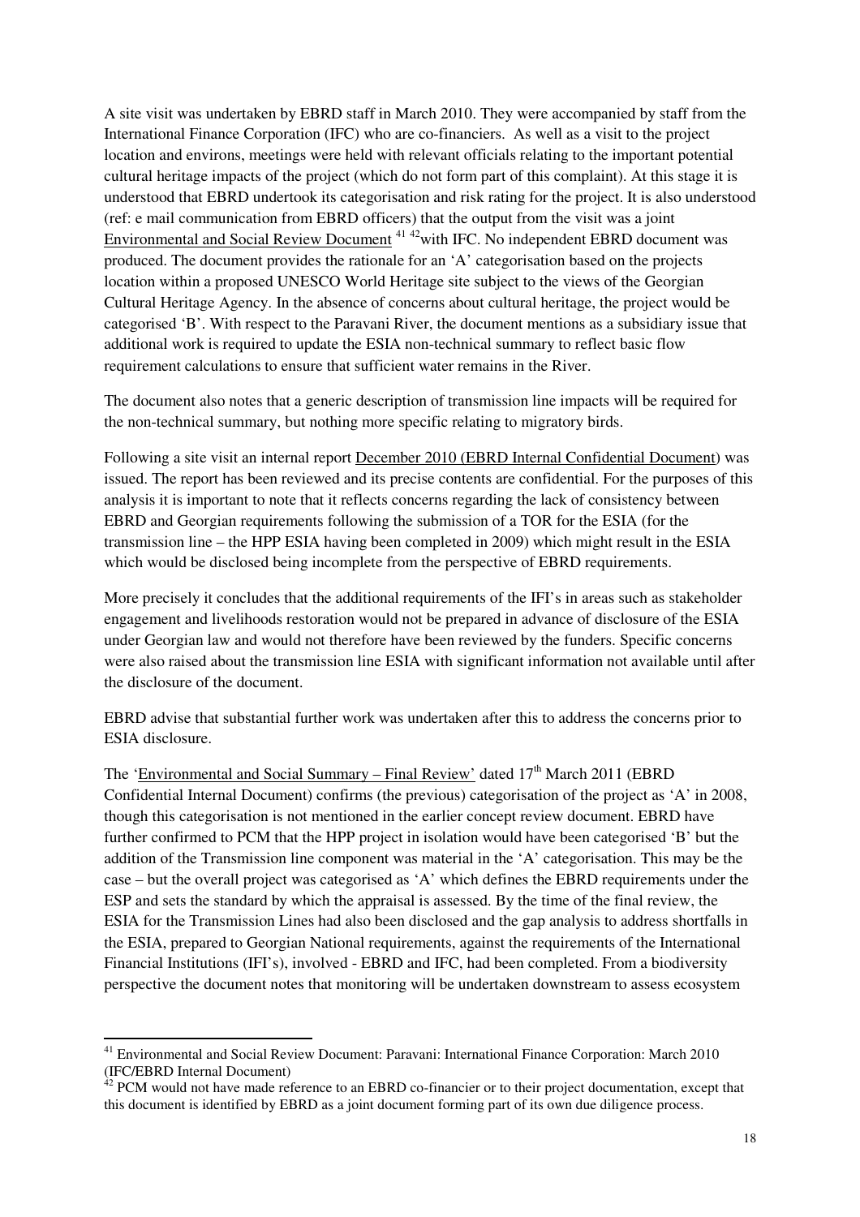A site visit was undertaken by EBRD staff in March 2010. They were accompanied by staff from the International Finance Corporation (IFC) who are co-financiers. As well as a visit to the project location and environs, meetings were held with relevant officials relating to the important potential cultural heritage impacts of the project (which do not form part of this complaint). At this stage it is understood that EBRD undertook its categorisation and risk rating for the project. It is also understood (ref: e mail communication from EBRD officers) that the output from the visit was a joint Environmental and Social Review Document [41] [42] with IFC. No independent EBRD document was produced. The document provides the rationale for an 'A' categorisation based on the projects location within a proposed UNESCO World Heritage site subject to the views of the Georgian Cultural Heritage Agency. In the absence of concerns about cultural heritage, the project would be categorised 'B'. With respect to the Paravani River, the document mentions as a subsidiary issue that additional work is required to update the ESIA non-technical summary to reflect basic flow requirement calculations to ensure that sufficient water remains in the River.

The document also notes that a generic description of transmission line impacts will be required for the non-technical summary, but nothing more specific relating to migratory birds.

Following a site visit an internal report December 2010 (EBRD Internal Confidential Document) was issued. The report has been reviewed and its precise contents are confidential. For the purposes of this analysis it is important to note that it reflects concerns regarding the lack of consistency between EBRD and Georgian requirements following the submission of a TOR for the ESIA (for the transmission line – the HPP ESIA having been completed in 2009) which might result in the ESIA which would be disclosed being incomplete from the perspective of EBRD requirements.

More precisely it concludes that the additional requirements of the IFI's in areas such as stakeholder engagement and livelihoods restoration would not be prepared in advance of disclosure of the ESIA under Georgian law and would not therefore have been reviewed by the funders. Specific concerns were also raised about the transmission line ESIA with significant information not available until after the disclosure of the document.

EBRD advise that substantial further work was undertaken after this to address the concerns prior to ESIA disclosure.

The 'Environmental and Social Summary – Final Review' dated 17th March 2011 (EBRD Confidential Internal Document) confirms (the previous) categorisation of the project as 'A' in 2008, though this categorisation is not mentioned in the earlier concept review document. EBRD have further confirmed to PCM that the HPP project in isolation would have been categorised 'B' but the addition of the Transmission line component was material in the 'A' categorisation. This may be the case – but the overall project was categorised as 'A' which defines the EBRD requirements under the ESP and sets the standard by which the appraisal is assessed. By the time of the final review, the ESIA for the Transmission Lines had also been disclosed and the gap analysis to address shortfalls in the ESIA, prepared to Georgian National requirements, against the requirements of the International Financial Institutions (IFI's), involved - EBRD and IFC, had been completed. From a biodiversity perspective the document notes that monitoring will be undertaken downstream to assess ecosystem

---

[41] Environmental and Social Review Document: Paravani: International Finance Corporation: March 2010 (IFC/EBRD Internal Document)

[42] PCM would not have made reference to an EBRD co-financier or to their project documentation, except that this document is identified by EBRD as a joint document forming part of its own due diligence process.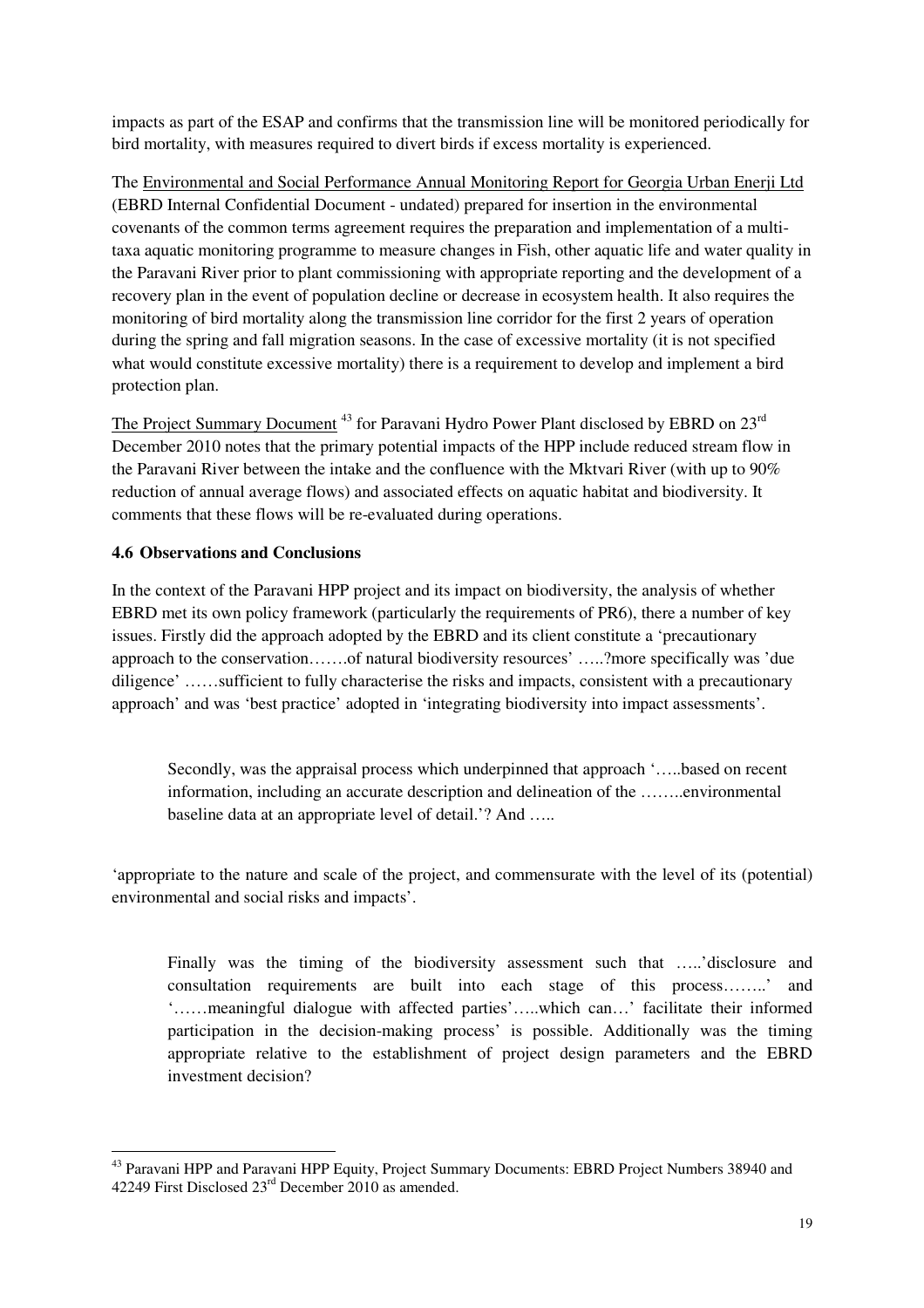impacts as part of the ESAP and confirms that the transmission line will be monitored periodically for bird mortality, with measures required to divert birds if excess mortality is experienced.

The <u>Environmental and Social Performance Annual Monitoring Report for Georgia Urban Enerji Ltd</u> (EBRD Internal Confidential Document - undated) prepared for insertion in the environmental covenants of the common terms agreement requires the preparation and implementation of a multi-taxa aquatic monitoring programme to measure changes in Fish, other aquatic life and water quality in the Paravani River prior to plant commissioning with appropriate reporting and the development of a recovery plan in the event of population decline or decrease in ecosystem health. It also requires the monitoring of bird mortality along the transmission line corridor for the first 2 years of operation during the spring and fall migration seasons. In the case of excessive mortality (it is not specified what would constitute excessive mortality) there is a requirement to develop and implement a bird protection plan.

<u>The Project Summary Document</u> [43] for Paravani Hydro Power Plant disclosed by EBRD on 23rd December 2010 notes that the primary potential impacts of the HPP include reduced stream flow in the Paravani River between the intake and the confluence with the Mktvari River (with up to 90% reduction of annual average flows) and associated effects on aquatic habitat and biodiversity. It comments that these flows will be re-evaluated during operations.

### 4.6 Observations and Conclusions

In the context of the Paravani HPP project and its impact on biodiversity, the analysis of whether EBRD met its own policy framework (particularly the requirements of PR6), there a number of key issues. Firstly did the approach adopted by the EBRD and its client constitute a 'precautionary approach to the conservation…….of natural biodiversity resources' …..?more specifically was 'due diligence' ……sufficient to fully characterise the risks and impacts, consistent with a precautionary approach' and was 'best practice' adopted in 'integrating biodiversity into impact assessments'.

> Secondly, was the appraisal process which underpinned that approach '…..based on recent information, including an accurate description and delineation of the ……..environmental baseline data at an appropriate level of detail.'? And …..

'appropriate to the nature and scale of the project, and commensurate with the level of its (potential) environmental and social risks and impacts'.

> Finally was the timing of the biodiversity assessment such that …..'disclosure and consultation requirements are built into each stage of this process……..' and '……meaningful dialogue with affected parties'…..which can…' facilitate their informed participation in the decision-making process' is possible. Additionally was the timing appropriate relative to the establishment of project design parameters and the EBRD investment decision?

---

[43] Paravani HPP and Paravani HPP Equity, Project Summary Documents: EBRD Project Numbers 38940 and 42249 First Disclosed 23rd December 2010 as amended.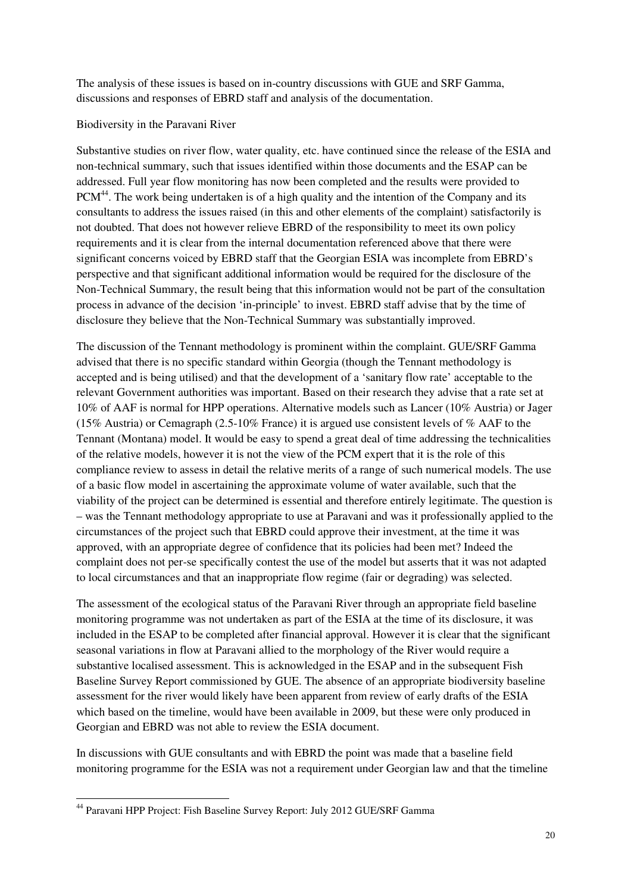The analysis of these issues is based on in-country discussions with GUE and SRF Gamma, discussions and responses of EBRD staff and analysis of the documentation.

Biodiversity in the Paravani River

Substantive studies on river flow, water quality, etc. have continued since the release of the ESIA and non-technical summary, such that issues identified within those documents and the ESAP can be addressed. Full year flow monitoring has now been completed and the results were provided to PCM[44]. The work being undertaken is of a high quality and the intention of the Company and its consultants to address the issues raised (in this and other elements of the complaint) satisfactorily is not doubted. That does not however relieve EBRD of the responsibility to meet its own policy requirements and it is clear from the internal documentation referenced above that there were significant concerns voiced by EBRD staff that the Georgian ESIA was incomplete from EBRD's perspective and that significant additional information would be required for the disclosure of the Non-Technical Summary, the result being that this information would not be part of the consultation process in advance of the decision 'in-principle' to invest. EBRD staff advise that by the time of disclosure they believe that the Non-Technical Summary was substantially improved.

The discussion of the Tennant methodology is prominent within the complaint. GUE/SRF Gamma advised that there is no specific standard within Georgia (though the Tennant methodology is accepted and is being utilised) and that the development of a 'sanitary flow rate' acceptable to the relevant Government authorities was important. Based on their research they advise that a rate set at 10% of AAF is normal for HPP operations. Alternative models such as Lancer (10% Austria) or Jager (15% Austria) or Cemagraph (2.5-10% France) it is argued use consistent levels of % AAF to the Tennant (Montana) model. It would be easy to spend a great deal of time addressing the technicalities of the relative models, however it is not the view of the PCM expert that it is the role of this compliance review to assess in detail the relative merits of a range of such numerical models. The use of a basic flow model in ascertaining the approximate volume of water available, such that the viability of the project can be determined is essential and therefore entirely legitimate. The question is – was the Tennant methodology appropriate to use at Paravani and was it professionally applied to the circumstances of the project such that EBRD could approve their investment, at the time it was approved, with an appropriate degree of confidence that its policies had been met? Indeed the complaint does not per-se specifically contest the use of the model but asserts that it was not adapted to local circumstances and that an inappropriate flow regime (fair or degrading) was selected.

The assessment of the ecological status of the Paravani River through an appropriate field baseline monitoring programme was not undertaken as part of the ESIA at the time of its disclosure, it was included in the ESAP to be completed after financial approval. However it is clear that the significant seasonal variations in flow at Paravani allied to the morphology of the River would require a substantive localised assessment. This is acknowledged in the ESAP and in the subsequent Fish Baseline Survey Report commissioned by GUE. The absence of an appropriate biodiversity baseline assessment for the river would likely have been apparent from review of early drafts of the ESIA which based on the timeline, would have been available in 2009, but these were only produced in Georgian and EBRD was not able to review the ESIA document.

In discussions with GUE consultants and with EBRD the point was made that a baseline field monitoring programme for the ESIA was not a requirement under Georgian law and that the timeline

---

[44] Paravani HPP Project: Fish Baseline Survey Report: July 2012 GUE/SRF Gamma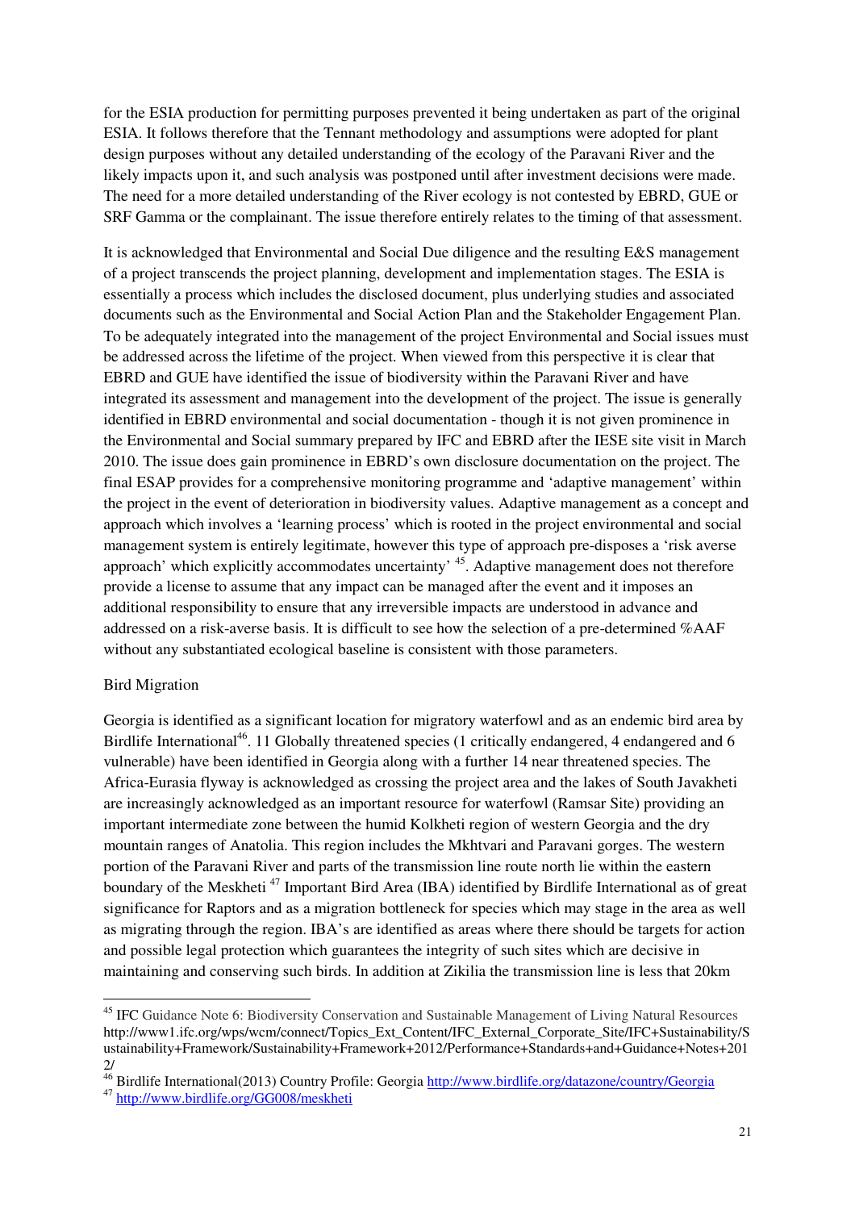for the ESIA production for permitting purposes prevented it being undertaken as part of the original ESIA. It follows therefore that the Tennant methodology and assumptions were adopted for plant design purposes without any detailed understanding of the ecology of the Paravani River and the likely impacts upon it, and such analysis was postponed until after investment decisions were made. The need for a more detailed understanding of the River ecology is not contested by EBRD, GUE or SRF Gamma or the complainant. The issue therefore entirely relates to the timing of that assessment.

It is acknowledged that Environmental and Social Due diligence and the resulting E&S management of a project transcends the project planning, development and implementation stages. The ESIA is essentially a process which includes the disclosed document, plus underlying studies and associated documents such as the Environmental and Social Action Plan and the Stakeholder Engagement Plan. To be adequately integrated into the management of the project Environmental and Social issues must be addressed across the lifetime of the project. When viewed from this perspective it is clear that EBRD and GUE have identified the issue of biodiversity within the Paravani River and have integrated its assessment and management into the development of the project. The issue is generally identified in EBRD environmental and social documentation - though it is not given prominence in the Environmental and Social summary prepared by IFC and EBRD after the IESE site visit in March 2010. The issue does gain prominence in EBRD's own disclosure documentation on the project. The final ESAP provides for a comprehensive monitoring programme and 'adaptive management' within the project in the event of deterioration in biodiversity values. Adaptive management as a concept and approach which involves a 'learning process' which is rooted in the project environmental and social management system is entirely legitimate, however this type of approach pre-disposes a 'risk averse approach' which explicitly accommodates uncertainty' [45]. Adaptive management does not therefore provide a license to assume that any impact can be managed after the event and it imposes an additional responsibility to ensure that any irreversible impacts are understood in advance and addressed on a risk-averse basis. It is difficult to see how the selection of a pre-determined %AAF without any substantiated ecological baseline is consistent with those parameters.

Bird Migration

Georgia is identified as a significant location for migratory waterfowl and as an endemic bird area by Birdlife International[46]. 11 Globally threatened species (1 critically endangered, 4 endangered and 6 vulnerable) have been identified in Georgia along with a further 14 near threatened species. The Africa-Eurasia flyway is acknowledged as crossing the project area and the lakes of South Javakheti are increasingly acknowledged as an important resource for waterfowl (Ramsar Site) providing an important intermediate zone between the humid Kolkheti region of western Georgia and the dry mountain ranges of Anatolia. This region includes the Mkhtvari and Paravani gorges. The western portion of the Paravani River and parts of the transmission line route north lie within the eastern boundary of the Meskheti [47] Important Bird Area (IBA) identified by Birdlife International as of great significance for Raptors and as a migration bottleneck for species which may stage in the area as well as migrating through the region. IBA's are identified as areas where there should be targets for action and possible legal protection which guarantees the integrity of such sites which are decisive in maintaining and conserving such birds. In addition at Zikilia the transmission line is less that 20km

---

[45] IFC Guidance Note 6: Biodiversity Conservation and Sustainable Management of Living Natural Resources http://www1.ifc.org/wps/wcm/connect/Topics_Ext_Content/IFC_External_Corporate_Site/IFC+Sustainability/Sustainability+Framework/Sustainability+Framework+2012/Performance+Standards+and+Guidance+Notes+2012/

[46] Birdlife International(2013) Country Profile: Georgia http://www.birdlife.org/datazone/country/Georgia

[47] http://www.birdlife.org/GG008/meskheti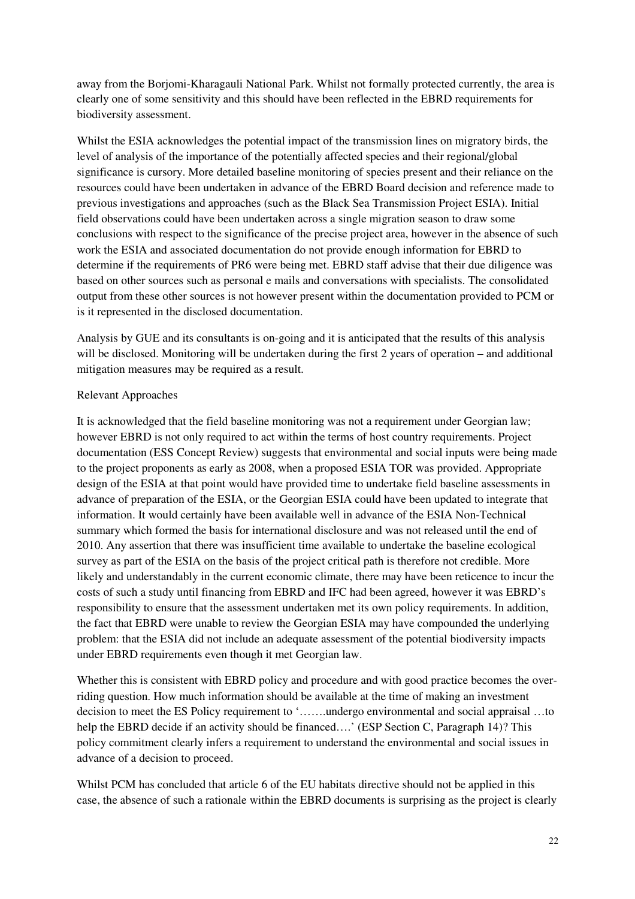away from the Borjomi-Kharagauli National Park. Whilst not formally protected currently, the area is clearly one of some sensitivity and this should have been reflected in the EBRD requirements for biodiversity assessment.

Whilst the ESIA acknowledges the potential impact of the transmission lines on migratory birds, the level of analysis of the importance of the potentially affected species and their regional/global significance is cursory. More detailed baseline monitoring of species present and their reliance on the resources could have been undertaken in advance of the EBRD Board decision and reference made to previous investigations and approaches (such as the Black Sea Transmission Project ESIA). Initial field observations could have been undertaken across a single migration season to draw some conclusions with respect to the significance of the precise project area, however in the absence of such work the ESIA and associated documentation do not provide enough information for EBRD to determine if the requirements of PR6 were being met. EBRD staff advise that their due diligence was based on other sources such as personal e mails and conversations with specialists. The consolidated output from these other sources is not however present within the documentation provided to PCM or is it represented in the disclosed documentation.

Analysis by GUE and its consultants is on-going and it is anticipated that the results of this analysis will be disclosed. Monitoring will be undertaken during the first 2 years of operation – and additional mitigation measures may be required as a result.

Relevant Approaches

It is acknowledged that the field baseline monitoring was not a requirement under Georgian law; however EBRD is not only required to act within the terms of host country requirements. Project documentation (ESS Concept Review) suggests that environmental and social inputs were being made to the project proponents as early as 2008, when a proposed ESIA TOR was provided. Appropriate design of the ESIA at that point would have provided time to undertake field baseline assessments in advance of preparation of the ESIA, or the Georgian ESIA could have been updated to integrate that information. It would certainly have been available well in advance of the ESIA Non-Technical summary which formed the basis for international disclosure and was not released until the end of 2010. Any assertion that there was insufficient time available to undertake the baseline ecological survey as part of the ESIA on the basis of the project critical path is therefore not credible. More likely and understandably in the current economic climate, there may have been reticence to incur the costs of such a study until financing from EBRD and IFC had been agreed, however it was EBRD's responsibility to ensure that the assessment undertaken met its own policy requirements. In addition, the fact that EBRD were unable to review the Georgian ESIA may have compounded the underlying problem: that the ESIA did not include an adequate assessment of the potential biodiversity impacts under EBRD requirements even though it met Georgian law.

Whether this is consistent with EBRD policy and procedure and with good practice becomes the over-riding question. How much information should be available at the time of making an investment decision to meet the ES Policy requirement to '…….undergo environmental and social appraisal …to help the EBRD decide if an activity should be financed….' (ESP Section C, Paragraph 14)? This policy commitment clearly infers a requirement to understand the environmental and social issues in advance of a decision to proceed.

Whilst PCM has concluded that article 6 of the EU habitats directive should not be applied in this case, the absence of such a rationale within the EBRD documents is surprising as the project is clearly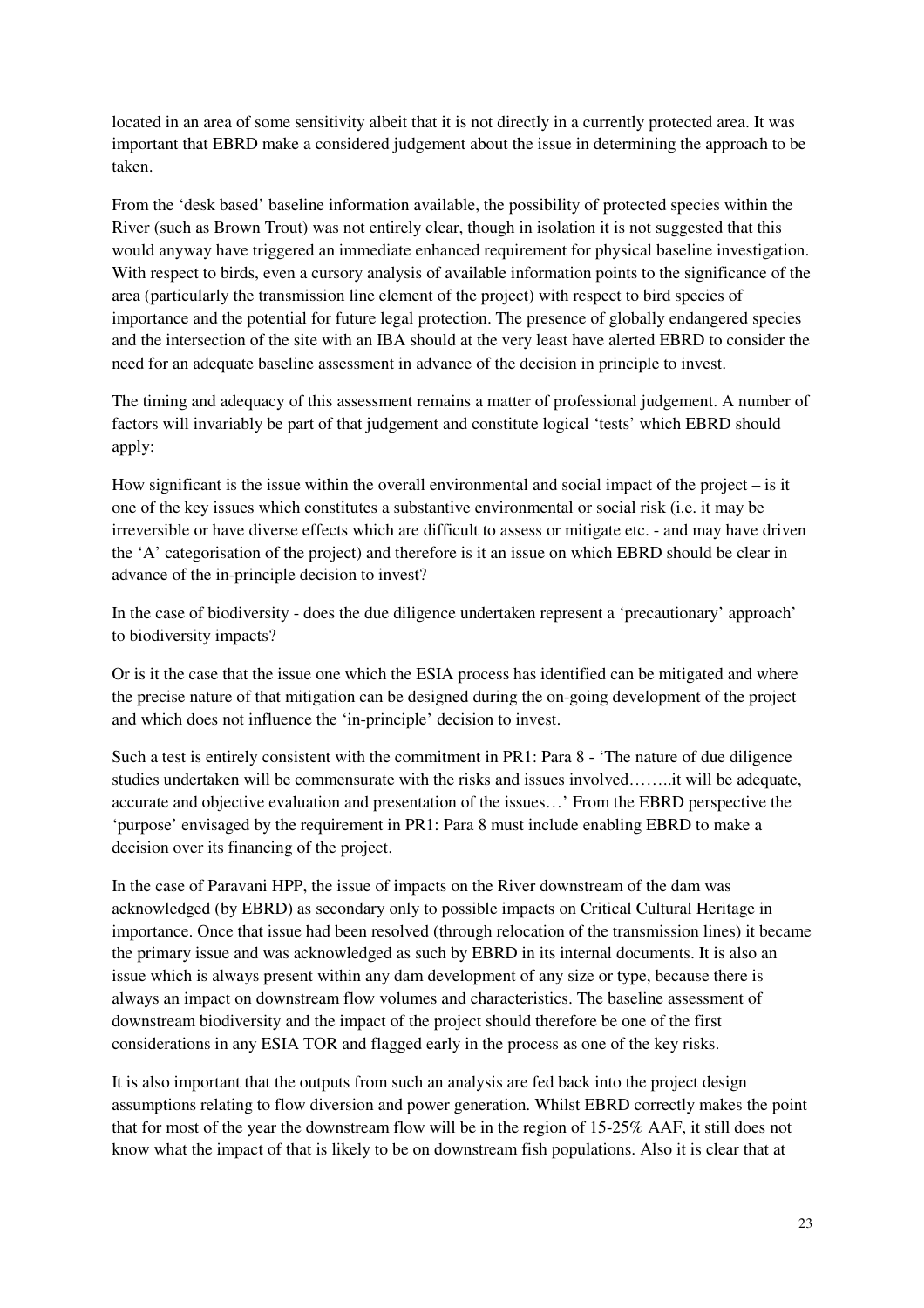located in an area of some sensitivity albeit that it is not directly in a currently protected area. It was important that EBRD make a considered judgement about the issue in determining the approach to be taken.

From the 'desk based' baseline information available, the possibility of protected species within the River (such as Brown Trout) was not entirely clear, though in isolation it is not suggested that this would anyway have triggered an immediate enhanced requirement for physical baseline investigation. With respect to birds, even a cursory analysis of available information points to the significance of the area (particularly the transmission line element of the project) with respect to bird species of importance and the potential for future legal protection. The presence of globally endangered species and the intersection of the site with an IBA should at the very least have alerted EBRD to consider the need for an adequate baseline assessment in advance of the decision in principle to invest.

The timing and adequacy of this assessment remains a matter of professional judgement. A number of factors will invariably be part of that judgement and constitute logical 'tests' which EBRD should apply:

How significant is the issue within the overall environmental and social impact of the project – is it one of the key issues which constitutes a substantive environmental or social risk (i.e. it may be irreversible or have diverse effects which are difficult to assess or mitigate etc. - and may have driven the 'A' categorisation of the project) and therefore is it an issue on which EBRD should be clear in advance of the in-principle decision to invest?

In the case of biodiversity - does the due diligence undertaken represent a 'precautionary' approach' to biodiversity impacts?

Or is it the case that the issue one which the ESIA process has identified can be mitigated and where the precise nature of that mitigation can be designed during the on-going development of the project and which does not influence the 'in-principle' decision to invest.

Such a test is entirely consistent with the commitment in PR1: Para 8 - 'The nature of due diligence studies undertaken will be commensurate with the risks and issues involved……..it will be adequate, accurate and objective evaluation and presentation of the issues…' From the EBRD perspective the 'purpose' envisaged by the requirement in PR1: Para 8 must include enabling EBRD to make a decision over its financing of the project.

In the case of Paravani HPP, the issue of impacts on the River downstream of the dam was acknowledged (by EBRD) as secondary only to possible impacts on Critical Cultural Heritage in importance. Once that issue had been resolved (through relocation of the transmission lines) it became the primary issue and was acknowledged as such by EBRD in its internal documents. It is also an issue which is always present within any dam development of any size or type, because there is always an impact on downstream flow volumes and characteristics. The baseline assessment of downstream biodiversity and the impact of the project should therefore be one of the first considerations in any ESIA TOR and flagged early in the process as one of the key risks.

It is also important that the outputs from such an analysis are fed back into the project design assumptions relating to flow diversion and power generation. Whilst EBRD correctly makes the point that for most of the year the downstream flow will be in the region of 15-25% AAF, it still does not know what the impact of that is likely to be on downstream fish populations. Also it is clear that at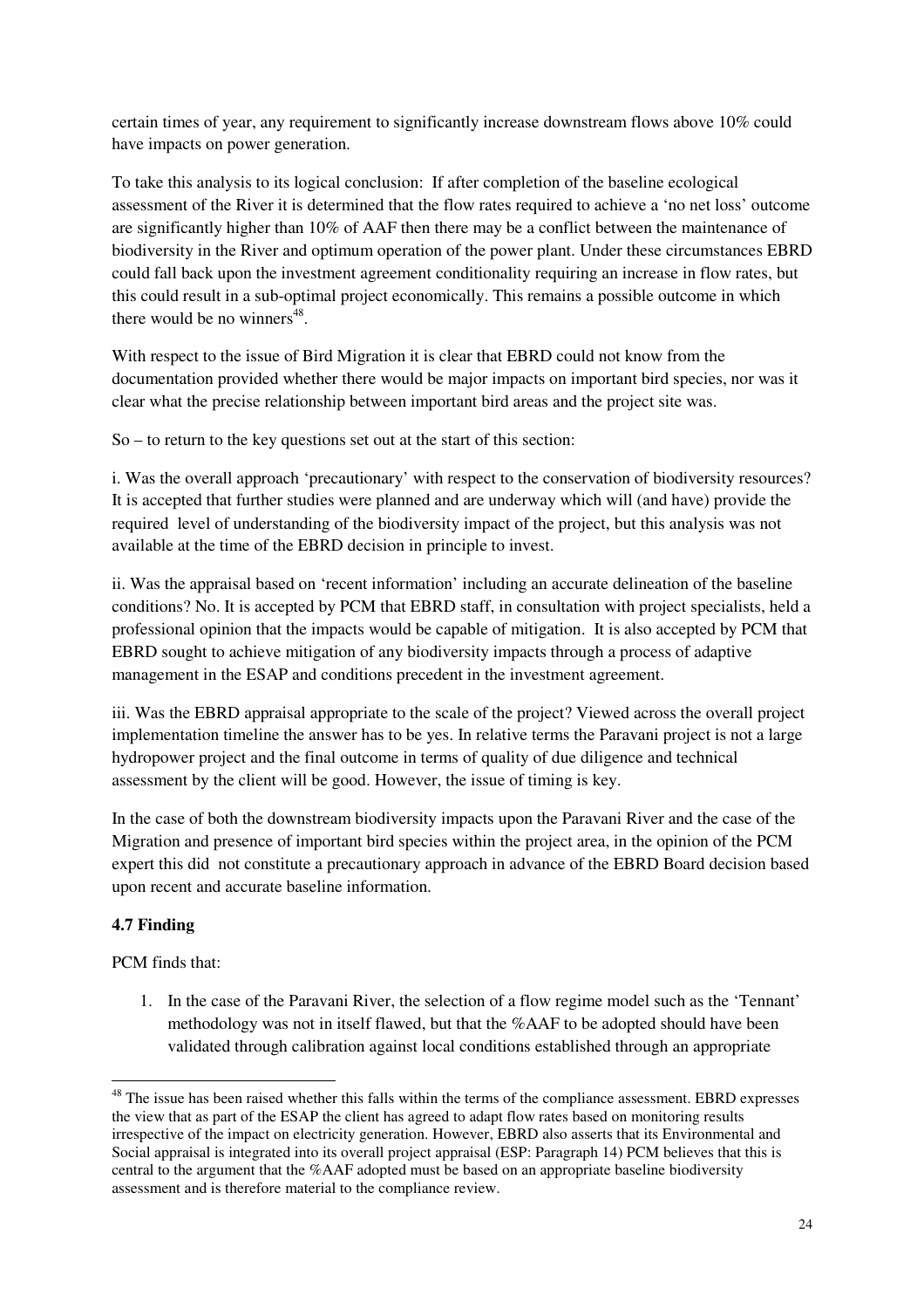certain times of year, any requirement to significantly increase downstream flows above 10% could have impacts on power generation.

To take this analysis to its logical conclusion: If after completion of the baseline ecological assessment of the River it is determined that the flow rates required to achieve a 'no net loss' outcome are significantly higher than 10% of AAF then there may be a conflict between the maintenance of biodiversity in the River and optimum operation of the power plant. Under these circumstances EBRD could fall back upon the investment agreement conditionality requiring an increase in flow rates, but this could result in a sub-optimal project economically. This remains a possible outcome in which there would be no winners[48].

With respect to the issue of Bird Migration it is clear that EBRD could not know from the documentation provided whether there would be major impacts on important bird species, nor was it clear what the precise relationship between important bird areas and the project site was.

So – to return to the key questions set out at the start of this section:

i. Was the overall approach 'precautionary' with respect to the conservation of biodiversity resources? It is accepted that further studies were planned and are underway which will (and have) provide the required level of understanding of the biodiversity impact of the project, but this analysis was not available at the time of the EBRD decision in principle to invest.

ii. Was the appraisal based on 'recent information' including an accurate delineation of the baseline conditions? No. It is accepted by PCM that EBRD staff, in consultation with project specialists, held a professional opinion that the impacts would be capable of mitigation. It is also accepted by PCM that EBRD sought to achieve mitigation of any biodiversity impacts through a process of adaptive management in the ESAP and conditions precedent in the investment agreement.

iii. Was the EBRD appraisal appropriate to the scale of the project? Viewed across the overall project implementation timeline the answer has to be yes. In relative terms the Paravani project is not a large hydropower project and the final outcome in terms of quality of due diligence and technical assessment by the client will be good. However, the issue of timing is key.

In the case of both the downstream biodiversity impacts upon the Paravani River and the case of the Migration and presence of important bird species within the project area, in the opinion of the PCM expert this did not constitute a precautionary approach in advance of the EBRD Board decision based upon recent and accurate baseline information.

### 4.7 Finding

PCM finds that:

1. In the case of the Paravani River, the selection of a flow regime model such as the 'Tennant' methodology was not in itself flawed, but that the %AAF to be adopted should have been validated through calibration against local conditions established through an appropriate

---

[48] The issue has been raised whether this falls within the terms of the compliance assessment. EBRD expresses the view that as part of the ESAP the client has agreed to adapt flow rates based on monitoring results irrespective of the impact on electricity generation. However, EBRD also asserts that its Environmental and Social appraisal is integrated into its overall project appraisal (ESP: Paragraph 14) PCM believes that this is central to the argument that the %AAF adopted must be based on an appropriate baseline biodiversity assessment and is therefore material to the compliance review.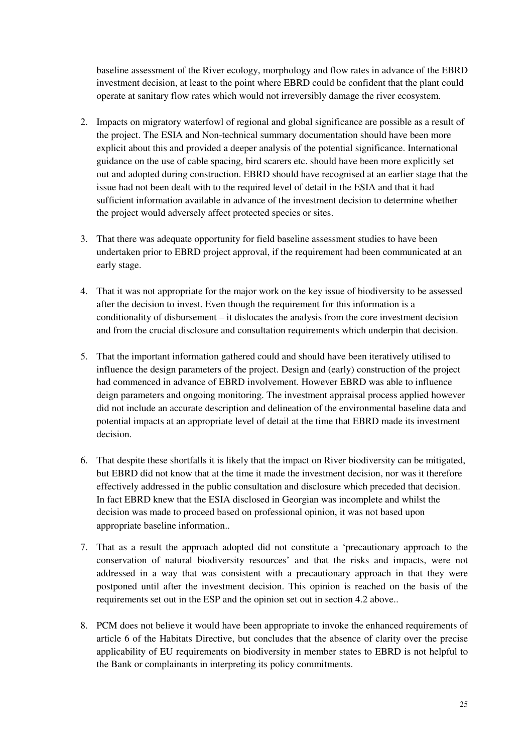baseline assessment of the River ecology, morphology and flow rates in advance of the EBRD investment decision, at least to the point where EBRD could be confident that the plant could operate at sanitary flow rates which would not irreversibly damage the river ecosystem.

2. Impacts on migratory waterfowl of regional and global significance are possible as a result of the project. The ESIA and Non-technical summary documentation should have been more explicit about this and provided a deeper analysis of the potential significance. International guidance on the use of cable spacing, bird scarers etc. should have been more explicitly set out and adopted during construction. EBRD should have recognised at an earlier stage that the issue had not been dealt with to the required level of detail in the ESIA and that it had sufficient information available in advance of the investment decision to determine whether the project would adversely affect protected species or sites.

3. That there was adequate opportunity for field baseline assessment studies to have been undertaken prior to EBRD project approval, if the requirement had been communicated at an early stage.

4. That it was not appropriate for the major work on the key issue of biodiversity to be assessed after the decision to invest. Even though the requirement for this information is a conditionality of disbursement – it dislocates the analysis from the core investment decision and from the crucial disclosure and consultation requirements which underpin that decision.

5. That the important information gathered could and should have been iteratively utilised to influence the design parameters of the project. Design and (early) construction of the project had commenced in advance of EBRD involvement. However EBRD was able to influence deign parameters and ongoing monitoring. The investment appraisal process applied however did not include an accurate description and delineation of the environmental baseline data and potential impacts at an appropriate level of detail at the time that EBRD made its investment decision.

6. That despite these shortfalls it is likely that the impact on River biodiversity can be mitigated, but EBRD did not know that at the time it made the investment decision, nor was it therefore effectively addressed in the public consultation and disclosure which preceded that decision. In fact EBRD knew that the ESIA disclosed in Georgian was incomplete and whilst the decision was made to proceed based on professional opinion, it was not based upon appropriate baseline information..

7. That as a result the approach adopted did not constitute a 'precautionary approach to the conservation of natural biodiversity resources' and that the risks and impacts, were not addressed in a way that was consistent with a precautionary approach in that they were postponed until after the investment decision. This opinion is reached on the basis of the requirements set out in the ESP and the opinion set out in section 4.2 above..

8. PCM does not believe it would have been appropriate to invoke the enhanced requirements of article 6 of the Habitats Directive, but concludes that the absence of clarity over the precise applicability of EU requirements on biodiversity in member states to EBRD is not helpful to the Bank or complainants in interpreting its policy commitments.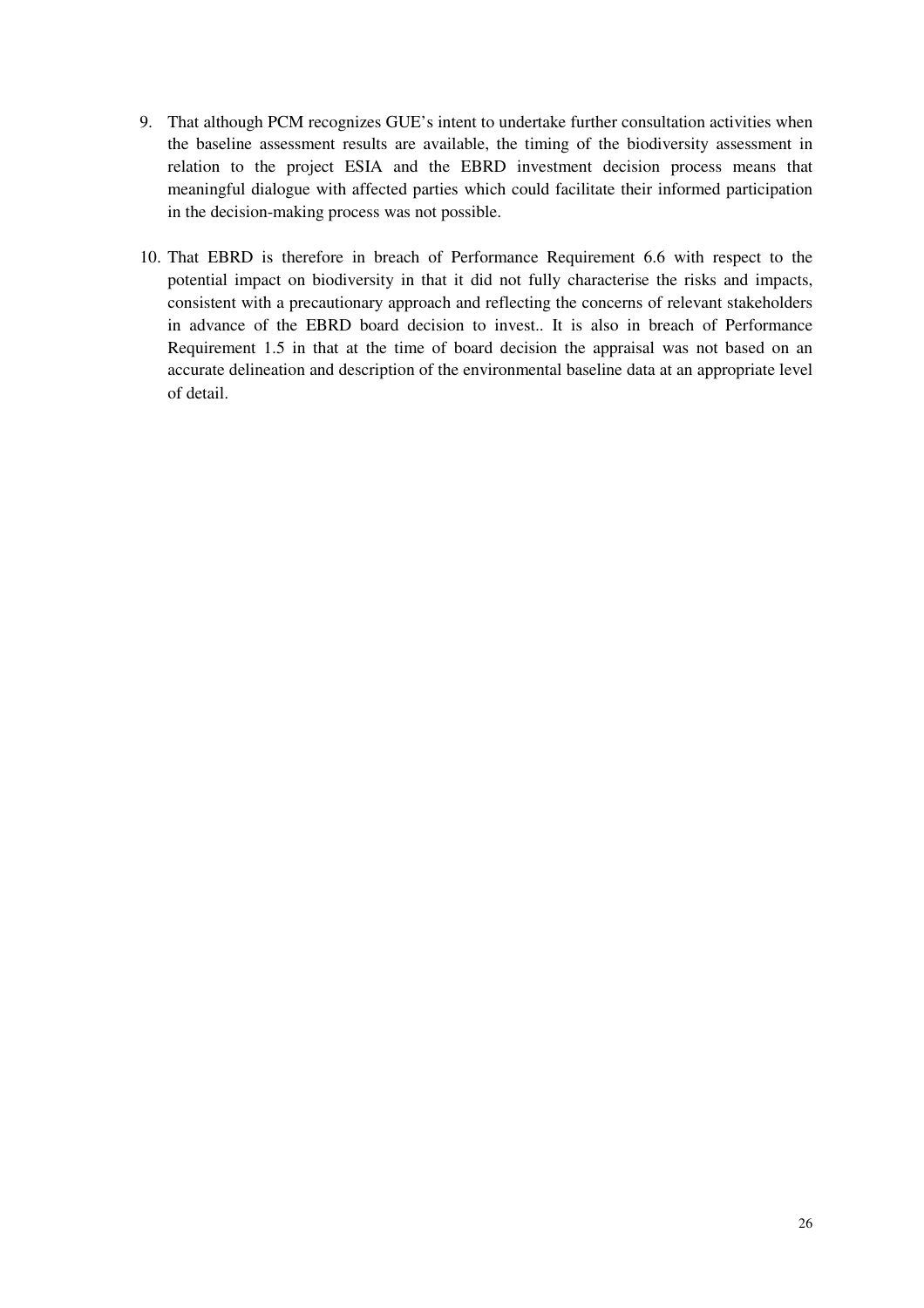9. That although PCM recognizes GUE's intent to undertake further consultation activities when the baseline assessment results are available, the timing of the biodiversity assessment in relation to the project ESIA and the EBRD investment decision process means that meaningful dialogue with affected parties which could facilitate their informed participation in the decision-making process was not possible.

10. That EBRD is therefore in breach of Performance Requirement 6.6 with respect to the potential impact on biodiversity in that it did not fully characterise the risks and impacts, consistent with a precautionary approach and reflecting the concerns of relevant stakeholders in advance of the EBRD board decision to invest.. It is also in breach of Performance Requirement 1.5 in that at the time of board decision the appraisal was not based on an accurate delineation and description of the environmental baseline data at an appropriate level of detail.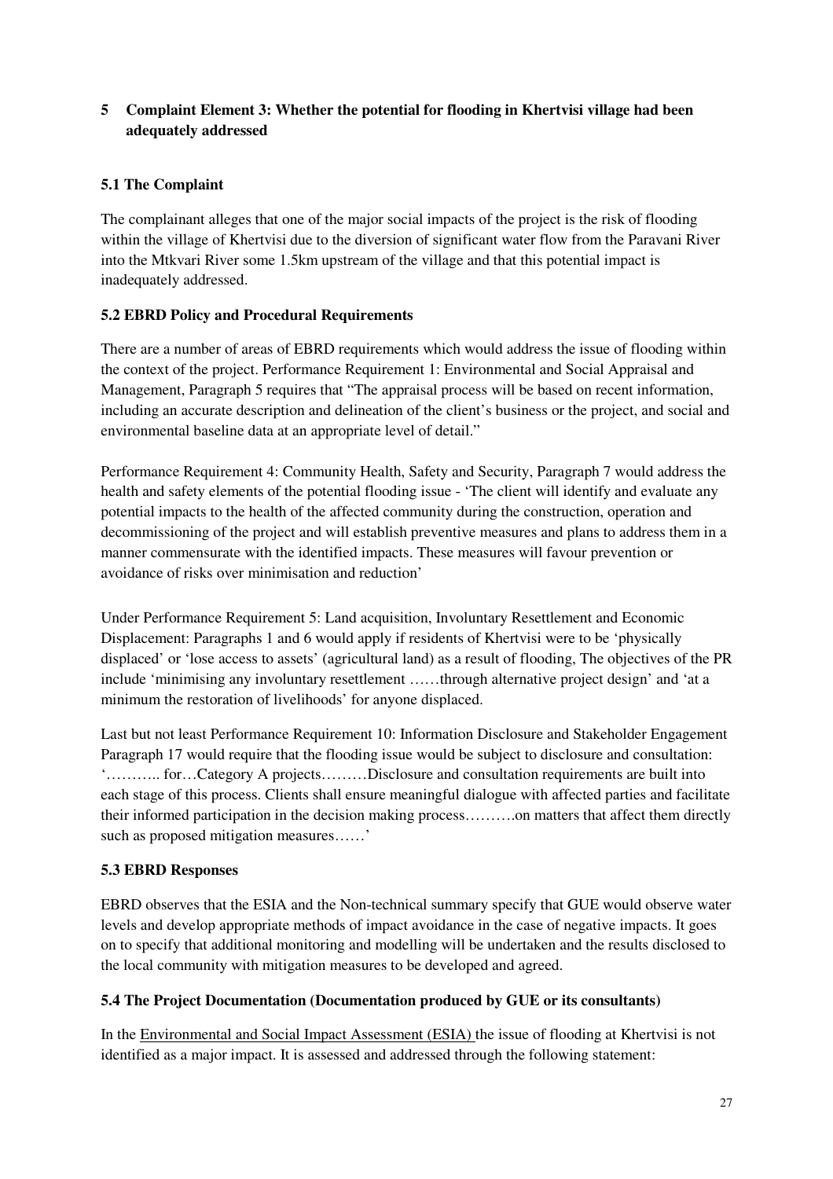## 5 Complaint Element 3: Whether the potential for flooding in Khertvisi village had been adequately addressed

### 5.1 The Complaint

The complainant alleges that one of the major social impacts of the project is the risk of flooding within the village of Khertvisi due to the diversion of significant water flow from the Paravani River into the Mtkvari River some 1.5km upstream of the village and that this potential impact is inadequately addressed.

### 5.2 EBRD Policy and Procedural Requirements

There are a number of areas of EBRD requirements which would address the issue of flooding within the context of the project. Performance Requirement 1: Environmental and Social Appraisal and Management, Paragraph 5 requires that "The appraisal process will be based on recent information, including an accurate description and delineation of the client's business or the project, and social and environmental baseline data at an appropriate level of detail."

Performance Requirement 4: Community Health, Safety and Security, Paragraph 7 would address the health and safety elements of the potential flooding issue - 'The client will identify and evaluate any potential impacts to the health of the affected community during the construction, operation and decommissioning of the project and will establish preventive measures and plans to address them in a manner commensurate with the identified impacts. These measures will favour prevention or avoidance of risks over minimisation and reduction'

Under Performance Requirement 5: Land acquisition, Involuntary Resettlement and Economic Displacement: Paragraphs 1 and 6 would apply if residents of Khertvisi were to be 'physically displaced' or 'lose access to assets' (agricultural land) as a result of flooding, The objectives of the PR include 'minimising any involuntary resettlement ……through alternative project design' and 'at a minimum the restoration of livelihoods' for anyone displaced.

Last but not least Performance Requirement 10: Information Disclosure and Stakeholder Engagement Paragraph 17 would require that the flooding issue would be subject to disclosure and consultation: '……….. for…Category A projects………Disclosure and consultation requirements are built into each stage of this process. Clients shall ensure meaningful dialogue with affected parties and facilitate their informed participation in the decision making process……….on matters that affect them directly such as proposed mitigation measures……'

### 5.3 EBRD Responses

EBRD observes that the ESIA and the Non-technical summary specify that GUE would observe water levels and develop appropriate methods of impact avoidance in the case of negative impacts. It goes on to specify that additional monitoring and modelling will be undertaken and the results disclosed to the local community with mitigation measures to be developed and agreed.

### 5.4 The Project Documentation (Documentation produced by GUE or its consultants)

In the Environmental and Social Impact Assessment (ESIA) the issue of flooding at Khertvisi is not identified as a major impact. It is assessed and addressed through the following statement: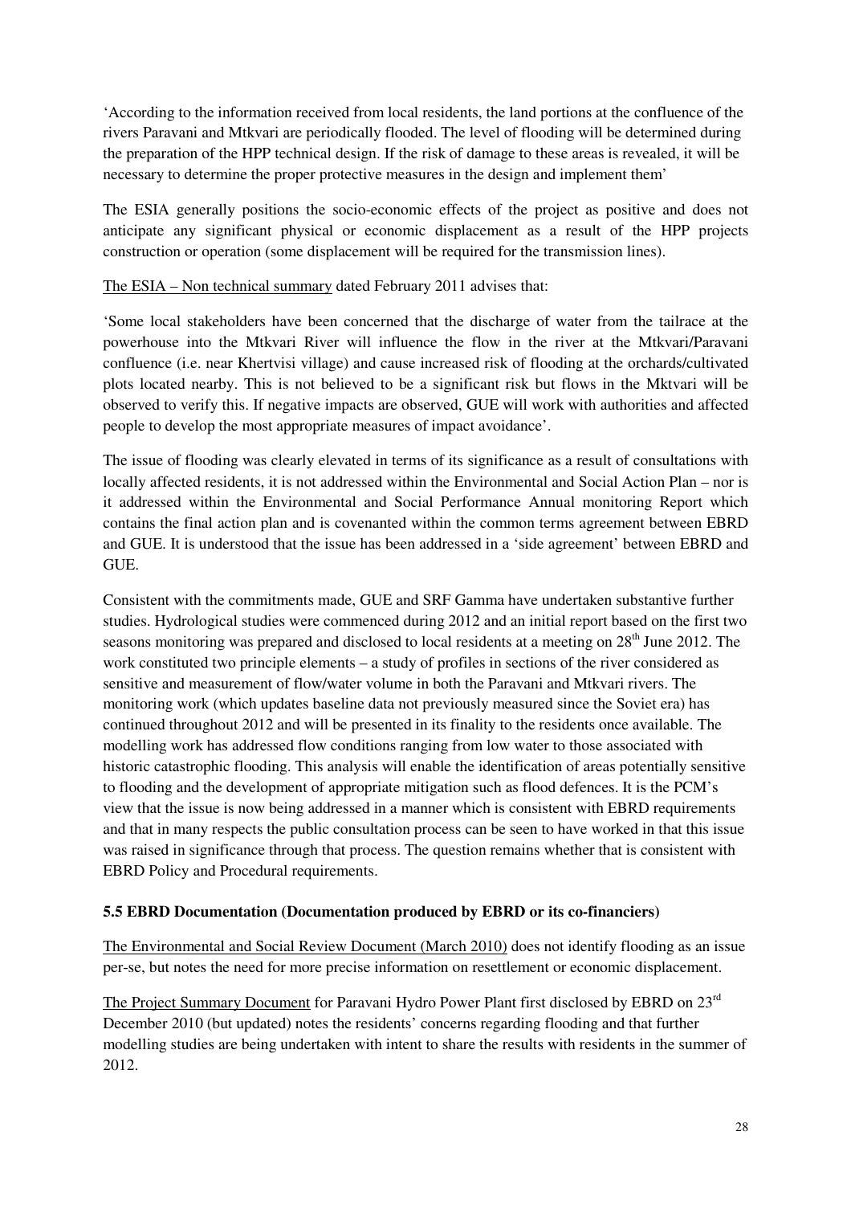'According to the information received from local residents, the land portions at the confluence of the rivers Paravani and Mtkvari are periodically flooded. The level of flooding will be determined during the preparation of the HPP technical design. If the risk of damage to these areas is revealed, it will be necessary to determine the proper protective measures in the design and implement them'

The ESIA generally positions the socio-economic effects of the project as positive and does not anticipate any significant physical or economic displacement as a result of the HPP projects construction or operation (some displacement will be required for the transmission lines).

The ESIA – Non technical summary dated February 2011 advises that:

'Some local stakeholders have been concerned that the discharge of water from the tailrace at the powerhouse into the Mtkvari River will influence the flow in the river at the Mtkvari/Paravani confluence (i.e. near Khertvisi village) and cause increased risk of flooding at the orchards/cultivated plots located nearby. This is not believed to be a significant risk but flows in the Mktvari will be observed to verify this. If negative impacts are observed, GUE will work with authorities and affected people to develop the most appropriate measures of impact avoidance'.

The issue of flooding was clearly elevated in terms of its significance as a result of consultations with locally affected residents, it is not addressed within the Environmental and Social Action Plan – nor is it addressed within the Environmental and Social Performance Annual monitoring Report which contains the final action plan and is covenanted within the common terms agreement between EBRD and GUE. It is understood that the issue has been addressed in a 'side agreement' between EBRD and GUE.

Consistent with the commitments made, GUE and SRF Gamma have undertaken substantive further studies. Hydrological studies were commenced during 2012 and an initial report based on the first two seasons monitoring was prepared and disclosed to local residents at a meeting on 28th June 2012. The work constituted two principle elements – a study of profiles in sections of the river considered as sensitive and measurement of flow/water volume in both the Paravani and Mtkvari rivers. The monitoring work (which updates baseline data not previously measured since the Soviet era) has continued throughout 2012 and will be presented in its finality to the residents once available. The modelling work has addressed flow conditions ranging from low water to those associated with historic catastrophic flooding. This analysis will enable the identification of areas potentially sensitive to flooding and the development of appropriate mitigation such as flood defences. It is the PCM's view that the issue is now being addressed in a manner which is consistent with EBRD requirements and that in many respects the public consultation process can be seen to have worked in that this issue was raised in significance through that process. The question remains whether that is consistent with EBRD Policy and Procedural requirements.

### 5.5 EBRD Documentation (Documentation produced by EBRD or its co-financiers)

The Environmental and Social Review Document (March 2010) does not identify flooding as an issue per-se, but notes the need for more precise information on resettlement or economic displacement.

The Project Summary Document for Paravani Hydro Power Plant first disclosed by EBRD on 23rd December 2010 (but updated) notes the residents' concerns regarding flooding and that further modelling studies are being undertaken with intent to share the results with residents in the summer of 2012.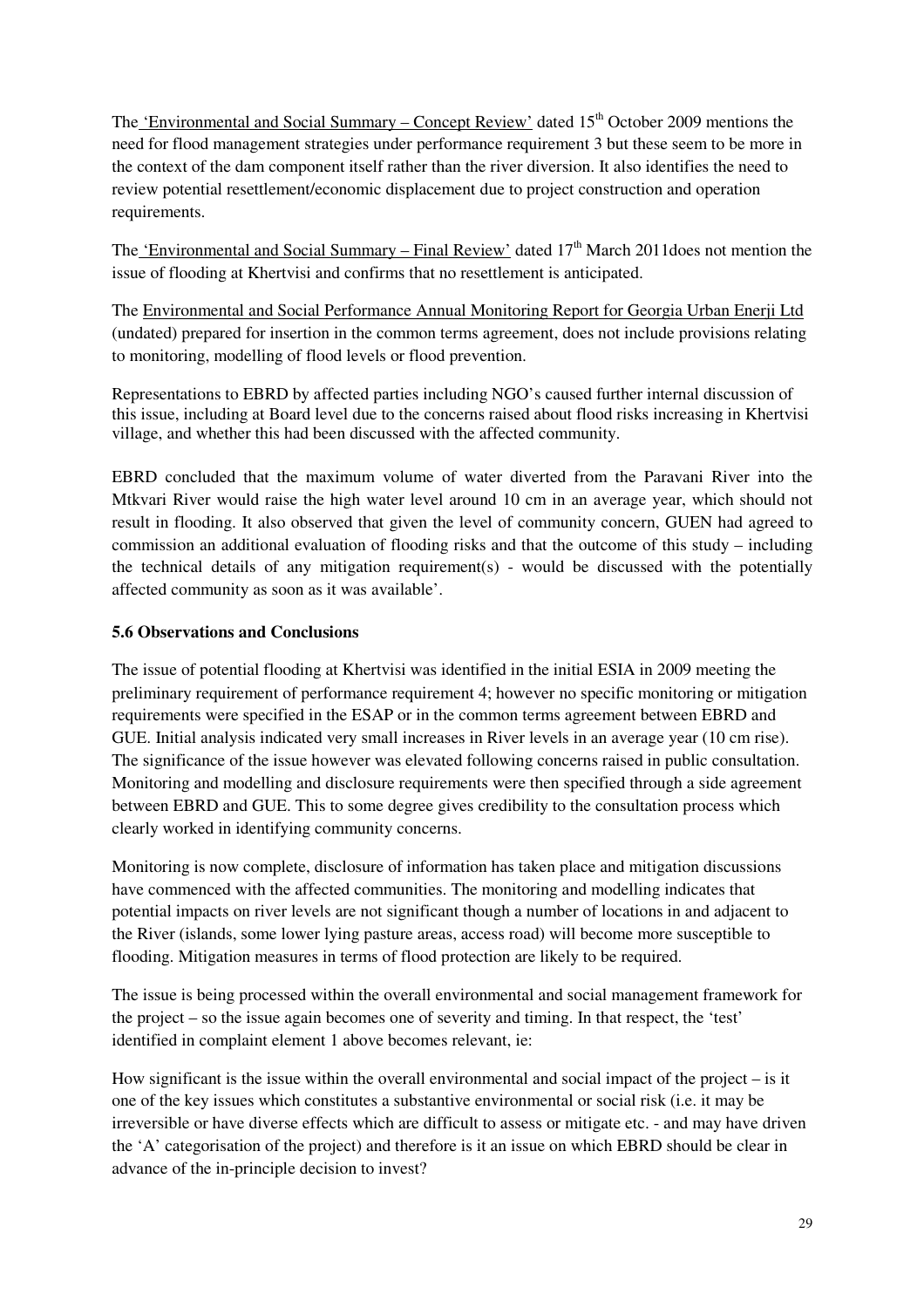The 'Environmental and Social Summary – Concept Review' dated 15th October 2009 mentions the need for flood management strategies under performance requirement 3 but these seem to be more in the context of the dam component itself rather than the river diversion. It also identifies the need to review potential resettlement/economic displacement due to project construction and operation requirements.

The 'Environmental and Social Summary – Final Review' dated 17th March 2011does not mention the issue of flooding at Khertvisi and confirms that no resettlement is anticipated.

The Environmental and Social Performance Annual Monitoring Report for Georgia Urban Enerji Ltd (undated) prepared for insertion in the common terms agreement, does not include provisions relating to monitoring, modelling of flood levels or flood prevention.

Representations to EBRD by affected parties including NGO's caused further internal discussion of this issue, including at Board level due to the concerns raised about flood risks increasing in Khertvisi village, and whether this had been discussed with the affected community.

EBRD concluded that the maximum volume of water diverted from the Paravani River into the Mtkvari River would raise the high water level around 10 cm in an average year, which should not result in flooding. It also observed that given the level of community concern, GUEN had agreed to commission an additional evaluation of flooding risks and that the outcome of this study – including the technical details of any mitigation requirement(s) - would be discussed with the potentially affected community as soon as it was available'.

### 5.6 Observations and Conclusions

The issue of potential flooding at Khertvisi was identified in the initial ESIA in 2009 meeting the preliminary requirement of performance requirement 4; however no specific monitoring or mitigation requirements were specified in the ESAP or in the common terms agreement between EBRD and GUE. Initial analysis indicated very small increases in River levels in an average year (10 cm rise). The significance of the issue however was elevated following concerns raised in public consultation. Monitoring and modelling and disclosure requirements were then specified through a side agreement between EBRD and GUE. This to some degree gives credibility to the consultation process which clearly worked in identifying community concerns.

Monitoring is now complete, disclosure of information has taken place and mitigation discussions have commenced with the affected communities. The monitoring and modelling indicates that potential impacts on river levels are not significant though a number of locations in and adjacent to the River (islands, some lower lying pasture areas, access road) will become more susceptible to flooding. Mitigation measures in terms of flood protection are likely to be required.

The issue is being processed within the overall environmental and social management framework for the project – so the issue again becomes one of severity and timing. In that respect, the 'test' identified in complaint element 1 above becomes relevant, ie:

How significant is the issue within the overall environmental and social impact of the project – is it one of the key issues which constitutes a substantive environmental or social risk (i.e. it may be irreversible or have diverse effects which are difficult to assess or mitigate etc. - and may have driven the 'A' categorisation of the project) and therefore is it an issue on which EBRD should be clear in advance of the in-principle decision to invest?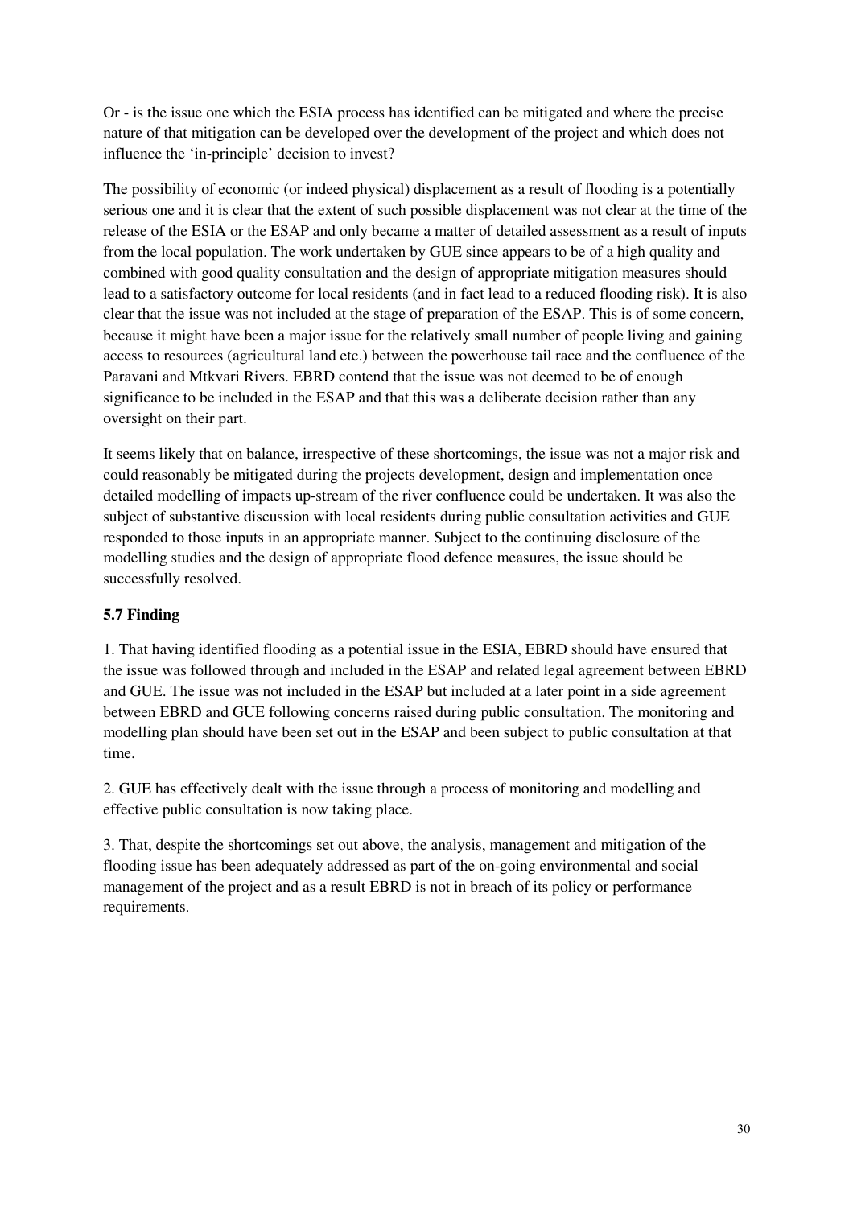Or - is the issue one which the ESIA process has identified can be mitigated and where the precise nature of that mitigation can be developed over the development of the project and which does not influence the 'in-principle' decision to invest?

The possibility of economic (or indeed physical) displacement as a result of flooding is a potentially serious one and it is clear that the extent of such possible displacement was not clear at the time of the release of the ESIA or the ESAP and only became a matter of detailed assessment as a result of inputs from the local population. The work undertaken by GUE since appears to be of a high quality and combined with good quality consultation and the design of appropriate mitigation measures should lead to a satisfactory outcome for local residents (and in fact lead to a reduced flooding risk). It is also clear that the issue was not included at the stage of preparation of the ESAP. This is of some concern, because it might have been a major issue for the relatively small number of people living and gaining access to resources (agricultural land etc.) between the powerhouse tail race and the confluence of the Paravani and Mtkvari Rivers. EBRD contend that the issue was not deemed to be of enough significance to be included in the ESAP and that this was a deliberate decision rather than any oversight on their part.

It seems likely that on balance, irrespective of these shortcomings, the issue was not a major risk and could reasonably be mitigated during the projects development, design and implementation once detailed modelling of impacts up-stream of the river confluence could be undertaken. It was also the subject of substantive discussion with local residents during public consultation activities and GUE responded to those inputs in an appropriate manner. Subject to the continuing disclosure of the modelling studies and the design of appropriate flood defence measures, the issue should be successfully resolved.

### 5.7 Finding

1. That having identified flooding as a potential issue in the ESIA, EBRD should have ensured that the issue was followed through and included in the ESAP and related legal agreement between EBRD and GUE. The issue was not included in the ESAP but included at a later point in a side agreement between EBRD and GUE following concerns raised during public consultation. The monitoring and modelling plan should have been set out in the ESAP and been subject to public consultation at that time.

2. GUE has effectively dealt with the issue through a process of monitoring and modelling and effective public consultation is now taking place.

3. That, despite the shortcomings set out above, the analysis, management and mitigation of the flooding issue has been adequately addressed as part of the on-going environmental and social management of the project and as a result EBRD is not in breach of its policy or performance requirements.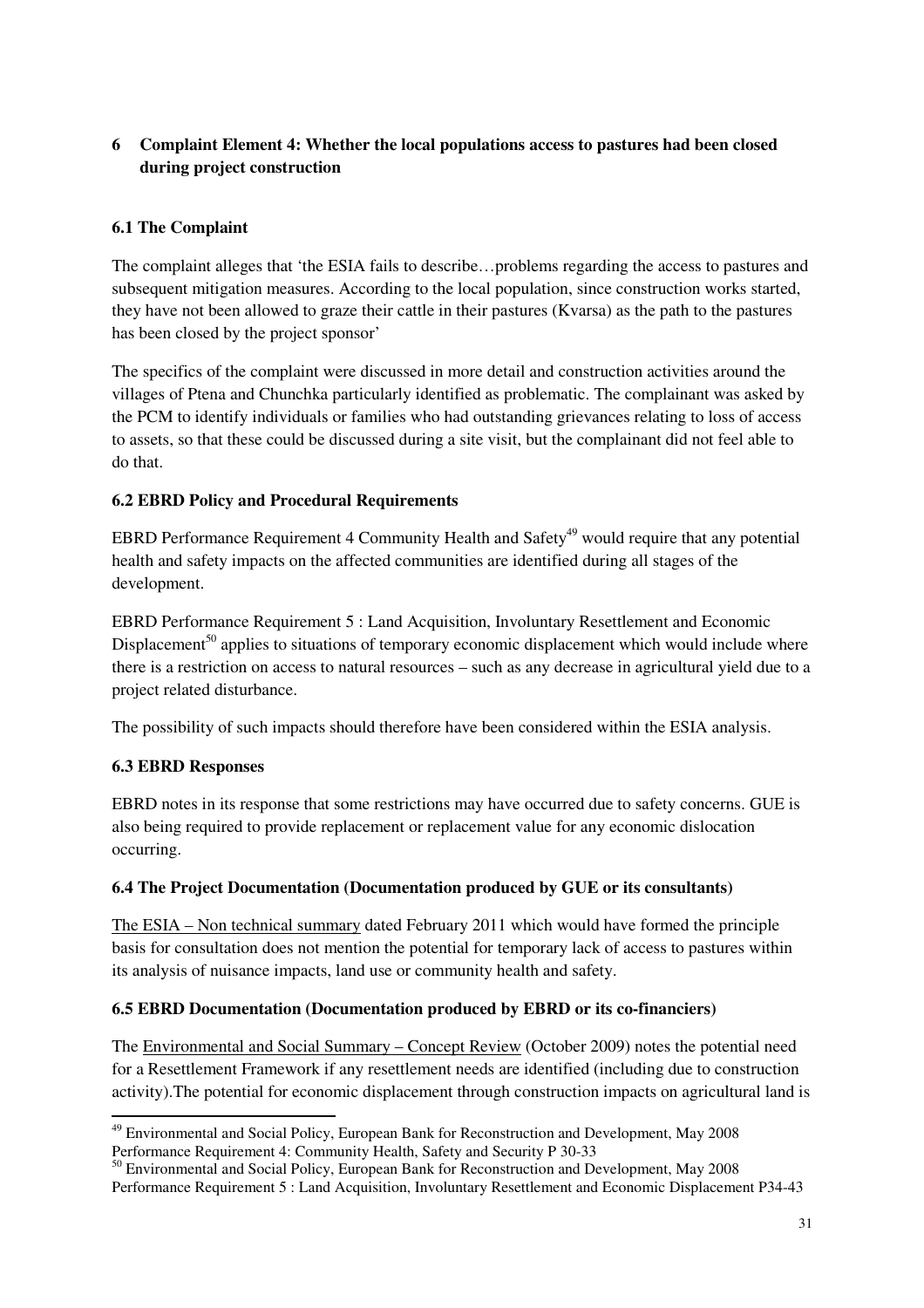## 6 Complaint Element 4: Whether the local populations access to pastures had been closed during project construction

### 6.1 The Complaint

The complaint alleges that 'the ESIA fails to describe…problems regarding the access to pastures and subsequent mitigation measures. According to the local population, since construction works started, they have not been allowed to graze their cattle in their pastures (Kvarsa) as the path to the pastures has been closed by the project sponsor'

The specifics of the complaint were discussed in more detail and construction activities around the villages of Ptena and Chunchka particularly identified as problematic. The complainant was asked by the PCM to identify individuals or families who had outstanding grievances relating to loss of access to assets, so that these could be discussed during a site visit, but the complainant did not feel able to do that.

### 6.2 EBRD Policy and Procedural Requirements

EBRD Performance Requirement 4 Community Health and Safety[49] would require that any potential health and safety impacts on the affected communities are identified during all stages of the development.

EBRD Performance Requirement 5 : Land Acquisition, Involuntary Resettlement and Economic Displacement[50] applies to situations of temporary economic displacement which would include where there is a restriction on access to natural resources – such as any decrease in agricultural yield due to a project related disturbance.

The possibility of such impacts should therefore have been considered within the ESIA analysis.

### 6.3 EBRD Responses

EBRD notes in its response that some restrictions may have occurred due to safety concerns. GUE is also being required to provide replacement or replacement value for any economic dislocation occurring.

### 6.4 The Project Documentation (Documentation produced by GUE or its consultants)

The ESIA – Non technical summary dated February 2011 which would have formed the principle basis for consultation does not mention the potential for temporary lack of access to pastures within its analysis of nuisance impacts, land use or community health and safety.

### 6.5 EBRD Documentation (Documentation produced by EBRD or its co-financiers)

The Environmental and Social Summary – Concept Review (October 2009) notes the potential need for a Resettlement Framework if any resettlement needs are identified (including due to construction activity).The potential for economic displacement through construction impacts on agricultural land is

---

[49] Environmental and Social Policy, European Bank for Reconstruction and Development, May 2008 Performance Requirement 4: Community Health, Safety and Security P 30-33

[50] Environmental and Social Policy, European Bank for Reconstruction and Development, May 2008 Performance Requirement 5 : Land Acquisition, Involuntary Resettlement and Economic Displacement P34-43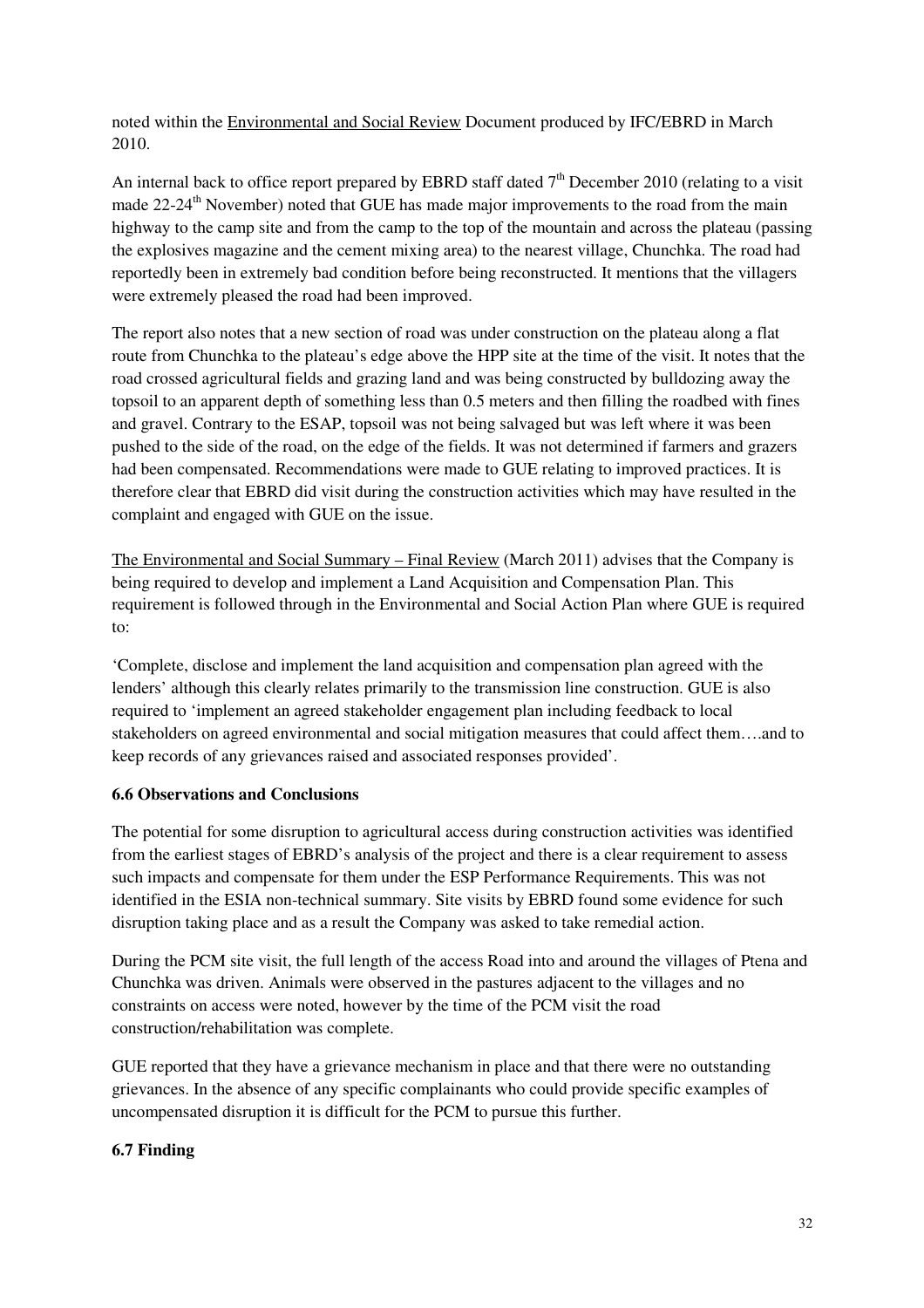noted within the Environmental and Social Review Document produced by IFC/EBRD in March 2010.

An internal back to office report prepared by EBRD staff dated 7th December 2010 (relating to a visit made 22-24th November) noted that GUE has made major improvements to the road from the main highway to the camp site and from the camp to the top of the mountain and across the plateau (passing the explosives magazine and the cement mixing area) to the nearest village, Chunchka. The road had reportedly been in extremely bad condition before being reconstructed. It mentions that the villagers were extremely pleased the road had been improved.

The report also notes that a new section of road was under construction on the plateau along a flat route from Chunchka to the plateau's edge above the HPP site at the time of the visit. It notes that the road crossed agricultural fields and grazing land and was being constructed by bulldozing away the topsoil to an apparent depth of something less than 0.5 meters and then filling the roadbed with fines and gravel. Contrary to the ESAP, topsoil was not being salvaged but was left where it was been pushed to the side of the road, on the edge of the fields. It was not determined if farmers and grazers had been compensated. Recommendations were made to GUE relating to improved practices. It is therefore clear that EBRD did visit during the construction activities which may have resulted in the complaint and engaged with GUE on the issue.

The Environmental and Social Summary – Final Review (March 2011) advises that the Company is being required to develop and implement a Land Acquisition and Compensation Plan. This requirement is followed through in the Environmental and Social Action Plan where GUE is required to:

'Complete, disclose and implement the land acquisition and compensation plan agreed with the lenders' although this clearly relates primarily to the transmission line construction. GUE is also required to 'implement an agreed stakeholder engagement plan including feedback to local stakeholders on agreed environmental and social mitigation measures that could affect them….and to keep records of any grievances raised and associated responses provided'.

### 6.6 Observations and Conclusions

The potential for some disruption to agricultural access during construction activities was identified from the earliest stages of EBRD's analysis of the project and there is a clear requirement to assess such impacts and compensate for them under the ESP Performance Requirements. This was not identified in the ESIA non-technical summary. Site visits by EBRD found some evidence for such disruption taking place and as a result the Company was asked to take remedial action.

During the PCM site visit, the full length of the access Road into and around the villages of Ptena and Chunchka was driven. Animals were observed in the pastures adjacent to the villages and no constraints on access were noted, however by the time of the PCM visit the road construction/rehabilitation was complete.

GUE reported that they have a grievance mechanism in place and that there were no outstanding grievances. In the absence of any specific complainants who could provide specific examples of uncompensated disruption it is difficult for the PCM to pursue this further.

### 6.7 Finding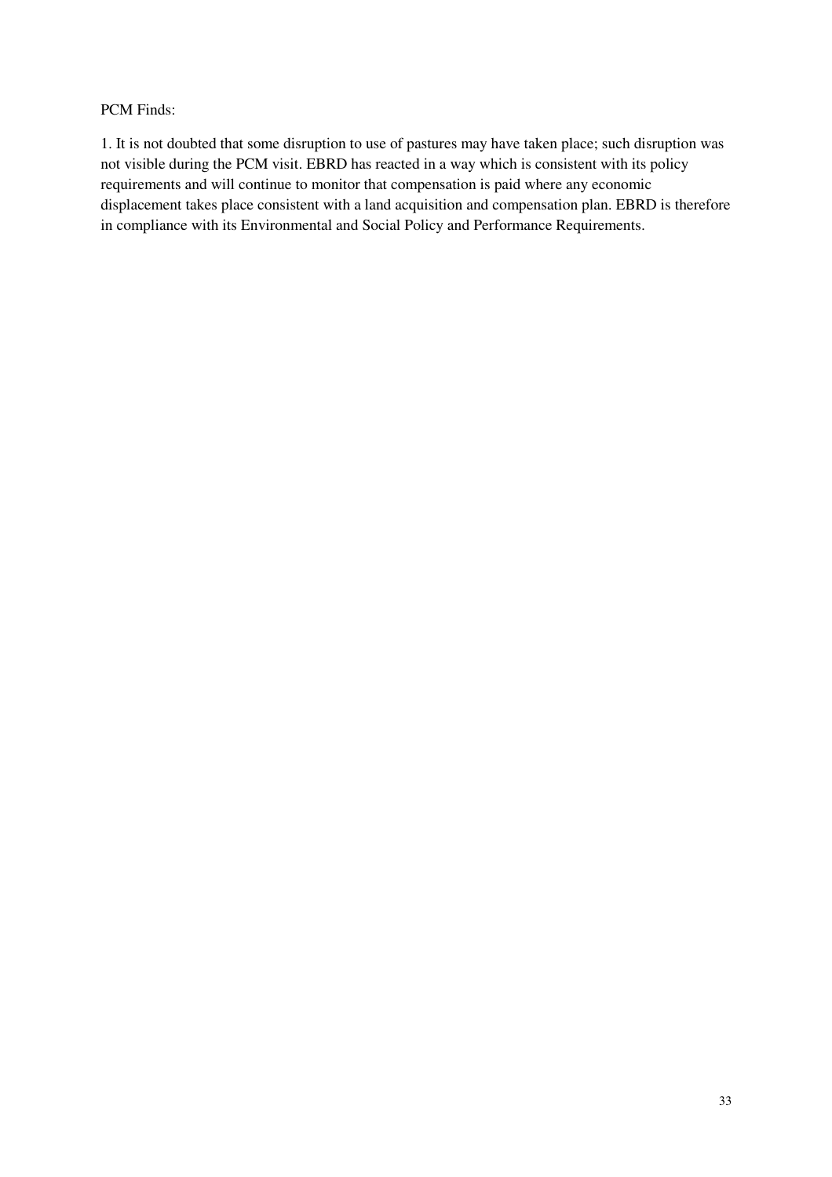PCM Finds:

1. It is not doubted that some disruption to use of pastures may have taken place; such disruption was not visible during the PCM visit. EBRD has reacted in a way which is consistent with its policy requirements and will continue to monitor that compensation is paid where any economic displacement takes place consistent with a land acquisition and compensation plan. EBRD is therefore in compliance with its Environmental and Social Policy and Performance Requirements.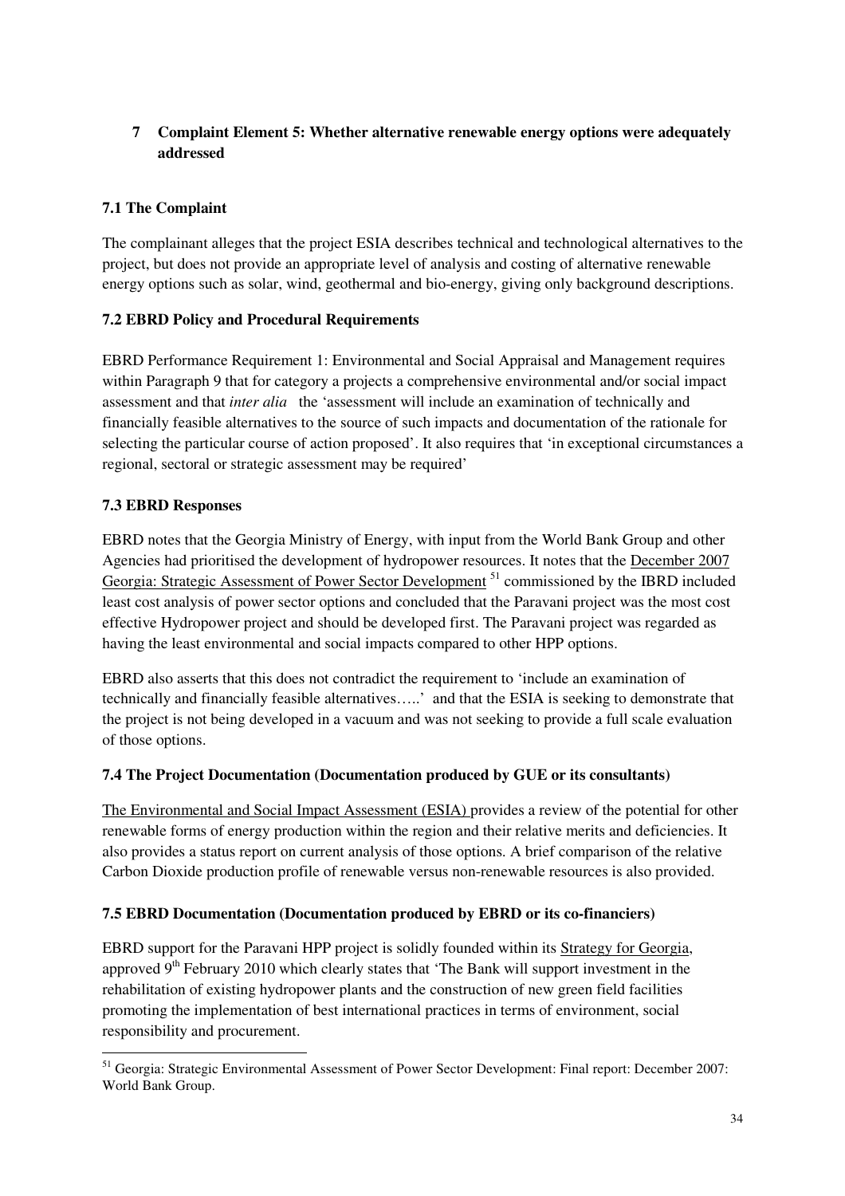## 7 Complaint Element 5: Whether alternative renewable energy options were adequately addressed

### 7.1 The Complaint

The complainant alleges that the project ESIA describes technical and technological alternatives to the project, but does not provide an appropriate level of analysis and costing of alternative renewable energy options such as solar, wind, geothermal and bio-energy, giving only background descriptions.

### 7.2 EBRD Policy and Procedural Requirements

EBRD Performance Requirement 1: Environmental and Social Appraisal and Management requires within Paragraph 9 that for category a projects a comprehensive environmental and/or social impact assessment and that *inter alia* the 'assessment will include an examination of technically and financially feasible alternatives to the source of such impacts and documentation of the rationale for selecting the particular course of action proposed'. It also requires that 'in exceptional circumstances a regional, sectoral or strategic assessment may be required'

### 7.3 EBRD Responses

EBRD notes that the Georgia Ministry of Energy, with input from the World Bank Group and other Agencies had prioritised the development of hydropower resources. It notes that the December 2007 Georgia: Strategic Assessment of Power Sector Development [51] commissioned by the IBRD included least cost analysis of power sector options and concluded that the Paravani project was the most cost effective Hydropower project and should be developed first. The Paravani project was regarded as having the least environmental and social impacts compared to other HPP options.

EBRD also asserts that this does not contradict the requirement to 'include an examination of technically and financially feasible alternatives…..' and that the ESIA is seeking to demonstrate that the project is not being developed in a vacuum and was not seeking to provide a full scale evaluation of those options.

### 7.4 The Project Documentation (Documentation produced by GUE or its consultants)

The Environmental and Social Impact Assessment (ESIA) provides a review of the potential for other renewable forms of energy production within the region and their relative merits and deficiencies. It also provides a status report on current analysis of those options. A brief comparison of the relative Carbon Dioxide production profile of renewable versus non-renewable resources is also provided.

### 7.5 EBRD Documentation (Documentation produced by EBRD or its co-financiers)

EBRD support for the Paravani HPP project is solidly founded within its Strategy for Georgia, approved 9th February 2010 which clearly states that 'The Bank will support investment in the rehabilitation of existing hydropower plants and the construction of new green field facilities promoting the implementation of best international practices in terms of environment, social responsibility and procurement.

[51] Georgia: Strategic Environmental Assessment of Power Sector Development: Final report: December 2007: World Bank Group.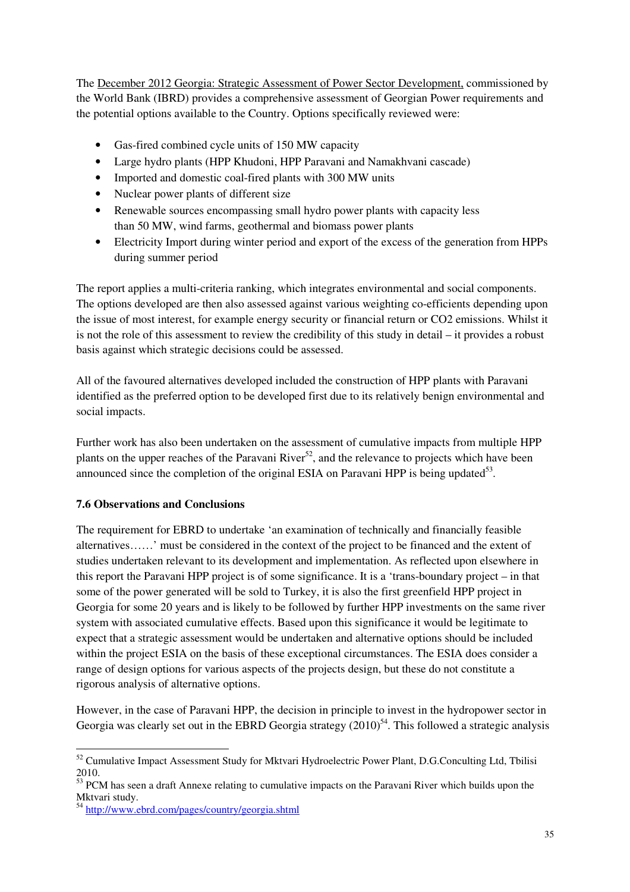The <u>December 2012 Georgia: Strategic Assessment of Power Sector Development,</u> commissioned by the World Bank (IBRD) provides a comprehensive assessment of Georgian Power requirements and the potential options available to the Country. Options specifically reviewed were:

- Gas-fired combined cycle units of 150 MW capacity
- Large hydro plants (HPP Khudoni, HPP Paravani and Namakhvani cascade)
- Imported and domestic coal-fired plants with 300 MW units
- Nuclear power plants of different size
- Renewable sources encompassing small hydro power plants with capacity less than 50 MW, wind farms, geothermal and biomass power plants
- Electricity Import during winter period and export of the excess of the generation from HPPs during summer period

The report applies a multi-criteria ranking, which integrates environmental and social components. The options developed are then also assessed against various weighting co-efficients depending upon the issue of most interest, for example energy security or financial return or CO2 emissions. Whilst it is not the role of this assessment to review the credibility of this study in detail – it provides a robust basis against which strategic decisions could be assessed.

All of the favoured alternatives developed included the construction of HPP plants with Paravani identified as the preferred option to be developed first due to its relatively benign environmental and social impacts.

Further work has also been undertaken on the assessment of cumulative impacts from multiple HPP plants on the upper reaches of the Paravani River[52], and the relevance to projects which have been announced since the completion of the original ESIA on Paravani HPP is being updated[53].

### 7.6 Observations and Conclusions

The requirement for EBRD to undertake 'an examination of technically and financially feasible alternatives……' must be considered in the context of the project to be financed and the extent of studies undertaken relevant to its development and implementation. As reflected upon elsewhere in this report the Paravani HPP project is of some significance. It is a 'trans-boundary project – in that some of the power generated will be sold to Turkey, it is also the first greenfield HPP project in Georgia for some 20 years and is likely to be followed by further HPP investments on the same river system with associated cumulative effects. Based upon this significance it would be legitimate to expect that a strategic assessment would be undertaken and alternative options should be included within the project ESIA on the basis of these exceptional circumstances. The ESIA does consider a range of design options for various aspects of the projects design, but these do not constitute a rigorous analysis of alternative options.

However, in the case of Paravani HPP, the decision in principle to invest in the hydropower sector in Georgia was clearly set out in the EBRD Georgia strategy (2010)[54]. This followed a strategic analysis

---

[52] Cumulative Impact Assessment Study for Mktvari Hydroelectric Power Plant, D.G.Conculting Ltd, Tbilisi 2010.

[53] PCM has seen a draft Annexe relating to cumulative impacts on the Paravani River which builds upon the Mktvari study.

[54] http://www.ebrd.com/pages/country/georgia.shtml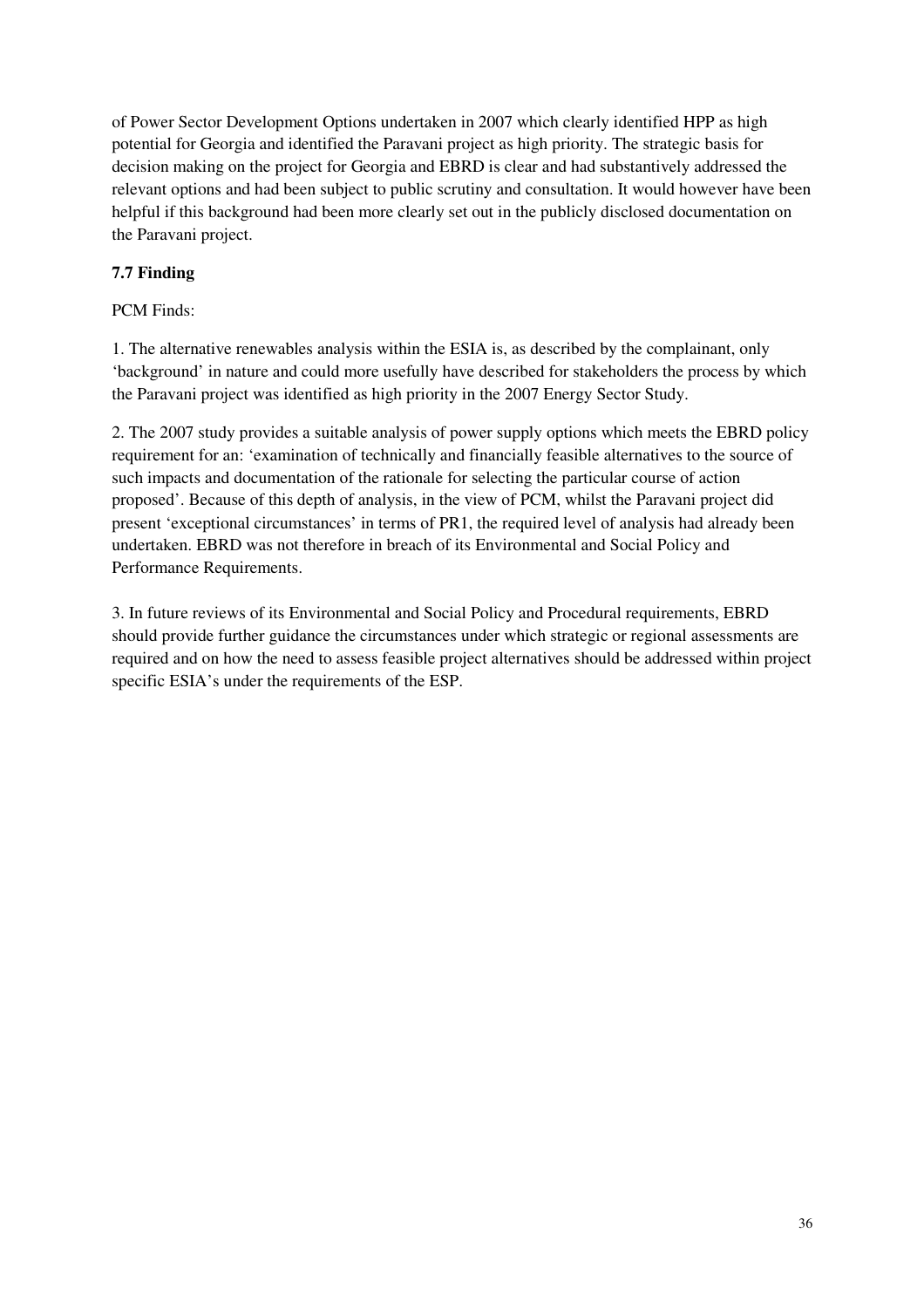of Power Sector Development Options undertaken in 2007 which clearly identified HPP as high potential for Georgia and identified the Paravani project as high priority. The strategic basis for decision making on the project for Georgia and EBRD is clear and had substantively addressed the relevant options and had been subject to public scrutiny and consultation. It would however have been helpful if this background had been more clearly set out in the publicly disclosed documentation on the Paravani project.

**7.7 Finding**

PCM Finds:

1. The alternative renewables analysis within the ESIA is, as described by the complainant, only 'background' in nature and could more usefully have described for stakeholders the process by which the Paravani project was identified as high priority in the 2007 Energy Sector Study.

2. The 2007 study provides a suitable analysis of power supply options which meets the EBRD policy requirement for an: 'examination of technically and financially feasible alternatives to the source of such impacts and documentation of the rationale for selecting the particular course of action proposed'. Because of this depth of analysis, in the view of PCM, whilst the Paravani project did present 'exceptional circumstances' in terms of PR1, the required level of analysis had already been undertaken. EBRD was not therefore in breach of its Environmental and Social Policy and Performance Requirements.

3. In future reviews of its Environmental and Social Policy and Procedural requirements, EBRD should provide further guidance the circumstances under which strategic or regional assessments are required and on how the need to assess feasible project alternatives should be addressed within project specific ESIA's under the requirements of the ESP.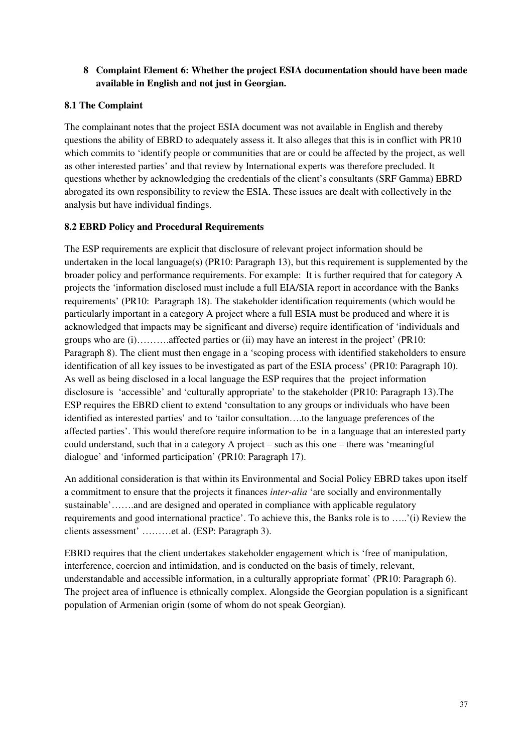## 8 Complaint Element 6: Whether the project ESIA documentation should have been made available in English and not just in Georgian.

### 8.1 The Complaint

The complainant notes that the project ESIA document was not available in English and thereby questions the ability of EBRD to adequately assess it. It also alleges that this is in conflict with PR10 which commits to 'identify people or communities that are or could be affected by the project, as well as other interested parties' and that review by International experts was therefore precluded. It questions whether by acknowledging the credentials of the client's consultants (SRF Gamma) EBRD abrogated its own responsibility to review the ESIA. These issues are dealt with collectively in the analysis but have individual findings.

### 8.2 EBRD Policy and Procedural Requirements

The ESP requirements are explicit that disclosure of relevant project information should be undertaken in the local language(s) (PR10: Paragraph 13), but this requirement is supplemented by the broader policy and performance requirements. For example: It is further required that for category A projects the 'information disclosed must include a full EIA/SIA report in accordance with the Banks requirements' (PR10: Paragraph 18). The stakeholder identification requirements (which would be particularly important in a category A project where a full ESIA must be produced and where it is acknowledged that impacts may be significant and diverse) require identification of 'individuals and groups who are (i)……….affected parties or (ii) may have an interest in the project' (PR10: Paragraph 8). The client must then engage in a 'scoping process with identified stakeholders to ensure identification of all key issues to be investigated as part of the ESIA process' (PR10: Paragraph 10). As well as being disclosed in a local language the ESP requires that the project information disclosure is 'accessible' and 'culturally appropriate' to the stakeholder (PR10: Paragraph 13).The ESP requires the EBRD client to extend 'consultation to any groups or individuals who have been identified as interested parties' and to 'tailor consultation….to the language preferences of the affected parties'. This would therefore require information to be in a language that an interested party could understand, such that in a category A project – such as this one – there was 'meaningful dialogue' and 'informed participation' (PR10: Paragraph 17).

An additional consideration is that within its Environmental and Social Policy EBRD takes upon itself a commitment to ensure that the projects it finances *inter-alia* 'are socially and environmentally sustainable'…….and are designed and operated in compliance with applicable regulatory requirements and good international practice'. To achieve this, the Banks role is to …..'(i) Review the clients assessment' ………et al. (ESP: Paragraph 3).

EBRD requires that the client undertakes stakeholder engagement which is 'free of manipulation, interference, coercion and intimidation, and is conducted on the basis of timely, relevant, understandable and accessible information, in a culturally appropriate format' (PR10: Paragraph 6). The project area of influence is ethnically complex. Alongside the Georgian population is a significant population of Armenian origin (some of whom do not speak Georgian).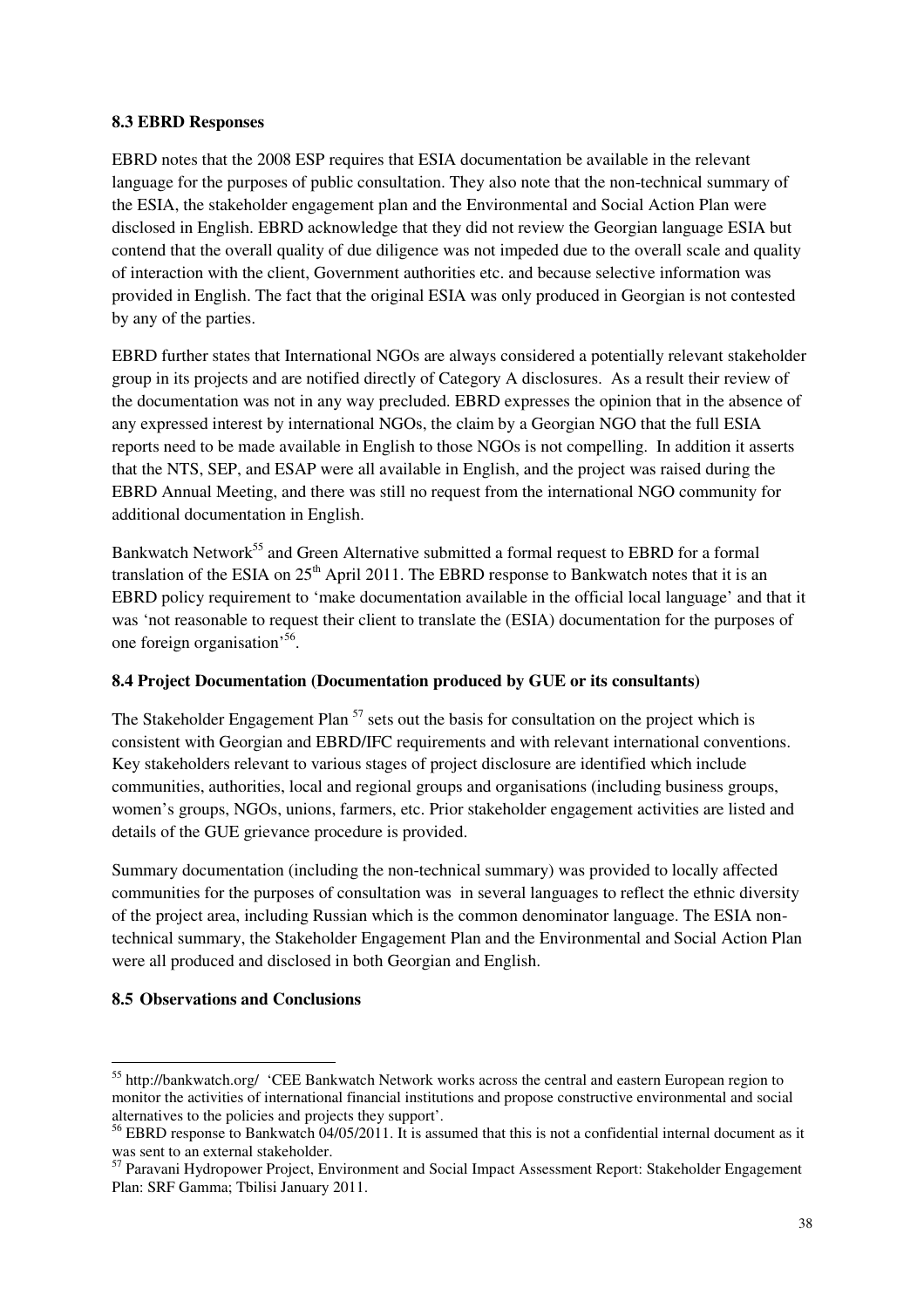### 8.3 EBRD Responses

EBRD notes that the 2008 ESP requires that ESIA documentation be available in the relevant language for the purposes of public consultation. They also note that the non-technical summary of the ESIA, the stakeholder engagement plan and the Environmental and Social Action Plan were disclosed in English. EBRD acknowledge that they did not review the Georgian language ESIA but contend that the overall quality of due diligence was not impeded due to the overall scale and quality of interaction with the client, Government authorities etc. and because selective information was provided in English. The fact that the original ESIA was only produced in Georgian is not contested by any of the parties.

EBRD further states that International NGOs are always considered a potentially relevant stakeholder group in its projects and are notified directly of Category A disclosures. As a result their review of the documentation was not in any way precluded. EBRD expresses the opinion that in the absence of any expressed interest by international NGOs, the claim by a Georgian NGO that the full ESIA reports need to be made available in English to those NGOs is not compelling. In addition it asserts that the NTS, SEP, and ESAP were all available in English, and the project was raised during the EBRD Annual Meeting, and there was still no request from the international NGO community for additional documentation in English.

Bankwatch Network[55] and Green Alternative submitted a formal request to EBRD for a formal translation of the ESIA on 25th April 2011. The EBRD response to Bankwatch notes that it is an EBRD policy requirement to 'make documentation available in the official local language' and that it was 'not reasonable to request their client to translate the (ESIA) documentation for the purposes of one foreign organisation'[56].

### 8.4 Project Documentation (Documentation produced by GUE or its consultants)

The Stakeholder Engagement Plan [57] sets out the basis for consultation on the project which is consistent with Georgian and EBRD/IFC requirements and with relevant international conventions. Key stakeholders relevant to various stages of project disclosure are identified which include communities, authorities, local and regional groups and organisations (including business groups, women's groups, NGOs, unions, farmers, etc. Prior stakeholder engagement activities are listed and details of the GUE grievance procedure is provided.

Summary documentation (including the non-technical summary) was provided to locally affected communities for the purposes of consultation was in several languages to reflect the ethnic diversity of the project area, including Russian which is the common denominator language. The ESIA non-technical summary, the Stakeholder Engagement Plan and the Environmental and Social Action Plan were all produced and disclosed in both Georgian and English.

### 8.5 Observations and Conclusions

---

[55] http://bankwatch.org/ 'CEE Bankwatch Network works across the central and eastern European region to monitor the activities of international financial institutions and propose constructive environmental and social alternatives to the policies and projects they support'.

[56] EBRD response to Bankwatch 04/05/2011. It is assumed that this is not a confidential internal document as it was sent to an external stakeholder.

[57] Paravani Hydropower Project, Environment and Social Impact Assessment Report: Stakeholder Engagement Plan: SRF Gamma; Tbilisi January 2011.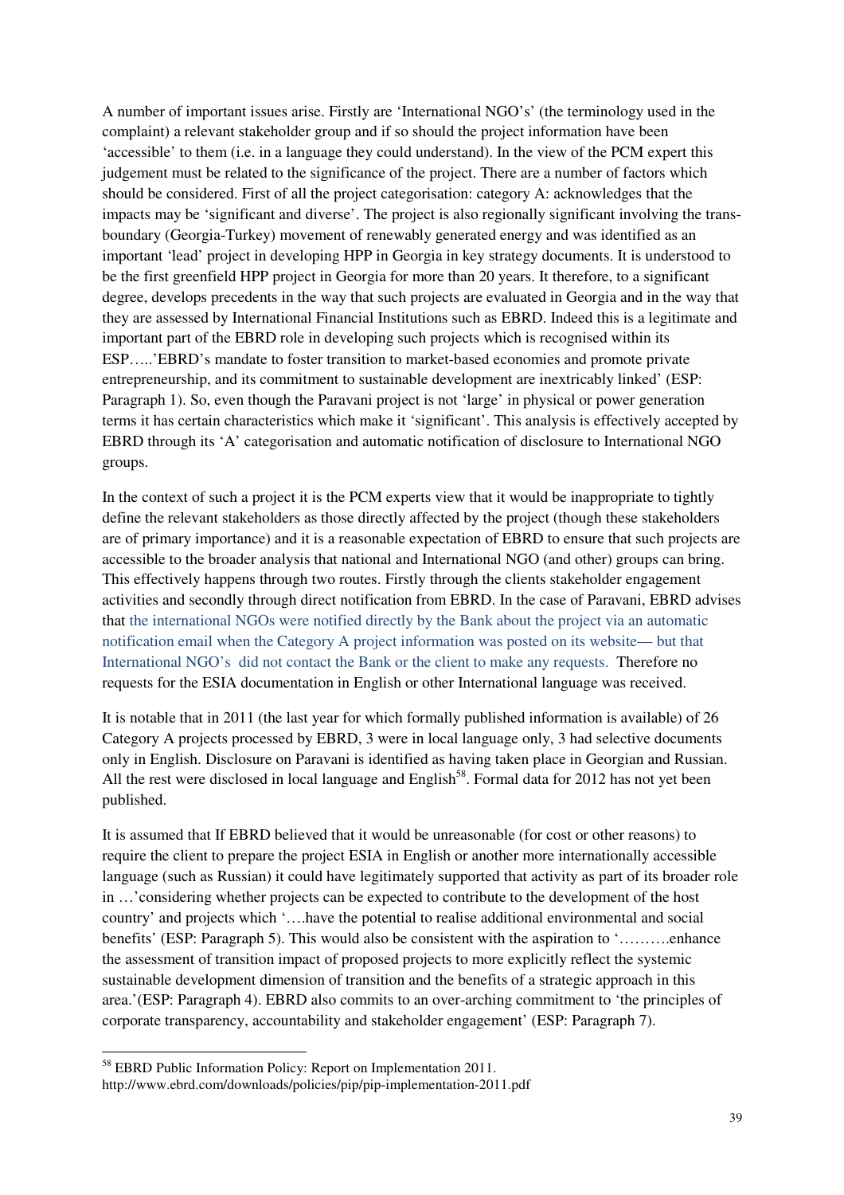A number of important issues arise. Firstly are 'International NGO's' (the terminology used in the complaint) a relevant stakeholder group and if so should the project information have been 'accessible' to them (i.e. in a language they could understand). In the view of the PCM expert this judgement must be related to the significance of the project. There are a number of factors which should be considered. First of all the project categorisation: category A: acknowledges that the impacts may be 'significant and diverse'. The project is also regionally significant involving the trans-boundary (Georgia-Turkey) movement of renewably generated energy and was identified as an important 'lead' project in developing HPP in Georgia in key strategy documents. It is understood to be the first greenfield HPP project in Georgia for more than 20 years. It therefore, to a significant degree, develops precedents in the way that such projects are evaluated in Georgia and in the way that they are assessed by International Financial Institutions such as EBRD. Indeed this is a legitimate and important part of the EBRD role in developing such projects which is recognised within its ESP…..'EBRD's mandate to foster transition to market-based economies and promote private entrepreneurship, and its commitment to sustainable development are inextricably linked' (ESP: Paragraph 1). So, even though the Paravani project is not 'large' in physical or power generation terms it has certain characteristics which make it 'significant'. This analysis is effectively accepted by EBRD through its 'A' categorisation and automatic notification of disclosure to International NGO groups.

In the context of such a project it is the PCM experts view that it would be inappropriate to tightly define the relevant stakeholders as those directly affected by the project (though these stakeholders are of primary importance) and it is a reasonable expectation of EBRD to ensure that such projects are accessible to the broader analysis that national and International NGO (and other) groups can bring. This effectively happens through two routes. Firstly through the clients stakeholder engagement activities and secondly through direct notification from EBRD. In the case of Paravani, EBRD advises that the international NGOs were notified directly by the Bank about the project via an automatic notification email when the Category A project information was posted on its website— but that International NGO's did not contact the Bank or the client to make any requests. Therefore no requests for the ESIA documentation in English or other International language was received.

It is notable that in 2011 (the last year for which formally published information is available) of 26 Category A projects processed by EBRD, 3 were in local language only, 3 had selective documents only in English. Disclosure on Paravani is identified as having taken place in Georgian and Russian. All the rest were disclosed in local language and English[58]. Formal data for 2012 has not yet been published.

It is assumed that If EBRD believed that it would be unreasonable (for cost or other reasons) to require the client to prepare the project ESIA in English or another more internationally accessible language (such as Russian) it could have legitimately supported that activity as part of its broader role in …'considering whether projects can be expected to contribute to the development of the host country' and projects which '….have the potential to realise additional environmental and social benefits' (ESP: Paragraph 5). This would also be consistent with the aspiration to '……….enhance the assessment of transition impact of proposed projects to more explicitly reflect the systemic sustainable development dimension of transition and the benefits of a strategic approach in this area.'(ESP: Paragraph 4). EBRD also commits to an over-arching commitment to 'the principles of corporate transparency, accountability and stakeholder engagement' (ESP: Paragraph 7).

---

[58] EBRD Public Information Policy: Report on Implementation 2011.
http://www.ebrd.com/downloads/policies/pip/pip-implementation-2011.pdf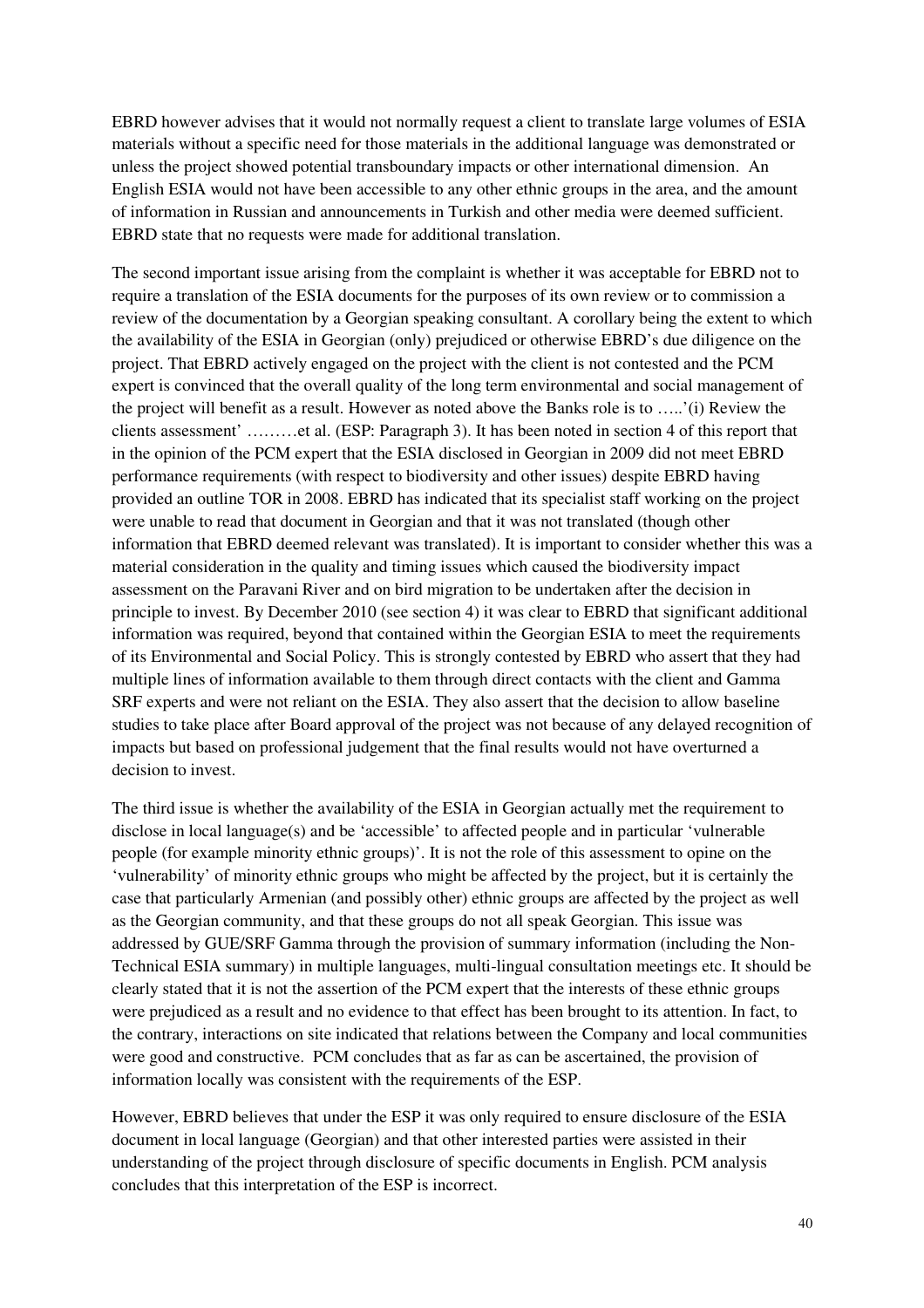EBRD however advises that it would not normally request a client to translate large volumes of ESIA materials without a specific need for those materials in the additional language was demonstrated or unless the project showed potential transboundary impacts or other international dimension. An English ESIA would not have been accessible to any other ethnic groups in the area, and the amount of information in Russian and announcements in Turkish and other media were deemed sufficient. EBRD state that no requests were made for additional translation.

The second important issue arising from the complaint is whether it was acceptable for EBRD not to require a translation of the ESIA documents for the purposes of its own review or to commission a review of the documentation by a Georgian speaking consultant. A corollary being the extent to which the availability of the ESIA in Georgian (only) prejudiced or otherwise EBRD's due diligence on the project. That EBRD actively engaged on the project with the client is not contested and the PCM expert is convinced that the overall quality of the long term environmental and social management of the project will benefit as a result. However as noted above the Banks role is to …..'(i) Review the clients assessment' ………et al. (ESP: Paragraph 3). It has been noted in section 4 of this report that in the opinion of the PCM expert that the ESIA disclosed in Georgian in 2009 did not meet EBRD performance requirements (with respect to biodiversity and other issues) despite EBRD having provided an outline TOR in 2008. EBRD has indicated that its specialist staff working on the project were unable to read that document in Georgian and that it was not translated (though other information that EBRD deemed relevant was translated). It is important to consider whether this was a material consideration in the quality and timing issues which caused the biodiversity impact assessment on the Paravani River and on bird migration to be undertaken after the decision in principle to invest. By December 2010 (see section 4) it was clear to EBRD that significant additional information was required, beyond that contained within the Georgian ESIA to meet the requirements of its Environmental and Social Policy. This is strongly contested by EBRD who assert that they had multiple lines of information available to them through direct contacts with the client and Gamma SRF experts and were not reliant on the ESIA. They also assert that the decision to allow baseline studies to take place after Board approval of the project was not because of any delayed recognition of impacts but based on professional judgement that the final results would not have overturned a decision to invest.

The third issue is whether the availability of the ESIA in Georgian actually met the requirement to disclose in local language(s) and be 'accessible' to affected people and in particular 'vulnerable people (for example minority ethnic groups)'. It is not the role of this assessment to opine on the 'vulnerability' of minority ethnic groups who might be affected by the project, but it is certainly the case that particularly Armenian (and possibly other) ethnic groups are affected by the project as well as the Georgian community, and that these groups do not all speak Georgian. This issue was addressed by GUE/SRF Gamma through the provision of summary information (including the Non-Technical ESIA summary) in multiple languages, multi-lingual consultation meetings etc. It should be clearly stated that it is not the assertion of the PCM expert that the interests of these ethnic groups were prejudiced as a result and no evidence to that effect has been brought to its attention. In fact, to the contrary, interactions on site indicated that relations between the Company and local communities were good and constructive. PCM concludes that as far as can be ascertained, the provision of information locally was consistent with the requirements of the ESP.

However, EBRD believes that under the ESP it was only required to ensure disclosure of the ESIA document in local language (Georgian) and that other interested parties were assisted in their understanding of the project through disclosure of specific documents in English. PCM analysis concludes that this interpretation of the ESP is incorrect.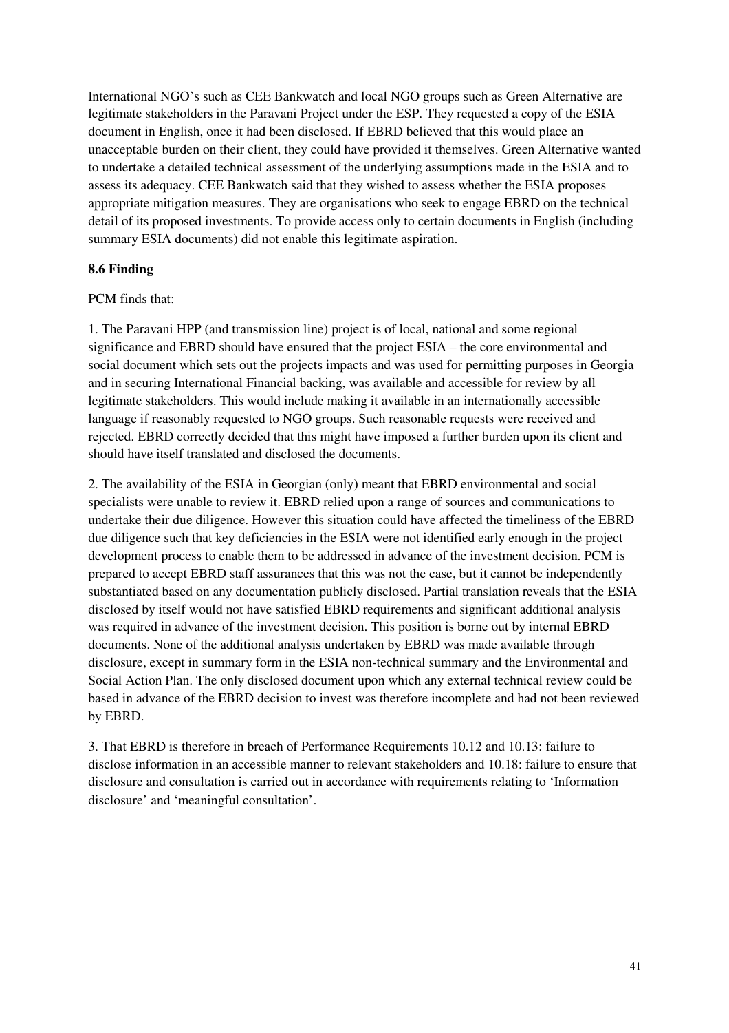International NGO's such as CEE Bankwatch and local NGO groups such as Green Alternative are legitimate stakeholders in the Paravani Project under the ESP. They requested a copy of the ESIA document in English, once it had been disclosed. If EBRD believed that this would place an unacceptable burden on their client, they could have provided it themselves. Green Alternative wanted to undertake a detailed technical assessment of the underlying assumptions made in the ESIA and to assess its adequacy. CEE Bankwatch said that they wished to assess whether the ESIA proposes appropriate mitigation measures. They are organisations who seek to engage EBRD on the technical detail of its proposed investments. To provide access only to certain documents in English (including summary ESIA documents) did not enable this legitimate aspiration.

**8.6 Finding**

PCM finds that:

1. The Paravani HPP (and transmission line) project is of local, national and some regional significance and EBRD should have ensured that the project ESIA – the core environmental and social document which sets out the projects impacts and was used for permitting purposes in Georgia and in securing International Financial backing, was available and accessible for review by all legitimate stakeholders. This would include making it available in an internationally accessible language if reasonably requested to NGO groups. Such reasonable requests were received and rejected. EBRD correctly decided that this might have imposed a further burden upon its client and should have itself translated and disclosed the documents.

2. The availability of the ESIA in Georgian (only) meant that EBRD environmental and social specialists were unable to review it. EBRD relied upon a range of sources and communications to undertake their due diligence. However this situation could have affected the timeliness of the EBRD due diligence such that key deficiencies in the ESIA were not identified early enough in the project development process to enable them to be addressed in advance of the investment decision. PCM is prepared to accept EBRD staff assurances that this was not the case, but it cannot be independently substantiated based on any documentation publicly disclosed. Partial translation reveals that the ESIA disclosed by itself would not have satisfied EBRD requirements and significant additional analysis was required in advance of the investment decision. This position is borne out by internal EBRD documents. None of the additional analysis undertaken by EBRD was made available through disclosure, except in summary form in the ESIA non-technical summary and the Environmental and Social Action Plan. The only disclosed document upon which any external technical review could be based in advance of the EBRD decision to invest was therefore incomplete and had not been reviewed by EBRD.

3. That EBRD is therefore in breach of Performance Requirements 10.12 and 10.13: failure to disclose information in an accessible manner to relevant stakeholders and 10.18: failure to ensure that disclosure and consultation is carried out in accordance with requirements relating to 'Information disclosure' and 'meaningful consultation'.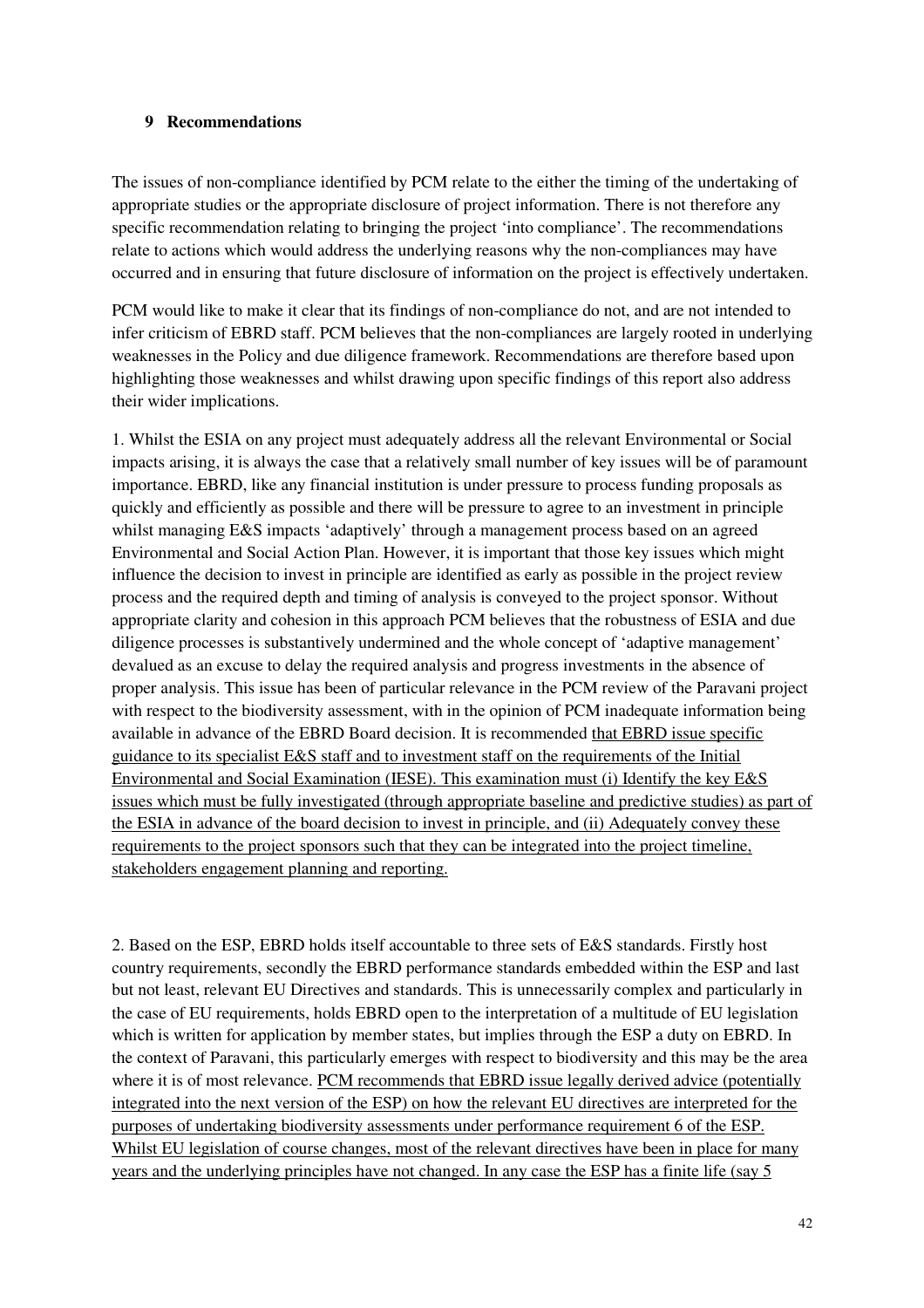## 9 Recommendations

The issues of non-compliance identified by PCM relate to the either the timing of the undertaking of appropriate studies or the appropriate disclosure of project information. There is not therefore any specific recommendation relating to bringing the project 'into compliance'. The recommendations relate to actions which would address the underlying reasons why the non-compliances may have occurred and in ensuring that future disclosure of information on the project is effectively undertaken.

PCM would like to make it clear that its findings of non-compliance do not, and are not intended to infer criticism of EBRD staff. PCM believes that the non-compliances are largely rooted in underlying weaknesses in the Policy and due diligence framework. Recommendations are therefore based upon highlighting those weaknesses and whilst drawing upon specific findings of this report also address their wider implications.

1. Whilst the ESIA on any project must adequately address all the relevant Environmental or Social impacts arising, it is always the case that a relatively small number of key issues will be of paramount importance. EBRD, like any financial institution is under pressure to process funding proposals as quickly and efficiently as possible and there will be pressure to agree to an investment in principle whilst managing E&S impacts 'adaptively' through a management process based on an agreed Environmental and Social Action Plan. However, it is important that those key issues which might influence the decision to invest in principle are identified as early as possible in the project review process and the required depth and timing of analysis is conveyed to the project sponsor. Without appropriate clarity and cohesion in this approach PCM believes that the robustness of ESIA and due diligence processes is substantively undermined and the whole concept of 'adaptive management' devalued as an excuse to delay the required analysis and progress investments in the absence of proper analysis. This issue has been of particular relevance in the PCM review of the Paravani project with respect to the biodiversity assessment, with in the opinion of PCM inadequate information being available in advance of the EBRD Board decision. It is recommended <u>that EBRD issue specific guidance to its specialist E&S staff and to investment staff on the requirements of the Initial Environmental and Social Examination (IESE). This examination must (i) Identify the key E&S issues which must be fully investigated (through appropriate baseline and predictive studies) as part of the ESIA in advance of the board decision to invest in principle, and (ii) Adequately convey these requirements to the project sponsors such that they can be integrated into the project timeline, stakeholders engagement planning and reporting.</u>

2. Based on the ESP, EBRD holds itself accountable to three sets of E&S standards. Firstly host country requirements, secondly the EBRD performance standards embedded within the ESP and last but not least, relevant EU Directives and standards. This is unnecessarily complex and particularly in the case of EU requirements, holds EBRD open to the interpretation of a multitude of EU legislation which is written for application by member states, but implies through the ESP a duty on EBRD. In the context of Paravani, this particularly emerges with respect to biodiversity and this may be the area where it is of most relevance. <u>PCM recommends that EBRD issue legally derived advice (potentially integrated into the next version of the ESP) on how the relevant EU directives are interpreted for the purposes of undertaking biodiversity assessments under performance requirement 6 of the ESP. Whilst EU legislation of course changes, most of the relevant directives have been in place for many years and the underlying principles have not changed. In any case the ESP has a finite life (say 5</u>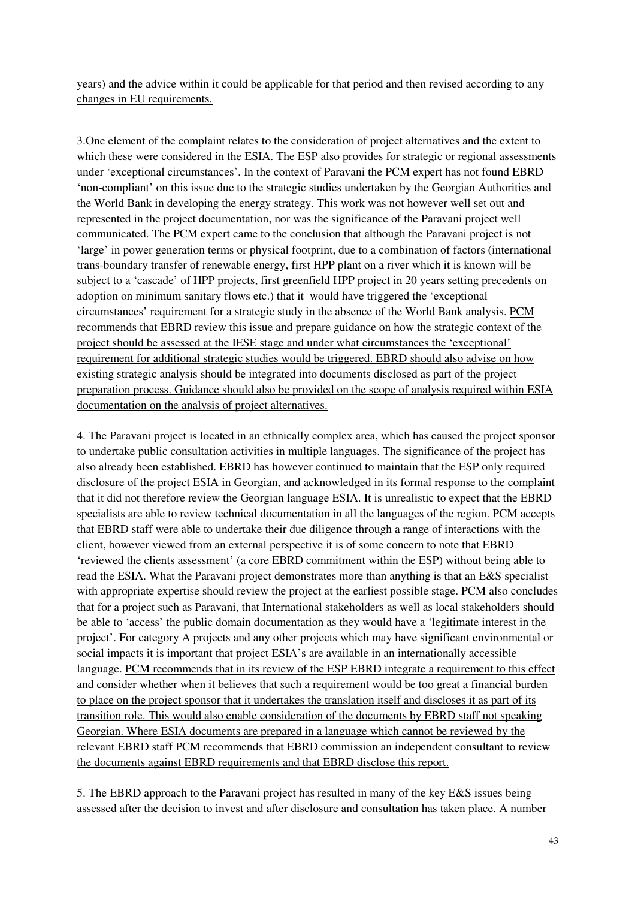years) and the advice within it could be applicable for that period and then revised according to any changes in EU requirements.

3.One element of the complaint relates to the consideration of project alternatives and the extent to which these were considered in the ESIA. The ESP also provides for strategic or regional assessments under 'exceptional circumstances'. In the context of Paravani the PCM expert has not found EBRD 'non-compliant' on this issue due to the strategic studies undertaken by the Georgian Authorities and the World Bank in developing the energy strategy. This work was not however well set out and represented in the project documentation, nor was the significance of the Paravani project well communicated. The PCM expert came to the conclusion that although the Paravani project is not 'large' in power generation terms or physical footprint, due to a combination of factors (international trans-boundary transfer of renewable energy, first HPP plant on a river which it is known will be subject to a 'cascade' of HPP projects, first greenfield HPP project in 20 years setting precedents on adoption on minimum sanitary flows etc.) that it would have triggered the 'exceptional circumstances' requirement for a strategic study in the absence of the World Bank analysis. PCM recommends that EBRD review this issue and prepare guidance on how the strategic context of the project should be assessed at the IESE stage and under what circumstances the 'exceptional' requirement for additional strategic studies would be triggered. EBRD should also advise on how existing strategic analysis should be integrated into documents disclosed as part of the project preparation process. Guidance should also be provided on the scope of analysis required within ESIA documentation on the analysis of project alternatives.

4. The Paravani project is located in an ethnically complex area, which has caused the project sponsor to undertake public consultation activities in multiple languages. The significance of the project has also already been established. EBRD has however continued to maintain that the ESP only required disclosure of the project ESIA in Georgian, and acknowledged in its formal response to the complaint that it did not therefore review the Georgian language ESIA. It is unrealistic to expect that the EBRD specialists are able to review technical documentation in all the languages of the region. PCM accepts that EBRD staff were able to undertake their due diligence through a range of interactions with the client, however viewed from an external perspective it is of some concern to note that EBRD 'reviewed the clients assessment' (a core EBRD commitment within the ESP) without being able to read the ESIA. What the Paravani project demonstrates more than anything is that an E&S specialist with appropriate expertise should review the project at the earliest possible stage. PCM also concludes that for a project such as Paravani, that International stakeholders as well as local stakeholders should be able to 'access' the public domain documentation as they would have a 'legitimate interest in the project'. For category A projects and any other projects which may have significant environmental or social impacts it is important that project ESIA's are available in an internationally accessible language. PCM recommends that in its review of the ESP EBRD integrate a requirement to this effect and consider whether when it believes that such a requirement would be too great a financial burden to place on the project sponsor that it undertakes the translation itself and discloses it as part of its transition role. This would also enable consideration of the documents by EBRD staff not speaking Georgian. Where ESIA documents are prepared in a language which cannot be reviewed by the relevant EBRD staff PCM recommends that EBRD commission an independent consultant to review the documents against EBRD requirements and that EBRD disclose this report.

5. The EBRD approach to the Paravani project has resulted in many of the key E&S issues being assessed after the decision to invest and after disclosure and consultation has taken place. A number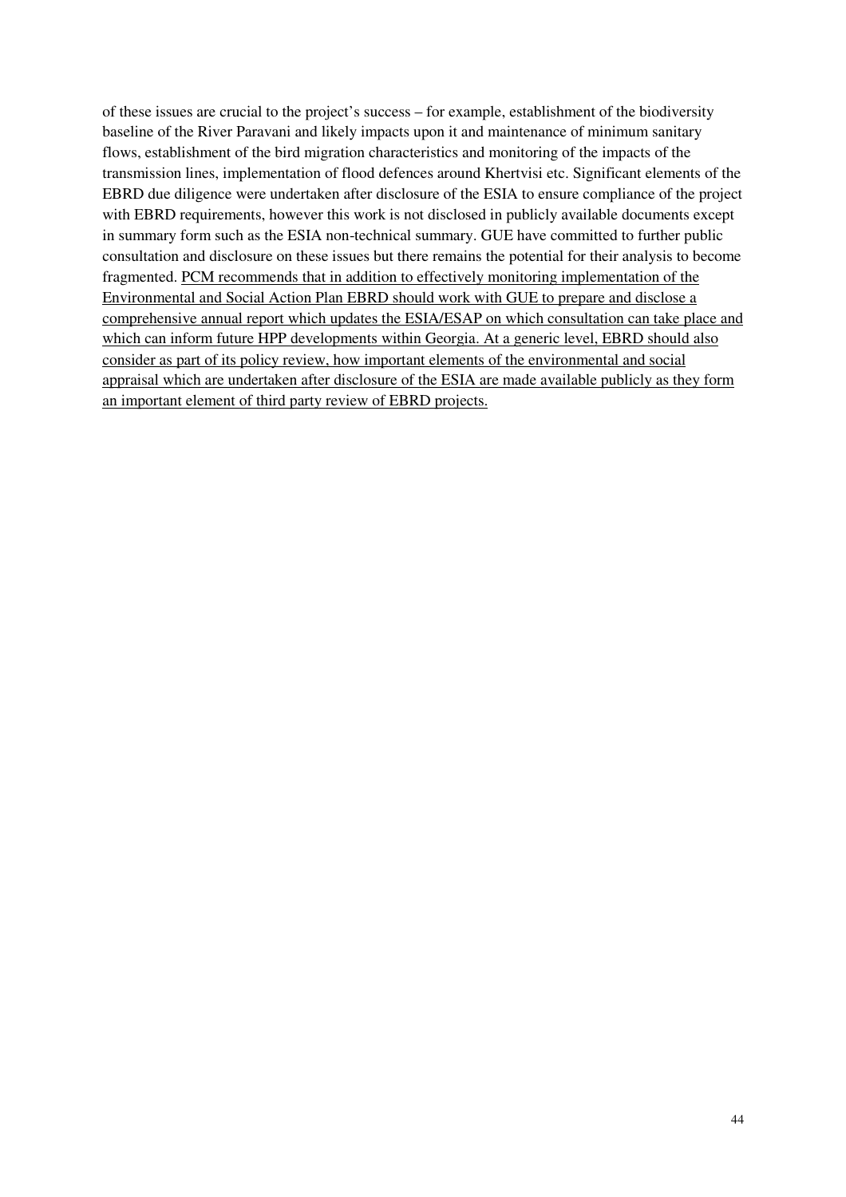of these issues are crucial to the project's success – for example, establishment of the biodiversity baseline of the River Paravani and likely impacts upon it and maintenance of minimum sanitary flows, establishment of the bird migration characteristics and monitoring of the impacts of the transmission lines, implementation of flood defences around Khertvisi etc. Significant elements of the EBRD due diligence were undertaken after disclosure of the ESIA to ensure compliance of the project with EBRD requirements, however this work is not disclosed in publicly available documents except in summary form such as the ESIA non-technical summary. GUE have committed to further public consultation and disclosure on these issues but there remains the potential for their analysis to become fragmented. <u>PCM recommends that in addition to effectively monitoring implementation of the Environmental and Social Action Plan EBRD should work with GUE to prepare and disclose a comprehensive annual report which updates the ESIA/ESAP on which consultation can take place and which can inform future HPP developments within Georgia. At a generic level, EBRD should also consider as part of its policy review, how important elements of the environmental and social appraisal which are undertaken after disclosure of the ESIA are made available publicly as they form an important element of third party review of EBRD projects.</u>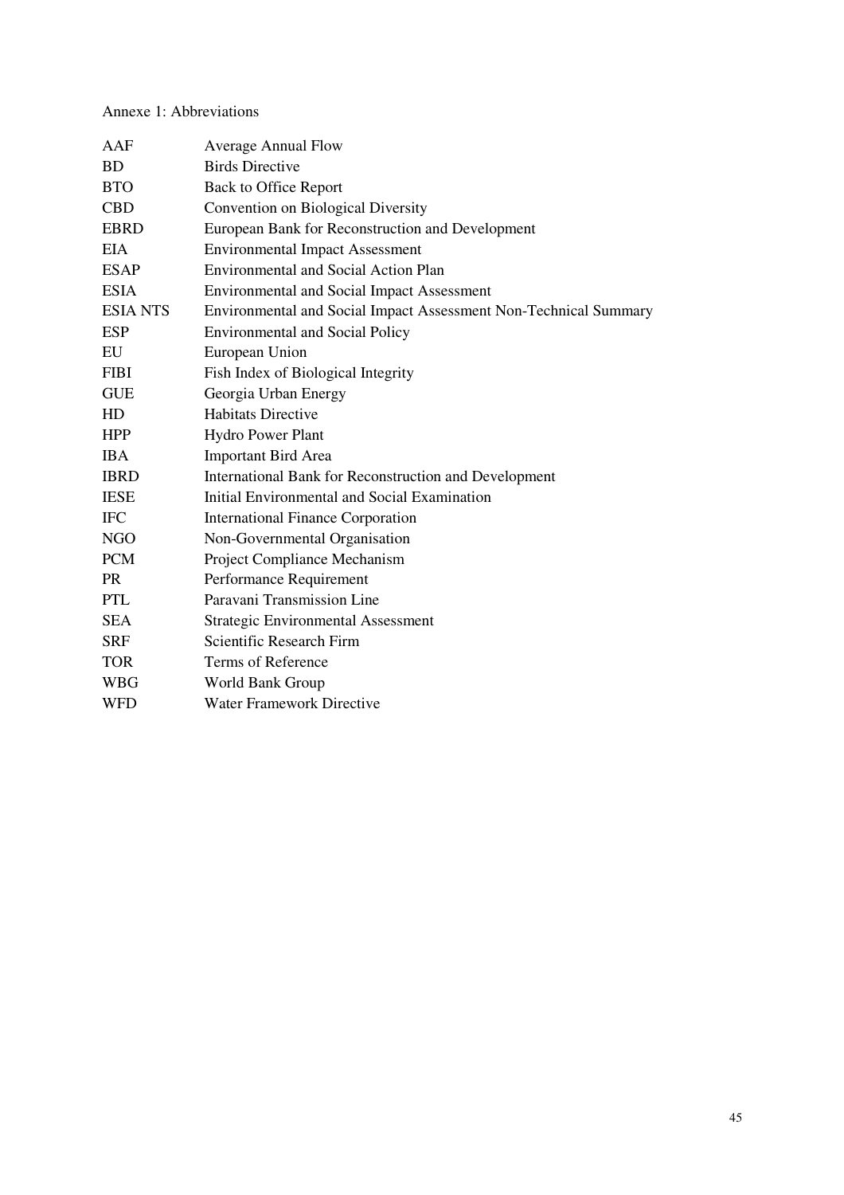Annexe 1: Abbreviations

| | |
|---|---|
| AAF | Average Annual Flow |
| BD | Birds Directive |
| BTO | Back to Office Report |
| CBD | Convention on Biological Diversity |
| EBRD | European Bank for Reconstruction and Development |
| EIA | Environmental Impact Assessment |
| ESAP | Environmental and Social Action Plan |
| ESIA | Environmental and Social Impact Assessment |
| ESIA NTS | Environmental and Social Impact Assessment Non-Technical Summary |
| ESP | Environmental and Social Policy |
| EU | European Union |
| FIBI | Fish Index of Biological Integrity |
| GUE | Georgia Urban Energy |
| HD | Habitats Directive |
| HPP | Hydro Power Plant |
| IBA | Important Bird Area |
| IBRD | International Bank for Reconstruction and Development |
| IESE | Initial Environmental and Social Examination |
| IFC | International Finance Corporation |
| NGO | Non-Governmental Organisation |
| PCM | Project Compliance Mechanism |
| PR | Performance Requirement |
| PTL | Paravani Transmission Line |
| SEA | Strategic Environmental Assessment |
| SRF | Scientific Research Firm |
| TOR | Terms of Reference |
| WBG | World Bank Group |
| WFD | Water Framework Directive |